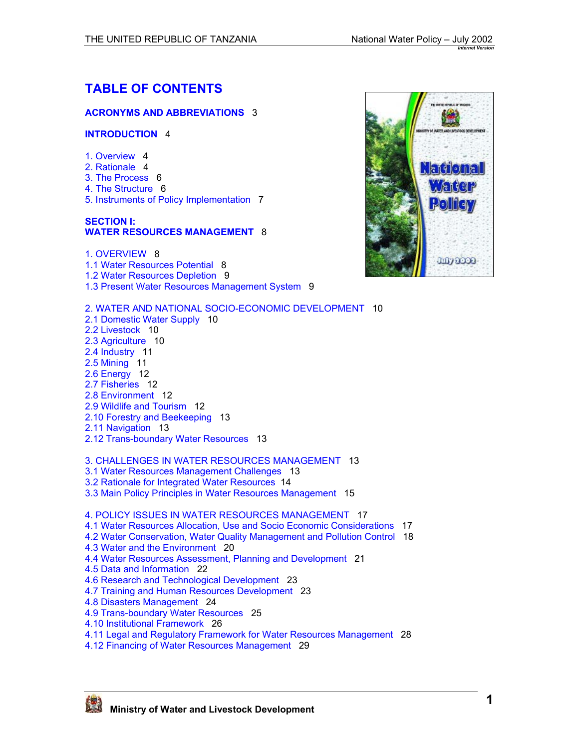# TABLE OF CONTENTS

**ACRONYMS AND ABBREVIATIONS** 3

**INTRODUCTION** 4

1. Overview 4
2. Rationale 4
3. The Process 6
4. The Structure 6
5. Instruments of Policy Implementation 7

**SECTION I:**
**WATER RESOURCES MANAGEMENT** 8

1. OVERVIEW 8
1.1 Water Resources Potential 8
1.2 Water Resources Depletion 9
1.3 Present Water Resources Management System 9

2. WATER AND NATIONAL SOCIO-ECONOMIC DEVELOPMENT 10
2.1 Domestic Water Supply 10
2.2 Livestock 10
2.3 Agriculture 10
2.4 Industry 11
2.5 Mining 11
2.6 Energy 12
2.7 Fisheries 12
2.8 Environment 12
2.9 Wildlife and Tourism 12
2.10 Forestry and Beekeeping 13
2.11 Navigation 13
2.12 Trans-boundary Water Resources 13

3. CHALLENGES IN WATER RESOURCES MANAGEMENT 13
3.1 Water Resources Management Challenges 13
3.2 Rationale for Integrated Water Resources 14
3.3 Main Policy Principles in Water Resources Management 15

4. POLICY ISSUES IN WATER RESOURCES MANAGEMENT 17
4.1 Water Resources Allocation, Use and Socio Economic Considerations 17
4.2 Water Conservation, Water Quality Management and Pollution Control 18
4.3 Water and the Environment 20
4.4 Water Resources Assessment, Planning and Development 21
4.5 Data and Information 22
4.6 Research and Technological Development 23
4.7 Training and Human Resources Development 23
4.8 Disasters Management 24
4.9 Trans-boundary Water Resources 25
4.10 Institutional Framework 26
4.11 Legal and Regulatory Framework for Water Resources Management 28
4.12 Financing of Water Resources Management 29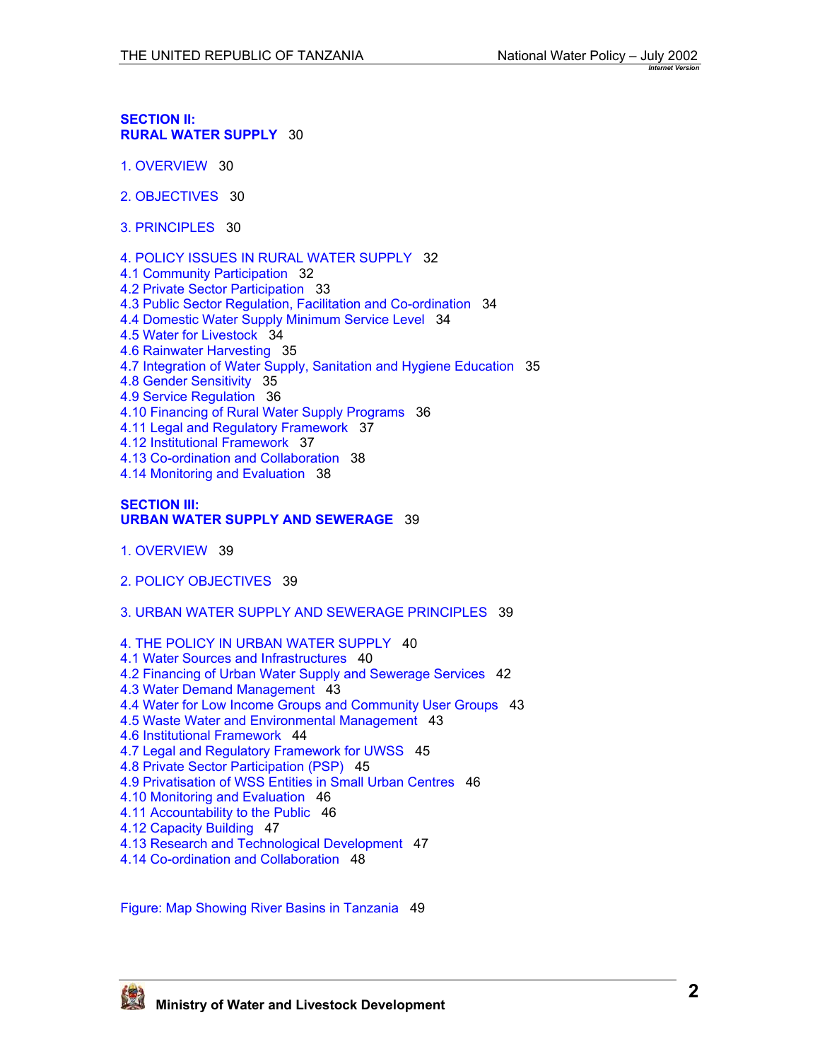**SECTION II:**
**RURAL WATER SUPPLY** 30

1. OVERVIEW 30

2. OBJECTIVES 30

3. PRINCIPLES 30

4. POLICY ISSUES IN RURAL WATER SUPPLY 32
4.1 Community Participation 32
4.2 Private Sector Participation 33
4.3 Public Sector Regulation, Facilitation and Co-ordination 34
4.4 Domestic Water Supply Minimum Service Level 34
4.5 Water for Livestock 34
4.6 Rainwater Harvesting 35
4.7 Integration of Water Supply, Sanitation and Hygiene Education 35
4.8 Gender Sensitivity 35
4.9 Service Regulation 36
4.10 Financing of Rural Water Supply Programs 36
4.11 Legal and Regulatory Framework 37
4.12 Institutional Framework 37
4.13 Co-ordination and Collaboration 38
4.14 Monitoring and Evaluation 38

**SECTION III:**
**URBAN WATER SUPPLY AND SEWERAGE** 39

1. OVERVIEW 39

2. POLICY OBJECTIVES 39

3. URBAN WATER SUPPLY AND SEWERAGE PRINCIPLES 39

4. THE POLICY IN URBAN WATER SUPPLY 40
4.1 Water Sources and Infrastructures 40
4.2 Financing of Urban Water Supply and Sewerage Services 42
4.3 Water Demand Management 43
4.4 Water for Low Income Groups and Community User Groups 43
4.5 Waste Water and Environmental Management 43
4.6 Institutional Framework 44
4.7 Legal and Regulatory Framework for UWSS 45
4.8 Private Sector Participation (PSP) 45
4.9 Privatisation of WSS Entities in Small Urban Centres 46
4.10 Monitoring and Evaluation 46
4.11 Accountability to the Public 46
4.12 Capacity Building 47
4.13 Research and Technological Development 47
4.14 Co-ordination and Collaboration 48

Figure: Map Showing River Basins in Tanzania 49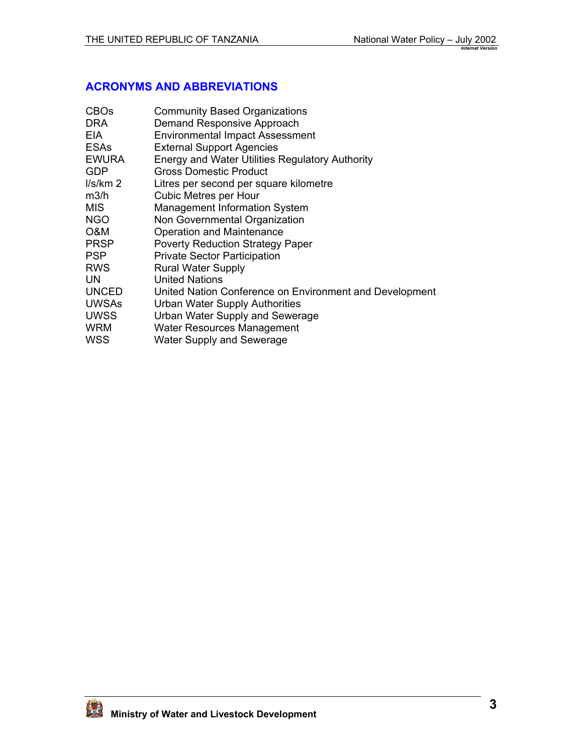## ACRONYMS AND ABBREVIATIONS

| | |
|---|---|
| CBOs | Community Based Organizations |
| DRA | Demand Responsive Approach |
| EIA | Environmental Impact Assessment |
| ESAs | External Support Agencies |
| EWURA | Energy and Water Utilities Regulatory Authority |
| GDP | Gross Domestic Product |
| l/s/km 2 | Litres per second per square kilometre |
| m3/h | Cubic Metres per Hour |
| MIS | Management Information System |
| NGO | Non Governmental Organization |
| O&M | Operation and Maintenance |
| PRSP | Poverty Reduction Strategy Paper |
| PSP | Private Sector Participation |
| RWS | Rural Water Supply |
| UN | United Nations |
| UNCED | United Nation Conference on Environment and Development |
| UWSAs | Urban Water Supply Authorities |
| UWSS | Urban Water Supply and Sewerage |
| WRM | Water Resources Management |
| WSS | Water Supply and Sewerage |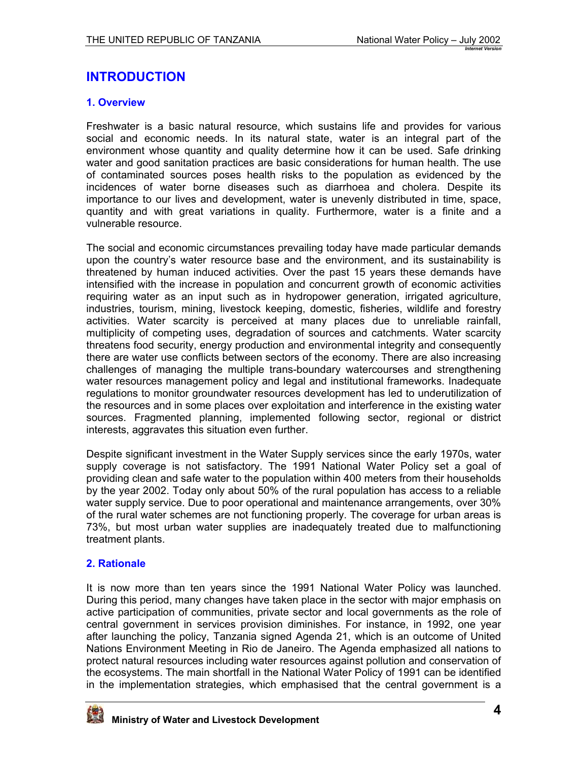# INTRODUCTION

## 1. Overview

Freshwater is a basic natural resource, which sustains life and provides for various social and economic needs. In its natural state, water is an integral part of the environment whose quantity and quality determine how it can be used. Safe drinking water and good sanitation practices are basic considerations for human health. The use of contaminated sources poses health risks to the population as evidenced by the incidences of water borne diseases such as diarrhoea and cholera. Despite its importance to our lives and development, water is unevenly distributed in time, space, quantity and with great variations in quality. Furthermore, water is a finite and a vulnerable resource.

The social and economic circumstances prevailing today have made particular demands upon the country's water resource base and the environment, and its sustainability is threatened by human induced activities. Over the past 15 years these demands have intensified with the increase in population and concurrent growth of economic activities requiring water as an input such as in hydropower generation, irrigated agriculture, industries, tourism, mining, livestock keeping, domestic, fisheries, wildlife and forestry activities. Water scarcity is perceived at many places due to unreliable rainfall, multiplicity of competing uses, degradation of sources and catchments. Water scarcity threatens food security, energy production and environmental integrity and consequently there are water use conflicts between sectors of the economy. There are also increasing challenges of managing the multiple trans-boundary watercourses and strengthening water resources management policy and legal and institutional frameworks. Inadequate regulations to monitor groundwater resources development has led to underutilization of the resources and in some places over exploitation and interference in the existing water sources. Fragmented planning, implemented following sector, regional or district interests, aggravates this situation even further.

Despite significant investment in the Water Supply services since the early 1970s, water supply coverage is not satisfactory. The 1991 National Water Policy set a goal of providing clean and safe water to the population within 400 meters from their households by the year 2002. Today only about 50% of the rural population has access to a reliable water supply service. Due to poor operational and maintenance arrangements, over 30% of the rural water schemes are not functioning properly. The coverage for urban areas is 73%, but most urban water supplies are inadequately treated due to malfunctioning treatment plants.

## 2. Rationale

It is now more than ten years since the 1991 National Water Policy was launched. During this period, many changes have taken place in the sector with major emphasis on active participation of communities, private sector and local governments as the role of central government in services provision diminishes. For instance, in 1992, one year after launching the policy, Tanzania signed Agenda 21, which is an outcome of United Nations Environment Meeting in Rio de Janeiro. The Agenda emphasized all nations to protect natural resources including water resources against pollution and conservation of the ecosystems. The main shortfall in the National Water Policy of 1991 can be identified in the implementation strategies, which emphasised that the central government is a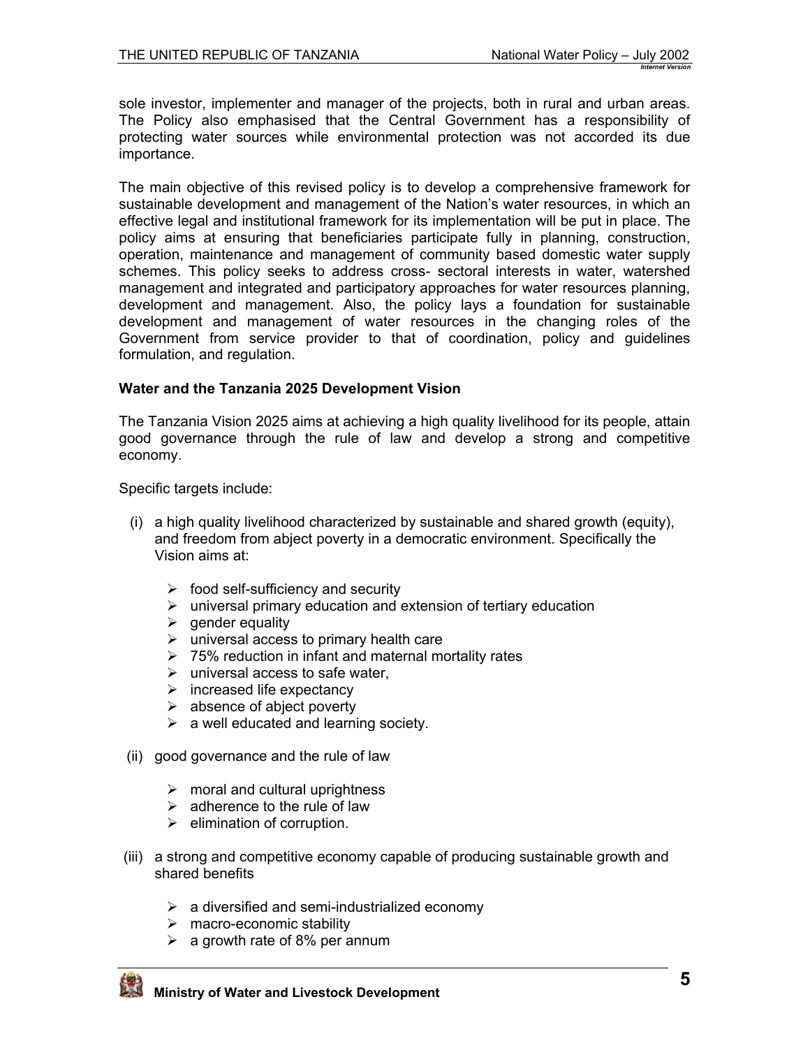sole investor, implementer and manager of the projects, both in rural and urban areas. The Policy also emphasised that the Central Government has a responsibility of protecting water sources while environmental protection was not accorded its due importance.

The main objective of this revised policy is to develop a comprehensive framework for sustainable development and management of the Nation's water resources, in which an effective legal and institutional framework for its implementation will be put in place. The policy aims at ensuring that beneficiaries participate fully in planning, construction, operation, maintenance and management of community based domestic water supply schemes. This policy seeks to address cross- sectoral interests in water, watershed management and integrated and participatory approaches for water resources planning, development and management. Also, the policy lays a foundation for sustainable development and management of water resources in the changing roles of the Government from service provider to that of coordination, policy and guidelines formulation, and regulation.

**Water and the Tanzania 2025 Development Vision**

The Tanzania Vision 2025 aims at achieving a high quality livelihood for its people, attain good governance through the rule of law and develop a strong and competitive economy.

Specific targets include:

(i) a high quality livelihood characterized by sustainable and shared growth (equity), and freedom from abject poverty in a democratic environment. Specifically the Vision aims at:

- food self-sufficiency and security
- universal primary education and extension of tertiary education
- gender equality
- universal access to primary health care
- 75% reduction in infant and maternal mortality rates
- universal access to safe water,
- increased life expectancy
- absence of abject poverty
- a well educated and learning society.

(ii) good governance and the rule of law

- moral and cultural uprightness
- adherence to the rule of law
- elimination of corruption.

(iii) a strong and competitive economy capable of producing sustainable growth and shared benefits

- a diversified and semi-industrialized economy
- macro-economic stability
- a growth rate of 8% per annum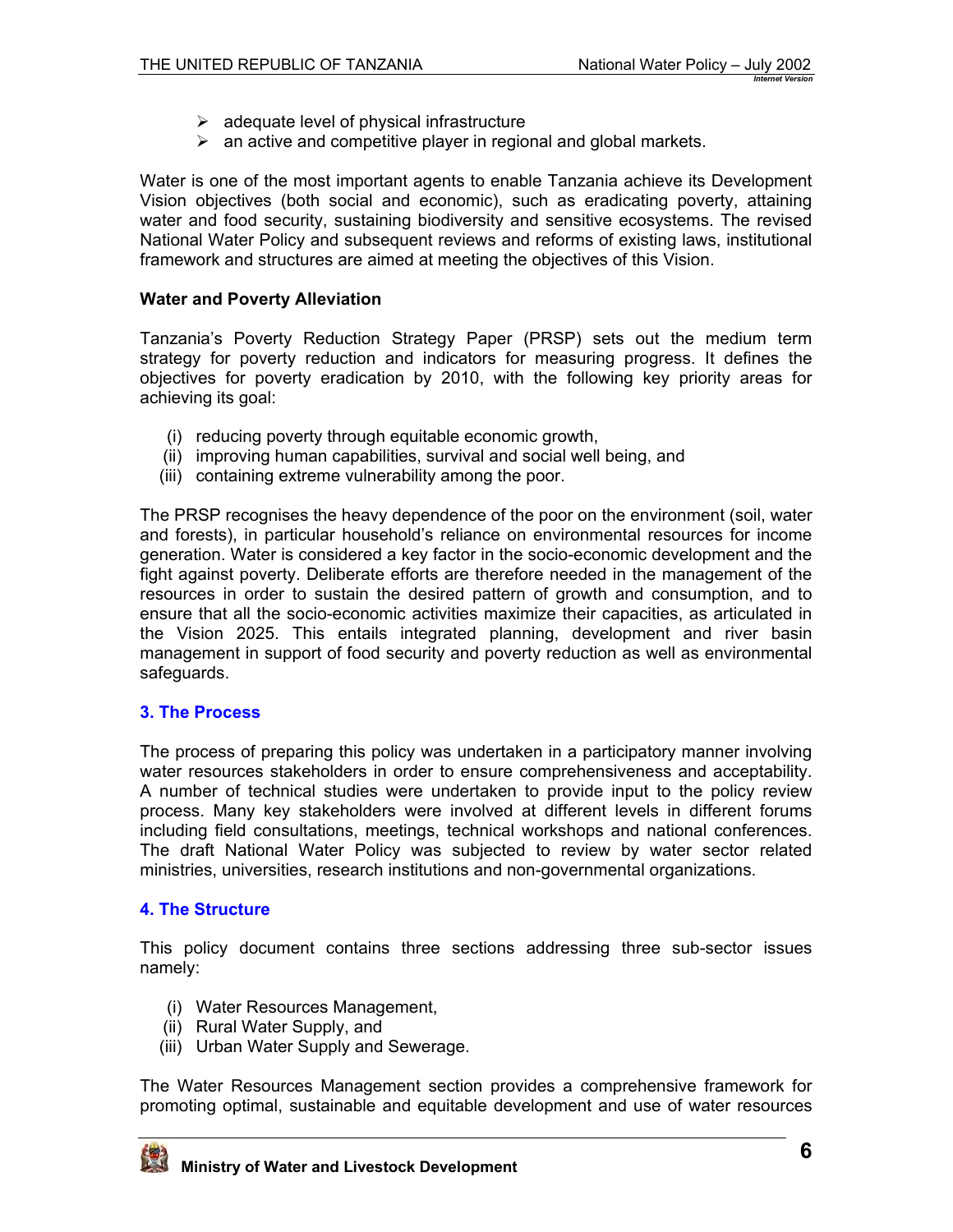- adequate level of physical infrastructure
- an active and competitive player in regional and global markets.

Water is one of the most important agents to enable Tanzania achieve its Development Vision objectives (both social and economic), such as eradicating poverty, attaining water and food security, sustaining biodiversity and sensitive ecosystems. The revised National Water Policy and subsequent reviews and reforms of existing laws, institutional framework and structures are aimed at meeting the objectives of this Vision.

**Water and Poverty Alleviation**

Tanzania's Poverty Reduction Strategy Paper (PRSP) sets out the medium term strategy for poverty reduction and indicators for measuring progress. It defines the objectives for poverty eradication by 2010, with the following key priority areas for achieving its goal:

(i) reducing poverty through equitable economic growth,
(ii) improving human capabilities, survival and social well being, and
(iii) containing extreme vulnerability among the poor.

The PRSP recognises the heavy dependence of the poor on the environment (soil, water and forests), in particular household's reliance on environmental resources for income generation. Water is considered a key factor in the socio-economic development and the fight against poverty. Deliberate efforts are therefore needed in the management of the resources in order to sustain the desired pattern of growth and consumption, and to ensure that all the socio-economic activities maximize their capacities, as articulated in the Vision 2025. This entails integrated planning, development and river basin management in support of food security and poverty reduction as well as environmental safeguards.

## 3. The Process

The process of preparing this policy was undertaken in a participatory manner involving water resources stakeholders in order to ensure comprehensiveness and acceptability. A number of technical studies were undertaken to provide input to the policy review process. Many key stakeholders were involved at different levels in different forums including field consultations, meetings, technical workshops and national conferences. The draft National Water Policy was subjected to review by water sector related ministries, universities, research institutions and non-governmental organizations.

## 4. The Structure

This policy document contains three sections addressing three sub-sector issues namely:

(i) Water Resources Management,
(ii) Rural Water Supply, and
(iii) Urban Water Supply and Sewerage.

The Water Resources Management section provides a comprehensive framework for promoting optimal, sustainable and equitable development and use of water resources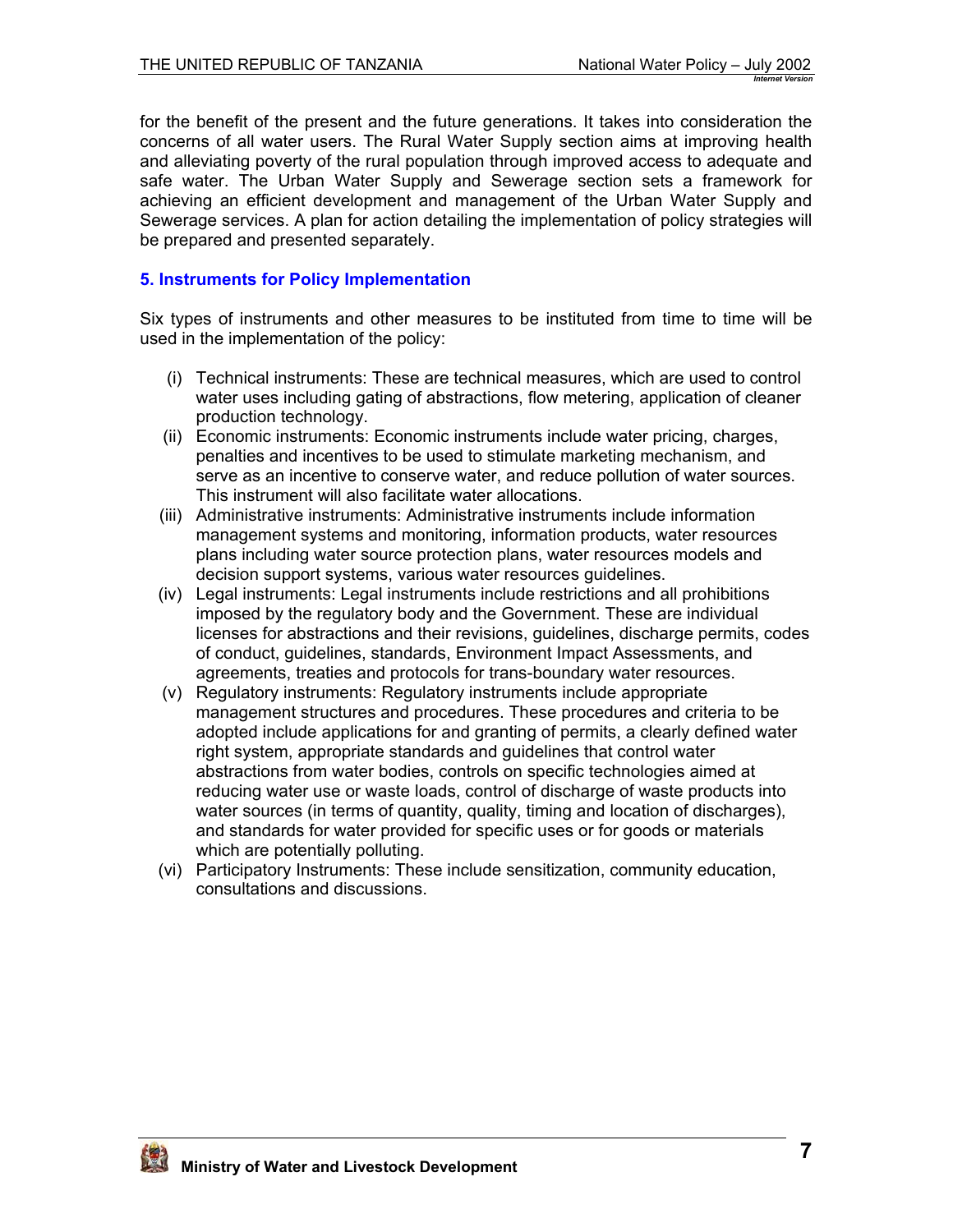for the benefit of the present and the future generations. It takes into consideration the concerns of all water users. The Rural Water Supply section aims at improving health and alleviating poverty of the rural population through improved access to adequate and safe water. The Urban Water Supply and Sewerage section sets a framework for achieving an efficient development and management of the Urban Water Supply and Sewerage services. A plan for action detailing the implementation of policy strategies will be prepared and presented separately.

## 5. Instruments for Policy Implementation

Six types of instruments and other measures to be instituted from time to time will be used in the implementation of the policy:

(i) Technical instruments: These are technical measures, which are used to control water uses including gating of abstractions, flow metering, application of cleaner production technology.

(ii) Economic instruments: Economic instruments include water pricing, charges, penalties and incentives to be used to stimulate marketing mechanism, and serve as an incentive to conserve water, and reduce pollution of water sources. This instrument will also facilitate water allocations.

(iii) Administrative instruments: Administrative instruments include information management systems and monitoring, information products, water resources plans including water source protection plans, water resources models and decision support systems, various water resources guidelines.

(iv) Legal instruments: Legal instruments include restrictions and all prohibitions imposed by the regulatory body and the Government. These are individual licenses for abstractions and their revisions, guidelines, discharge permits, codes of conduct, guidelines, standards, Environment Impact Assessments, and agreements, treaties and protocols for trans-boundary water resources.

(v) Regulatory instruments: Regulatory instruments include appropriate management structures and procedures. These procedures and criteria to be adopted include applications for and granting of permits, a clearly defined water right system, appropriate standards and guidelines that control water abstractions from water bodies, controls on specific technologies aimed at reducing water use or waste loads, control of discharge of waste products into water sources (in terms of quantity, quality, timing and location of discharges), and standards for water provided for specific uses or for goods or materials which are potentially polluting.

(vi) Participatory Instruments: These include sensitization, community education, consultations and discussions.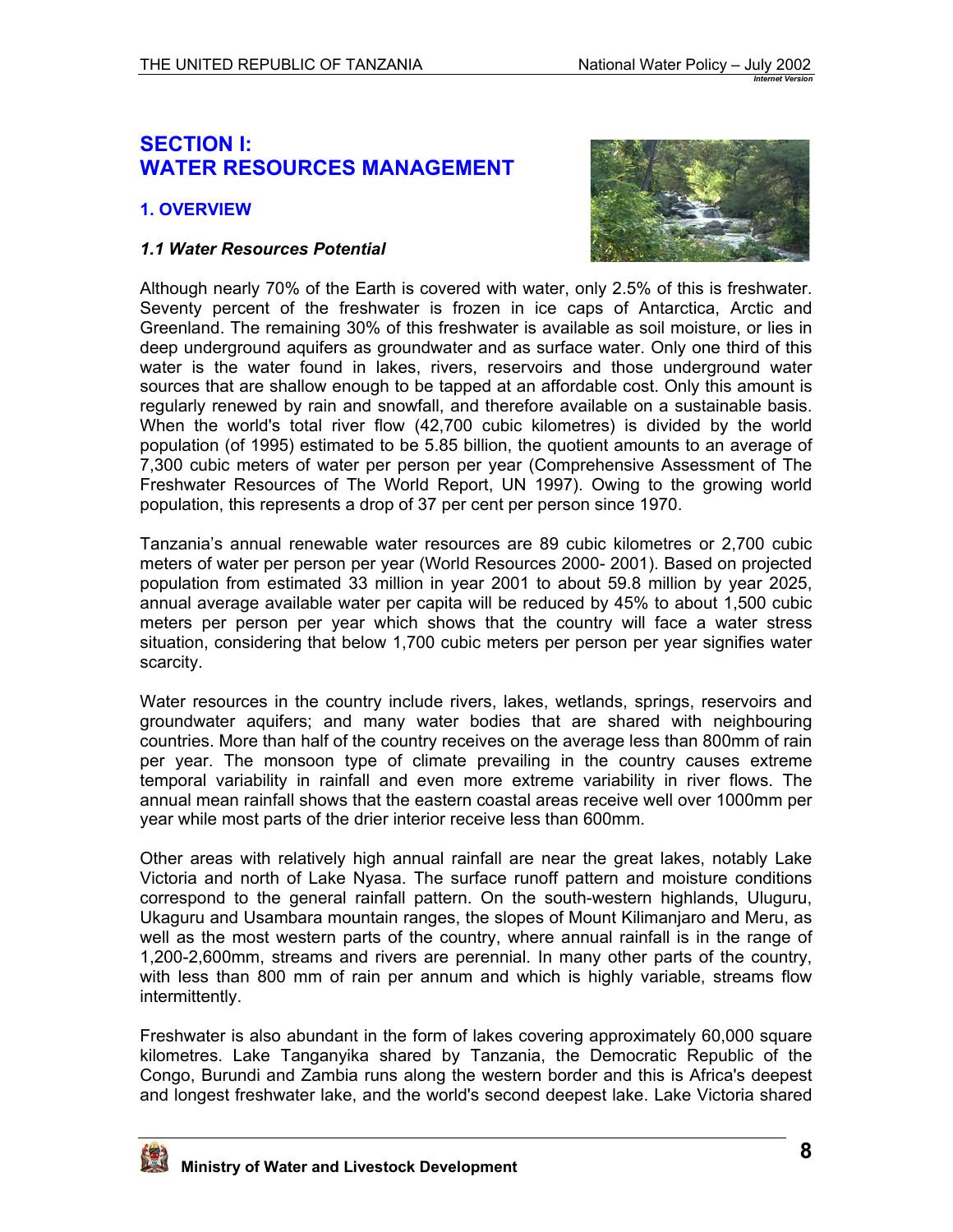# SECTION I: WATER RESOURCES MANAGEMENT

## 1. OVERVIEW

### *1.1 Water Resources Potential*

Although nearly 70% of the Earth is covered with water, only 2.5% of this is freshwater. Seventy percent of the freshwater is frozen in ice caps of Antarctica, Arctic and Greenland. The remaining 30% of this freshwater is available as soil moisture, or lies in deep underground aquifers as groundwater and as surface water. Only one third of this water is the water found in lakes, rivers, reservoirs and those underground water sources that are shallow enough to be tapped at an affordable cost. Only this amount is regularly renewed by rain and snowfall, and therefore available on a sustainable basis. When the world's total river flow (42,700 cubic kilometres) is divided by the world population (of 1995) estimated to be 5.85 billion, the quotient amounts to an average of 7,300 cubic meters of water per person per year (Comprehensive Assessment of The Freshwater Resources of The World Report, UN 1997). Owing to the growing world population, this represents a drop of 37 per cent per person since 1970.

Tanzania's annual renewable water resources are 89 cubic kilometres or 2,700 cubic meters of water per person per year (World Resources 2000- 2001). Based on projected population from estimated 33 million in year 2001 to about 59.8 million by year 2025, annual average available water per capita will be reduced by 45% to about 1,500 cubic meters per person per year which shows that the country will face a water stress situation, considering that below 1,700 cubic meters per person per year signifies water scarcity.

Water resources in the country include rivers, lakes, wetlands, springs, reservoirs and groundwater aquifers; and many water bodies that are shared with neighbouring countries. More than half of the country receives on the average less than 800mm of rain per year. The monsoon type of climate prevailing in the country causes extreme temporal variability in rainfall and even more extreme variability in river flows. The annual mean rainfall shows that the eastern coastal areas receive well over 1000mm per year while most parts of the drier interior receive less than 600mm.

Other areas with relatively high annual rainfall are near the great lakes, notably Lake Victoria and north of Lake Nyasa. The surface runoff pattern and moisture conditions correspond to the general rainfall pattern. On the south-western highlands, Uluguru, Ukaguru and Usambara mountain ranges, the slopes of Mount Kilimanjaro and Meru, as well as the most western parts of the country, where annual rainfall is in the range of 1,200-2,600mm, streams and rivers are perennial. In many other parts of the country, with less than 800 mm of rain per annum and which is highly variable, streams flow intermittently.

Freshwater is also abundant in the form of lakes covering approximately 60,000 square kilometres. Lake Tanganyika shared by Tanzania, the Democratic Republic of the Congo, Burundi and Zambia runs along the western border and this is Africa's deepest and longest freshwater lake, and the world's second deepest lake. Lake Victoria shared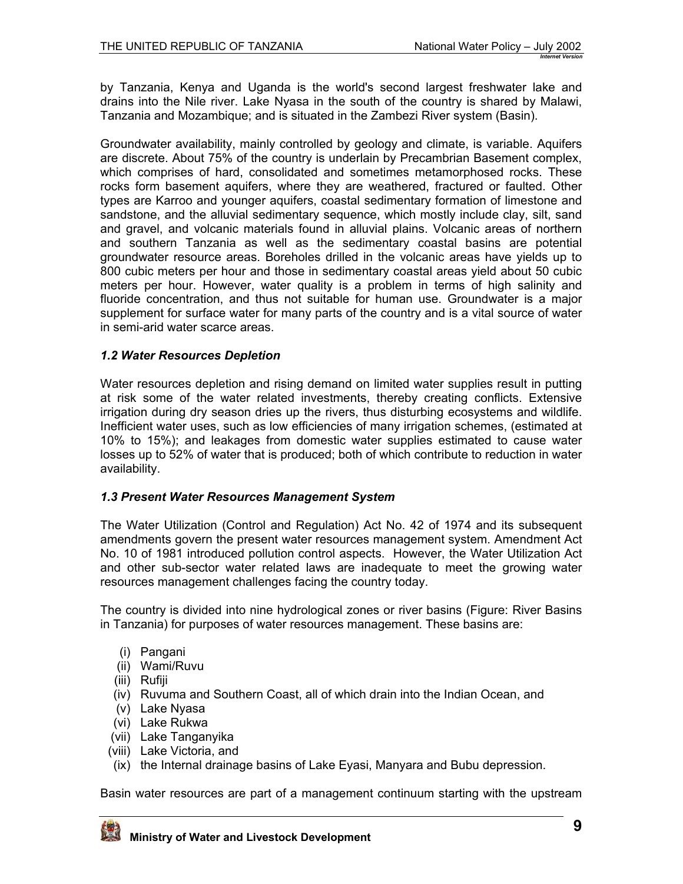by Tanzania, Kenya and Uganda is the world's second largest freshwater lake and drains into the Nile river. Lake Nyasa in the south of the country is shared by Malawi, Tanzania and Mozambique; and is situated in the Zambezi River system (Basin).

Groundwater availability, mainly controlled by geology and climate, is variable. Aquifers are discrete. About 75% of the country is underlain by Precambrian Basement complex, which comprises of hard, consolidated and sometimes metamorphosed rocks. These rocks form basement aquifers, where they are weathered, fractured or faulted. Other types are Karroo and younger aquifers, coastal sedimentary formation of limestone and sandstone, and the alluvial sedimentary sequence, which mostly include clay, silt, sand and gravel, and volcanic materials found in alluvial plains. Volcanic areas of northern and southern Tanzania as well as the sedimentary coastal basins are potential groundwater resource areas. Boreholes drilled in the volcanic areas have yields up to 800 cubic meters per hour and those in sedimentary coastal areas yield about 50 cubic meters per hour. However, water quality is a problem in terms of high salinity and fluoride concentration, and thus not suitable for human use. Groundwater is a major supplement for surface water for many parts of the country and is a vital source of water in semi-arid water scarce areas.

### *1.2 Water Resources Depletion*

Water resources depletion and rising demand on limited water supplies result in putting at risk some of the water related investments, thereby creating conflicts. Extensive irrigation during dry season dries up the rivers, thus disturbing ecosystems and wildlife. Inefficient water uses, such as low efficiencies of many irrigation schemes, (estimated at 10% to 15%); and leakages from domestic water supplies estimated to cause water losses up to 52% of water that is produced; both of which contribute to reduction in water availability.

### *1.3 Present Water Resources Management System*

The Water Utilization (Control and Regulation) Act No. 42 of 1974 and its subsequent amendments govern the present water resources management system. Amendment Act No. 10 of 1981 introduced pollution control aspects. However, the Water Utilization Act and other sub-sector water related laws are inadequate to meet the growing water resources management challenges facing the country today.

The country is divided into nine hydrological zones or river basins (Figure: River Basins in Tanzania) for purposes of water resources management. These basins are:

(i) Pangani
(ii) Wami/Ruvu
(iii) Rufiji
(iv) Ruvuma and Southern Coast, all of which drain into the Indian Ocean, and
(v) Lake Nyasa
(vi) Lake Rukwa
(vii) Lake Tanganyika
(viii) Lake Victoria, and
(ix) the Internal drainage basins of Lake Eyasi, Manyara and Bubu depression.

Basin water resources are part of a management continuum starting with the upstream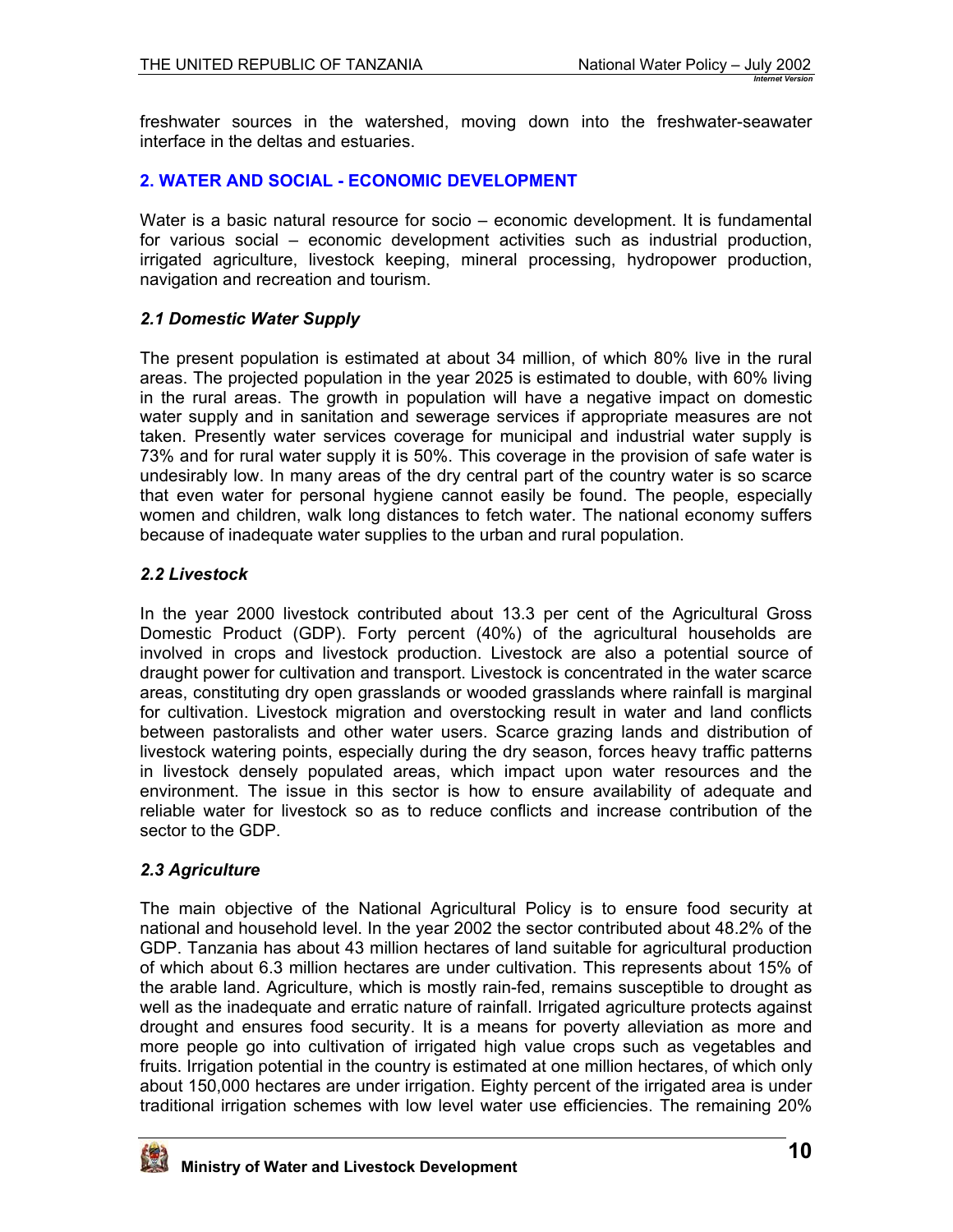freshwater sources in the watershed, moving down into the freshwater-seawater interface in the deltas and estuaries.

## 2. WATER AND SOCIAL - ECONOMIC DEVELOPMENT

Water is a basic natural resource for socio – economic development. It is fundamental for various social – economic development activities such as industrial production, irrigated agriculture, livestock keeping, mineral processing, hydropower production, navigation and recreation and tourism.

### *2.1 Domestic Water Supply*

The present population is estimated at about 34 million, of which 80% live in the rural areas. The projected population in the year 2025 is estimated to double, with 60% living in the rural areas. The growth in population will have a negative impact on domestic water supply and in sanitation and sewerage services if appropriate measures are not taken. Presently water services coverage for municipal and industrial water supply is 73% and for rural water supply it is 50%. This coverage in the provision of safe water is undesirably low. In many areas of the dry central part of the country water is so scarce that even water for personal hygiene cannot easily be found. The people, especially women and children, walk long distances to fetch water. The national economy suffers because of inadequate water supplies to the urban and rural population.

### *2.2 Livestock*

In the year 2000 livestock contributed about 13.3 per cent of the Agricultural Gross Domestic Product (GDP). Forty percent (40%) of the agricultural households are involved in crops and livestock production. Livestock are also a potential source of draught power for cultivation and transport. Livestock is concentrated in the water scarce areas, constituting dry open grasslands or wooded grasslands where rainfall is marginal for cultivation. Livestock migration and overstocking result in water and land conflicts between pastoralists and other water users. Scarce grazing lands and distribution of livestock watering points, especially during the dry season, forces heavy traffic patterns in livestock densely populated areas, which impact upon water resources and the environment. The issue in this sector is how to ensure availability of adequate and reliable water for livestock so as to reduce conflicts and increase contribution of the sector to the GDP.

### *2.3 Agriculture*

The main objective of the National Agricultural Policy is to ensure food security at national and household level. In the year 2002 the sector contributed about 48.2% of the GDP. Tanzania has about 43 million hectares of land suitable for agricultural production of which about 6.3 million hectares are under cultivation. This represents about 15% of the arable land. Agriculture, which is mostly rain-fed, remains susceptible to drought as well as the inadequate and erratic nature of rainfall. Irrigated agriculture protects against drought and ensures food security. It is a means for poverty alleviation as more and more people go into cultivation of irrigated high value crops such as vegetables and fruits. Irrigation potential in the country is estimated at one million hectares, of which only about 150,000 hectares are under irrigation. Eighty percent of the irrigated area is under traditional irrigation schemes with low level water use efficiencies. The remaining 20%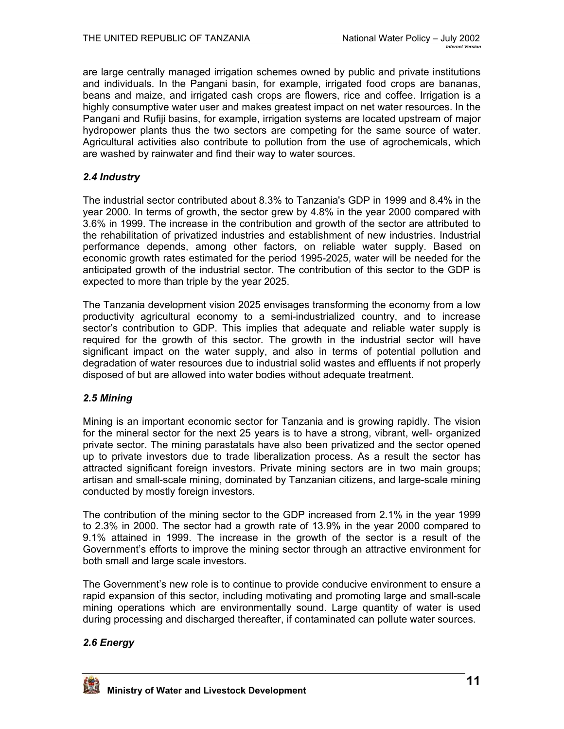are large centrally managed irrigation schemes owned by public and private institutions and individuals. In the Pangani basin, for example, irrigated food crops are bananas, beans and maize, and irrigated cash crops are flowers, rice and coffee. Irrigation is a highly consumptive water user and makes greatest impact on net water resources. In the Pangani and Rufiji basins, for example, irrigation systems are located upstream of major hydropower plants thus the two sectors are competing for the same source of water. Agricultural activities also contribute to pollution from the use of agrochemicals, which are washed by rainwater and find their way to water sources.

### *2.4 Industry*

The industrial sector contributed about 8.3% to Tanzania's GDP in 1999 and 8.4% in the year 2000. In terms of growth, the sector grew by 4.8% in the year 2000 compared with 3.6% in 1999. The increase in the contribution and growth of the sector are attributed to the rehabilitation of privatized industries and establishment of new industries. Industrial performance depends, among other factors, on reliable water supply. Based on economic growth rates estimated for the period 1995-2025, water will be needed for the anticipated growth of the industrial sector. The contribution of this sector to the GDP is expected to more than triple by the year 2025.

The Tanzania development vision 2025 envisages transforming the economy from a low productivity agricultural economy to a semi-industrialized country, and to increase sector's contribution to GDP. This implies that adequate and reliable water supply is required for the growth of this sector. The growth in the industrial sector will have significant impact on the water supply, and also in terms of potential pollution and degradation of water resources due to industrial solid wastes and effluents if not properly disposed of but are allowed into water bodies without adequate treatment.

### *2.5 Mining*

Mining is an important economic sector for Tanzania and is growing rapidly. The vision for the mineral sector for the next 25 years is to have a strong, vibrant, well- organized private sector. The mining parastatals have also been privatized and the sector opened up to private investors due to trade liberalization process. As a result the sector has attracted significant foreign investors. Private mining sectors are in two main groups; artisan and small-scale mining, dominated by Tanzanian citizens, and large-scale mining conducted by mostly foreign investors.

The contribution of the mining sector to the GDP increased from 2.1% in the year 1999 to 2.3% in 2000. The sector had a growth rate of 13.9% in the year 2000 compared to 9.1% attained in 1999. The increase in the growth of the sector is a result of the Government's efforts to improve the mining sector through an attractive environment for both small and large scale investors.

The Government's new role is to continue to provide conducive environment to ensure a rapid expansion of this sector, including motivating and promoting large and small-scale mining operations which are environmentally sound. Large quantity of water is used during processing and discharged thereafter, if contaminated can pollute water sources.

### *2.6 Energy*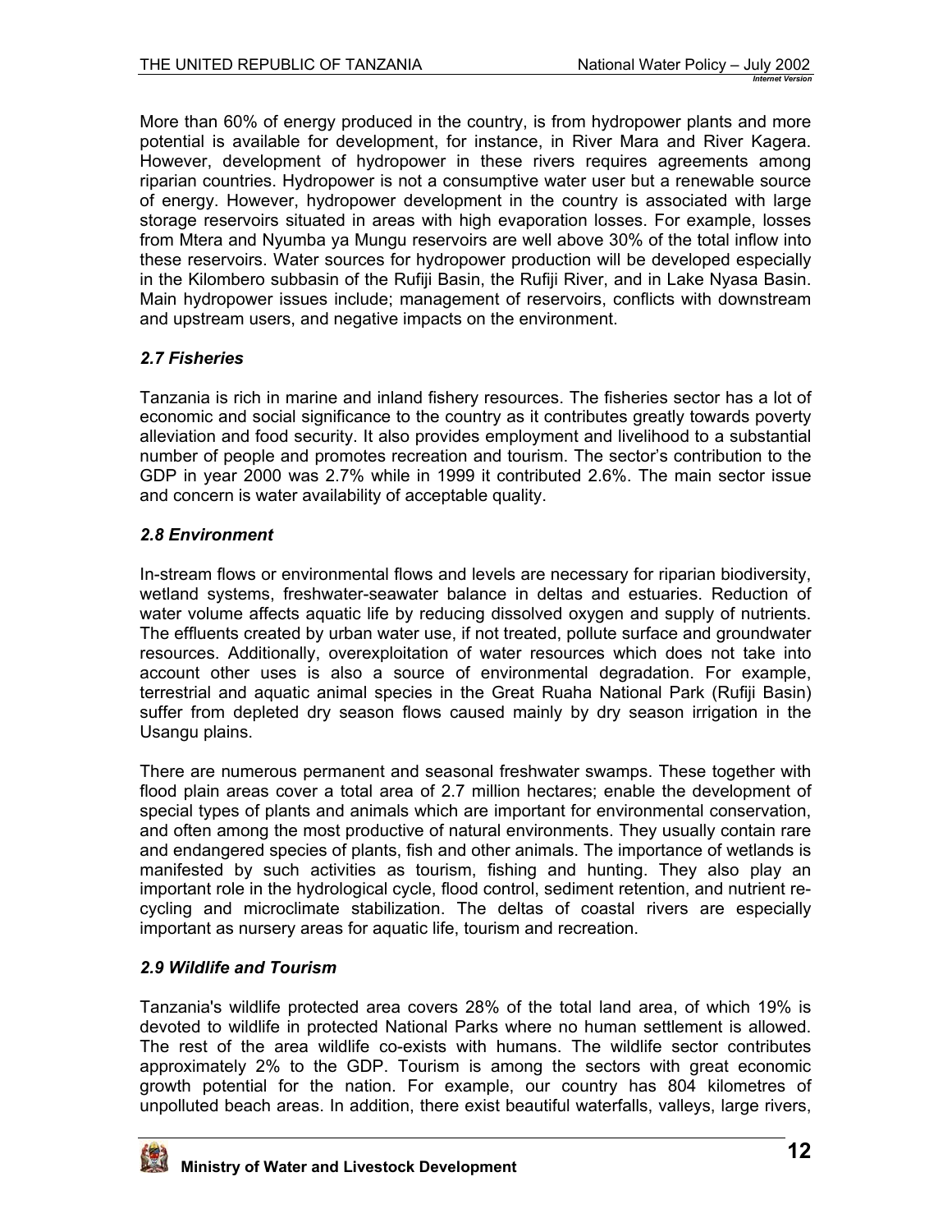More than 60% of energy produced in the country, is from hydropower plants and more potential is available for development, for instance, in River Mara and River Kagera. However, development of hydropower in these rivers requires agreements among riparian countries. Hydropower is not a consumptive water user but a renewable source of energy. However, hydropower development in the country is associated with large storage reservoirs situated in areas with high evaporation losses. For example, losses from Mtera and Nyumba ya Mungu reservoirs are well above 30% of the total inflow into these reservoirs. Water sources for hydropower production will be developed especially in the Kilombero subbasin of the Rufiji Basin, the Rufiji River, and in Lake Nyasa Basin. Main hydropower issues include; management of reservoirs, conflicts with downstream and upstream users, and negative impacts on the environment.

### *2.7 Fisheries*

Tanzania is rich in marine and inland fishery resources. The fisheries sector has a lot of economic and social significance to the country as it contributes greatly towards poverty alleviation and food security. It also provides employment and livelihood to a substantial number of people and promotes recreation and tourism. The sector's contribution to the GDP in year 2000 was 2.7% while in 1999 it contributed 2.6%. The main sector issue and concern is water availability of acceptable quality.

### *2.8 Environment*

In-stream flows or environmental flows and levels are necessary for riparian biodiversity, wetland systems, freshwater-seawater balance in deltas and estuaries. Reduction of water volume affects aquatic life by reducing dissolved oxygen and supply of nutrients. The effluents created by urban water use, if not treated, pollute surface and groundwater resources. Additionally, overexploitation of water resources which does not take into account other uses is also a source of environmental degradation. For example, terrestrial and aquatic animal species in the Great Ruaha National Park (Rufiji Basin) suffer from depleted dry season flows caused mainly by dry season irrigation in the Usangu plains.

There are numerous permanent and seasonal freshwater swamps. These together with flood plain areas cover a total area of 2.7 million hectares; enable the development of special types of plants and animals which are important for environmental conservation, and often among the most productive of natural environments. They usually contain rare and endangered species of plants, fish and other animals. The importance of wetlands is manifested by such activities as tourism, fishing and hunting. They also play an important role in the hydrological cycle, flood control, sediment retention, and nutrient re-cycling and microclimate stabilization. The deltas of coastal rivers are especially important as nursery areas for aquatic life, tourism and recreation.

### *2.9 Wildlife and Tourism*

Tanzania's wildlife protected area covers 28% of the total land area, of which 19% is devoted to wildlife in protected National Parks where no human settlement is allowed. The rest of the area wildlife co-exists with humans. The wildlife sector contributes approximately 2% to the GDP. Tourism is among the sectors with great economic growth potential for the nation. For example, our country has 804 kilometres of unpolluted beach areas. In addition, there exist beautiful waterfalls, valleys, large rivers,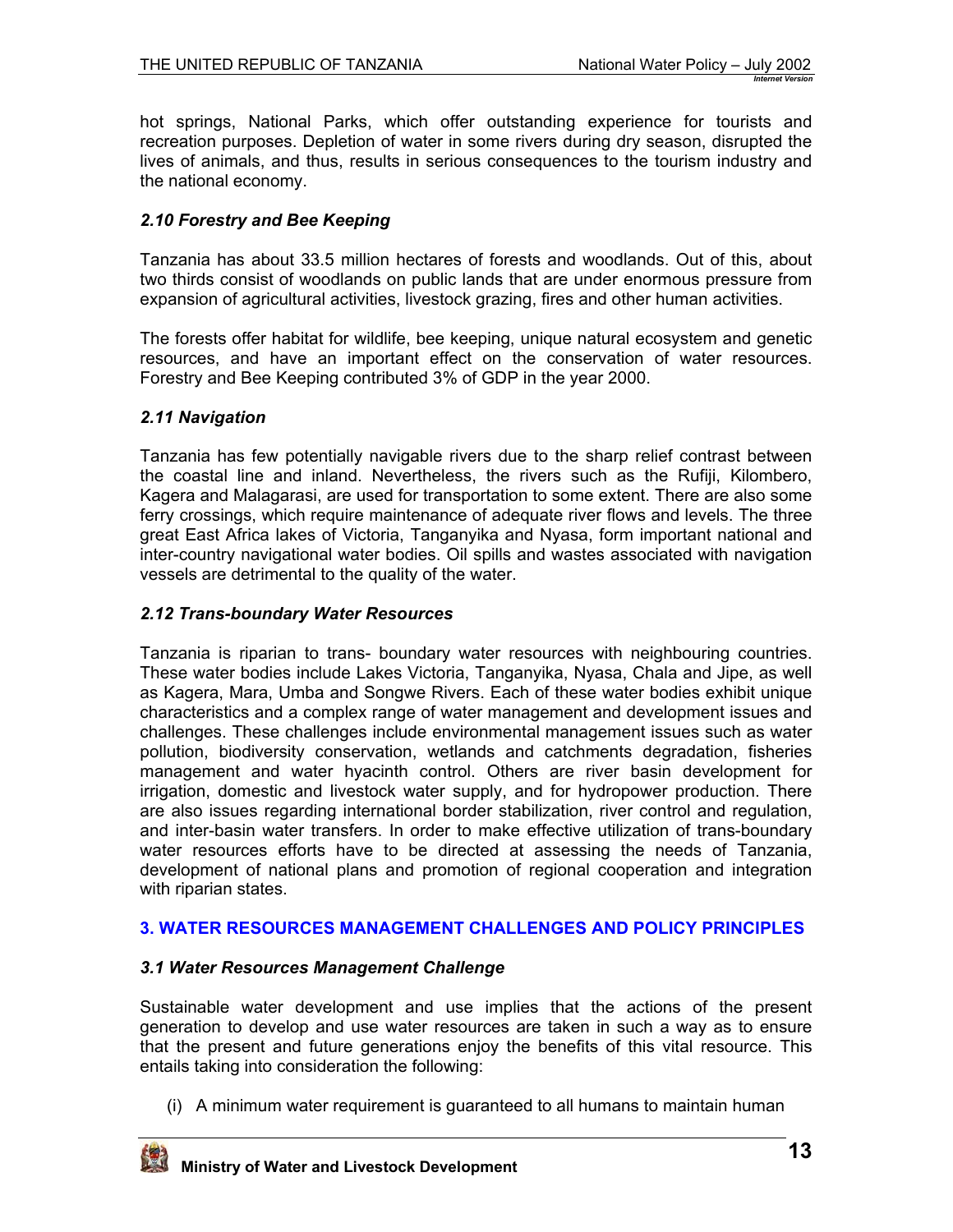hot springs, National Parks, which offer outstanding experience for tourists and recreation purposes. Depletion of water in some rivers during dry season, disrupted the lives of animals, and thus, results in serious consequences to the tourism industry and the national economy.

### *2.10 Forestry and Bee Keeping*

Tanzania has about 33.5 million hectares of forests and woodlands. Out of this, about two thirds consist of woodlands on public lands that are under enormous pressure from expansion of agricultural activities, livestock grazing, fires and other human activities.

The forests offer habitat for wildlife, bee keeping, unique natural ecosystem and genetic resources, and have an important effect on the conservation of water resources. Forestry and Bee Keeping contributed 3% of GDP in the year 2000.

### *2.11 Navigation*

Tanzania has few potentially navigable rivers due to the sharp relief contrast between the coastal line and inland. Nevertheless, the rivers such as the Rufiji, Kilombero, Kagera and Malagarasi, are used for transportation to some extent. There are also some ferry crossings, which require maintenance of adequate river flows and levels. The three great East Africa lakes of Victoria, Tanganyika and Nyasa, form important national and inter-country navigational water bodies. Oil spills and wastes associated with navigation vessels are detrimental to the quality of the water.

### *2.12 Trans-boundary Water Resources*

Tanzania is riparian to trans- boundary water resources with neighbouring countries. These water bodies include Lakes Victoria, Tanganyika, Nyasa, Chala and Jipe, as well as Kagera, Mara, Umba and Songwe Rivers. Each of these water bodies exhibit unique characteristics and a complex range of water management and development issues and challenges. These challenges include environmental management issues such as water pollution, biodiversity conservation, wetlands and catchments degradation, fisheries management and water hyacinth control. Others are river basin development for irrigation, domestic and livestock water supply, and for hydropower production. There are also issues regarding international border stabilization, river control and regulation, and inter-basin water transfers. In order to make effective utilization of trans-boundary water resources efforts have to be directed at assessing the needs of Tanzania, development of national plans and promotion of regional cooperation and integration with riparian states.

## 3. WATER RESOURCES MANAGEMENT CHALLENGES AND POLICY PRINCIPLES

### *3.1 Water Resources Management Challenge*

Sustainable water development and use implies that the actions of the present generation to develop and use water resources are taken in such a way as to ensure that the present and future generations enjoy the benefits of this vital resource. This entails taking into consideration the following:

(i) A minimum water requirement is guaranteed to all humans to maintain human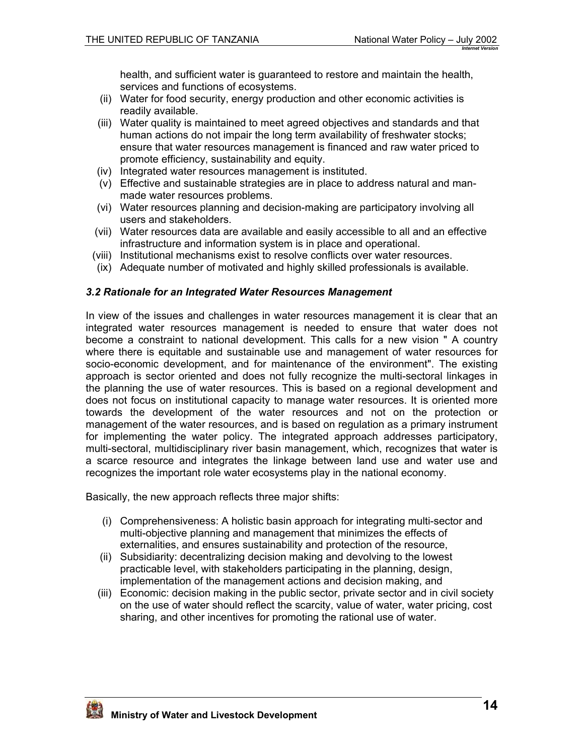health, and sufficient water is guaranteed to restore and maintain the health, services and functions of ecosystems.

(ii) Water for food security, energy production and other economic activities is readily available.

(iii) Water quality is maintained to meet agreed objectives and standards and that human actions do not impair the long term availability of freshwater stocks; ensure that water resources management is financed and raw water priced to promote efficiency, sustainability and equity.

(iv) Integrated water resources management is instituted.

(v) Effective and sustainable strategies are in place to address natural and man-made water resources problems.

(vi) Water resources planning and decision-making are participatory involving all users and stakeholders.

(vii) Water resources data are available and easily accessible to all and an effective infrastructure and information system is in place and operational.

(viii) Institutional mechanisms exist to resolve conflicts over water resources.

(ix) Adequate number of motivated and highly skilled professionals is available.

### *3.2 Rationale for an Integrated Water Resources Management*

In view of the issues and challenges in water resources management it is clear that an integrated water resources management is needed to ensure that water does not become a constraint to national development. This calls for a new vision " A country where there is equitable and sustainable use and management of water resources for socio-economic development, and for maintenance of the environment". The existing approach is sector oriented and does not fully recognize the multi-sectoral linkages in the planning the use of water resources. This is based on a regional development and does not focus on institutional capacity to manage water resources. It is oriented more towards the development of the water resources and not on the protection or management of the water resources, and is based on regulation as a primary instrument for implementing the water policy. The integrated approach addresses participatory, multi-sectoral, multidisciplinary river basin management, which, recognizes that water is a scarce resource and integrates the linkage between land use and water use and recognizes the important role water ecosystems play in the national economy.

Basically, the new approach reflects three major shifts:

(i) Comprehensiveness: A holistic basin approach for integrating multi-sector and multi-objective planning and management that minimizes the effects of externalities, and ensures sustainability and protection of the resource,

(ii) Subsidiarity: decentralizing decision making and devolving to the lowest practicable level, with stakeholders participating in the planning, design, implementation of the management actions and decision making, and

(iii) Economic: decision making in the public sector, private sector and in civil society on the use of water should reflect the scarcity, value of water, water pricing, cost sharing, and other incentives for promoting the rational use of water.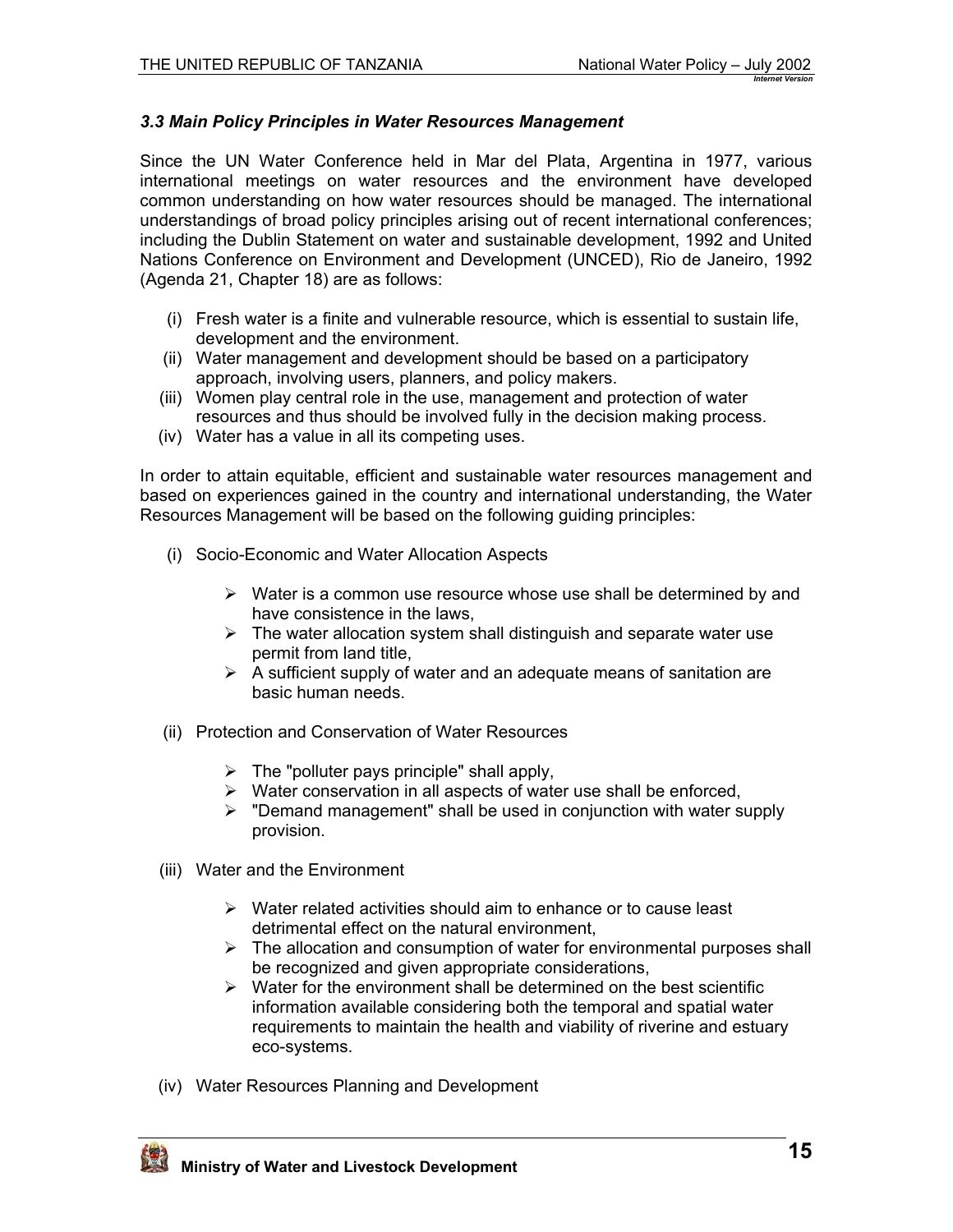### *3.3 Main Policy Principles in Water Resources Management*

Since the UN Water Conference held in Mar del Plata, Argentina in 1977, various international meetings on water resources and the environment have developed common understanding on how water resources should be managed. The international understandings of broad policy principles arising out of recent international conferences; including the Dublin Statement on water and sustainable development, 1992 and United Nations Conference on Environment and Development (UNCED), Rio de Janeiro, 1992 (Agenda 21, Chapter 18) are as follows:

(i) Fresh water is a finite and vulnerable resource, which is essential to sustain life, development and the environment.
(ii) Water management and development should be based on a participatory approach, involving users, planners, and policy makers.
(iii) Women play central role in the use, management and protection of water resources and thus should be involved fully in the decision making process.
(iv) Water has a value in all its competing uses.

In order to attain equitable, efficient and sustainable water resources management and based on experiences gained in the country and international understanding, the Water Resources Management will be based on the following guiding principles:

(i) Socio-Economic and Water Allocation Aspects

- Water is a common use resource whose use shall be determined by and have consistence in the laws,
- The water allocation system shall distinguish and separate water use permit from land title,
- A sufficient supply of water and an adequate means of sanitation are basic human needs.

(ii) Protection and Conservation of Water Resources

- The "polluter pays principle" shall apply,
- Water conservation in all aspects of water use shall be enforced,
- "Demand management" shall be used in conjunction with water supply provision.

(iii) Water and the Environment

- Water related activities should aim to enhance or to cause least detrimental effect on the natural environment,
- The allocation and consumption of water for environmental purposes shall be recognized and given appropriate considerations,
- Water for the environment shall be determined on the best scientific information available considering both the temporal and spatial water requirements to maintain the health and viability of riverine and estuary eco-systems.

(iv) Water Resources Planning and Development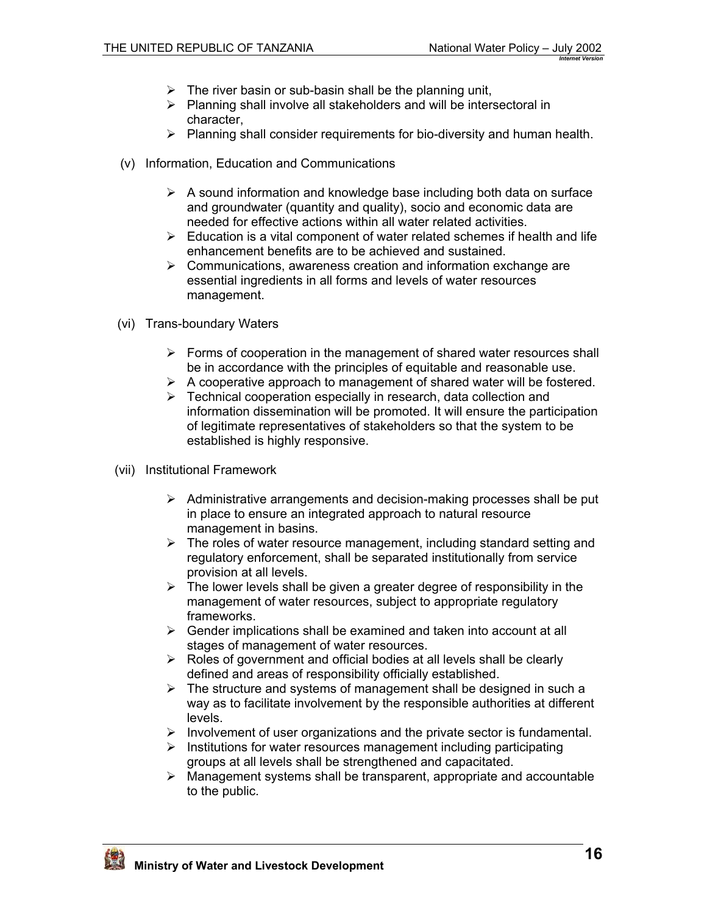- The river basin or sub-basin shall be the planning unit,
- Planning shall involve all stakeholders and will be intersectoral in character,
- Planning shall consider requirements for bio-diversity and human health.

(v) Information, Education and Communications

- A sound information and knowledge base including both data on surface and groundwater (quantity and quality), socio and economic data are needed for effective actions within all water related activities.
- Education is a vital component of water related schemes if health and life enhancement benefits are to be achieved and sustained.
- Communications, awareness creation and information exchange are essential ingredients in all forms and levels of water resources management.

(vi) Trans-boundary Waters

- Forms of cooperation in the management of shared water resources shall be in accordance with the principles of equitable and reasonable use.
- A cooperative approach to management of shared water will be fostered.
- Technical cooperation especially in research, data collection and information dissemination will be promoted. It will ensure the participation of legitimate representatives of stakeholders so that the system to be established is highly responsive.

(vii) Institutional Framework

- Administrative arrangements and decision-making processes shall be put in place to ensure an integrated approach to natural resource management in basins.
- The roles of water resource management, including standard setting and regulatory enforcement, shall be separated institutionally from service provision at all levels.
- The lower levels shall be given a greater degree of responsibility in the management of water resources, subject to appropriate regulatory frameworks.
- Gender implications shall be examined and taken into account at all stages of management of water resources.
- Roles of government and official bodies at all levels shall be clearly defined and areas of responsibility officially established.
- The structure and systems of management shall be designed in such a way as to facilitate involvement by the responsible authorities at different levels.
- Involvement of user organizations and the private sector is fundamental.
- Institutions for water resources management including participating groups at all levels shall be strengthened and capacitated.
- Management systems shall be transparent, appropriate and accountable to the public.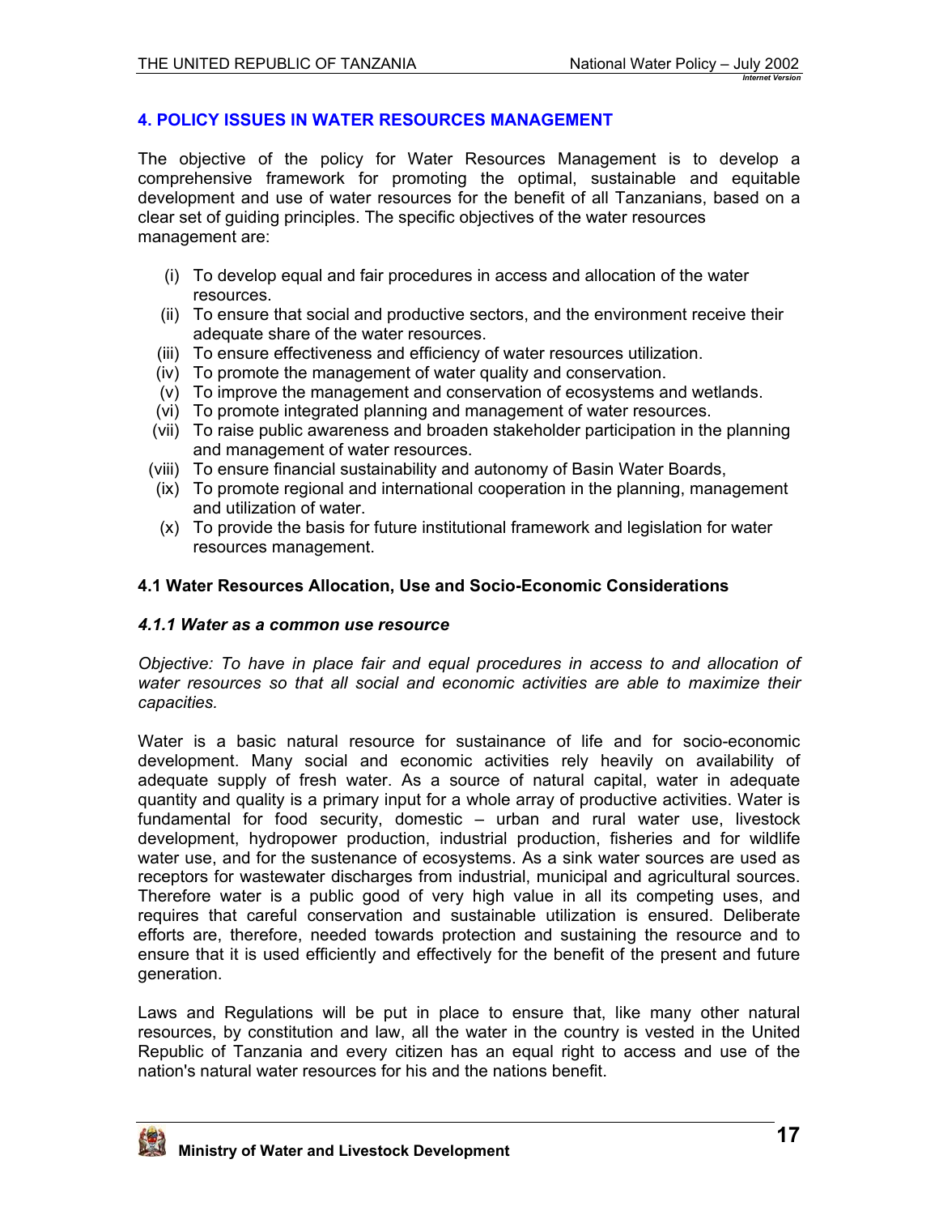## 4. POLICY ISSUES IN WATER RESOURCES MANAGEMENT

The objective of the policy for Water Resources Management is to develop a comprehensive framework for promoting the optimal, sustainable and equitable development and use of water resources for the benefit of all Tanzanians, based on a clear set of guiding principles. The specific objectives of the water resources management are:

(i) To develop equal and fair procedures in access and allocation of the water resources.
(ii) To ensure that social and productive sectors, and the environment receive their adequate share of the water resources.
(iii) To ensure effectiveness and efficiency of water resources utilization.
(iv) To promote the management of water quality and conservation.
(v) To improve the management and conservation of ecosystems and wetlands.
(vi) To promote integrated planning and management of water resources.
(vii) To raise public awareness and broaden stakeholder participation in the planning and management of water resources.
(viii) To ensure financial sustainability and autonomy of Basin Water Boards,
(ix) To promote regional and international cooperation in the planning, management and utilization of water.
(x) To provide the basis for future institutional framework and legislation for water resources management.

### 4.1 Water Resources Allocation, Use and Socio-Economic Considerations

#### *4.1.1 Water as a common use resource*

*Objective: To have in place fair and equal procedures in access to and allocation of water resources so that all social and economic activities are able to maximize their capacities.*

Water is a basic natural resource for sustainance of life and for socio-economic development. Many social and economic activities rely heavily on availability of adequate supply of fresh water. As a source of natural capital, water in adequate quantity and quality is a primary input for a whole array of productive activities. Water is fundamental for food security, domestic – urban and rural water use, livestock development, hydropower production, industrial production, fisheries and for wildlife water use, and for the sustenance of ecosystems. As a sink water sources are used as receptors for wastewater discharges from industrial, municipal and agricultural sources. Therefore water is a public good of very high value in all its competing uses, and requires that careful conservation and sustainable utilization is ensured. Deliberate efforts are, therefore, needed towards protection and sustaining the resource and to ensure that it is used efficiently and effectively for the benefit of the present and future generation.

Laws and Regulations will be put in place to ensure that, like many other natural resources, by constitution and law, all the water in the country is vested in the United Republic of Tanzania and every citizen has an equal right to access and use of the nation's natural water resources for his and the nations benefit.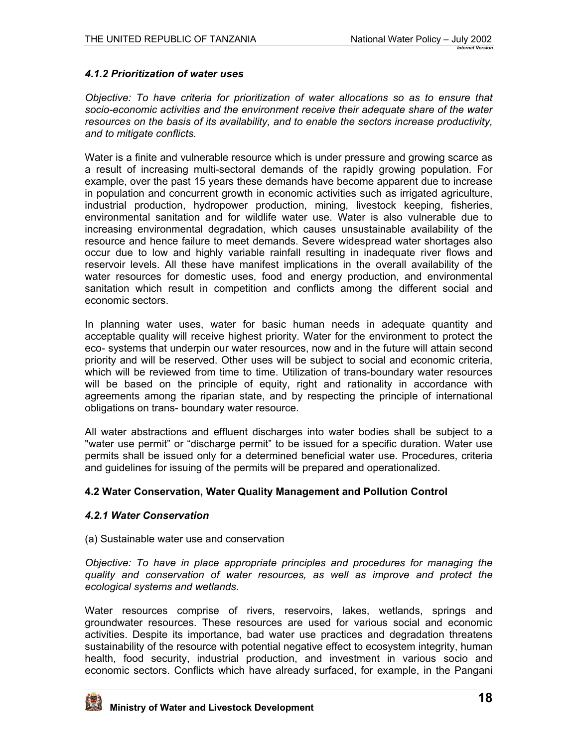#### *4.1.2 Prioritization of water uses*

*Objective: To have criteria for prioritization of water allocations so as to ensure that socio-economic activities and the environment receive their adequate share of the water resources on the basis of its availability, and to enable the sectors increase productivity, and to mitigate conflicts.*

Water is a finite and vulnerable resource which is under pressure and growing scarce as a result of increasing multi-sectoral demands of the rapidly growing population. For example, over the past 15 years these demands have become apparent due to increase in population and concurrent growth in economic activities such as irrigated agriculture, industrial production, hydropower production, mining, livestock keeping, fisheries, environmental sanitation and for wildlife water use. Water is also vulnerable due to increasing environmental degradation, which causes unsustainable availability of the resource and hence failure to meet demands. Severe widespread water shortages also occur due to low and highly variable rainfall resulting in inadequate river flows and reservoir levels. All these have manifest implications in the overall availability of the water resources for domestic uses, food and energy production, and environmental sanitation which result in competition and conflicts among the different social and economic sectors.

In planning water uses, water for basic human needs in adequate quantity and acceptable quality will receive highest priority. Water for the environment to protect the eco- systems that underpin our water resources, now and in the future will attain second priority and will be reserved. Other uses will be subject to social and economic criteria, which will be reviewed from time to time. Utilization of trans-boundary water resources will be based on the principle of equity, right and rationality in accordance with agreements among the riparian state, and by respecting the principle of international obligations on trans- boundary water resource.

All water abstractions and effluent discharges into water bodies shall be subject to a "water use permit" or "discharge permit" to be issued for a specific duration. Water use permits shall be issued only for a determined beneficial water use. Procedures, criteria and guidelines for issuing of the permits will be prepared and operationalized.

### 4.2 Water Conservation, Water Quality Management and Pollution Control

#### *4.2.1 Water Conservation*

(a) Sustainable water use and conservation

*Objective: To have in place appropriate principles and procedures for managing the quality and conservation of water resources, as well as improve and protect the ecological systems and wetlands.*

Water resources comprise of rivers, reservoirs, lakes, wetlands, springs and groundwater resources. These resources are used for various social and economic activities. Despite its importance, bad water use practices and degradation threatens sustainability of the resource with potential negative effect to ecosystem integrity, human health, food security, industrial production, and investment in various socio and economic sectors. Conflicts which have already surfaced, for example, in the Pangani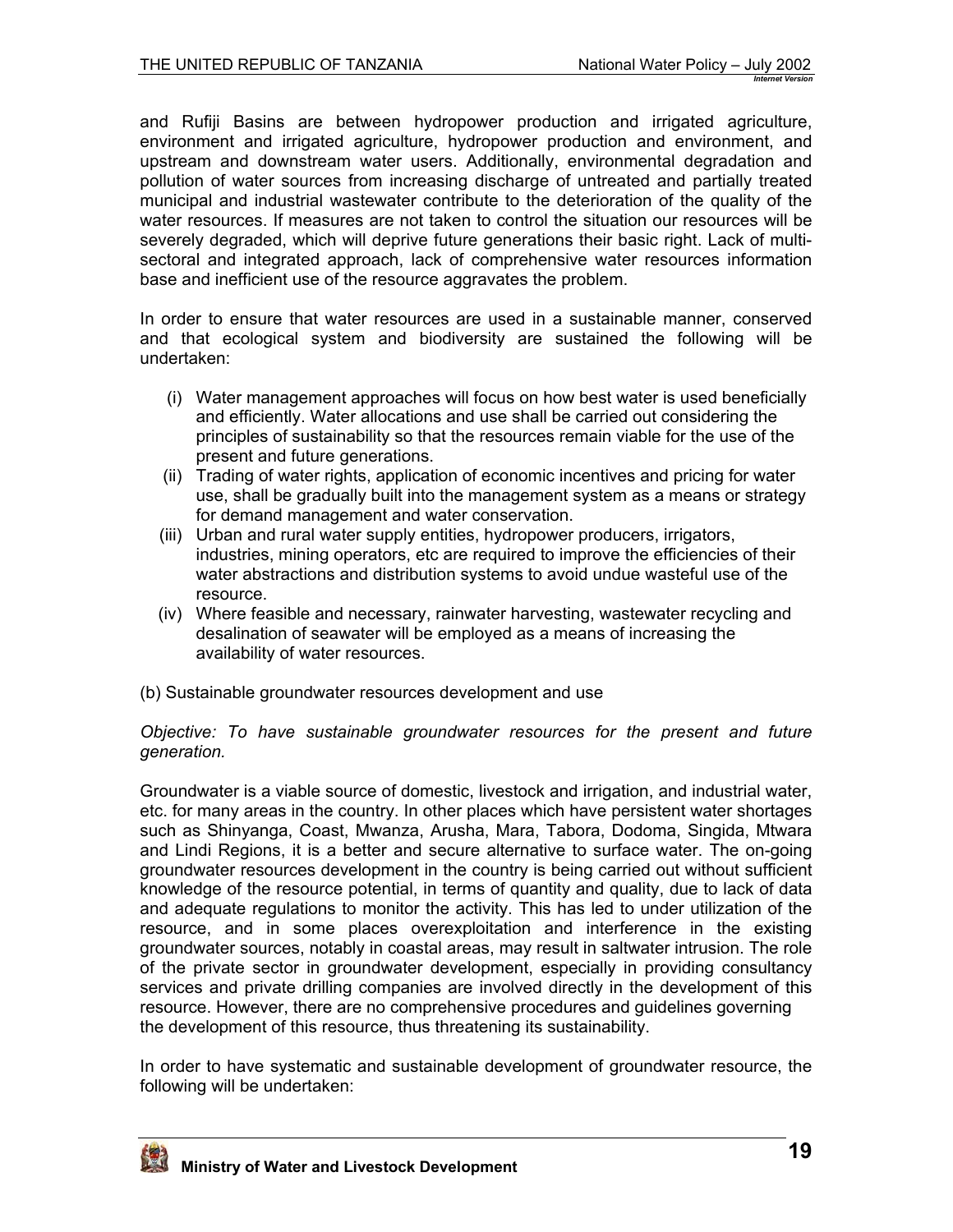and Rufiji Basins are between hydropower production and irrigated agriculture, environment and irrigated agriculture, hydropower production and environment, and upstream and downstream water users. Additionally, environmental degradation and pollution of water sources from increasing discharge of untreated and partially treated municipal and industrial wastewater contribute to the deterioration of the quality of the water resources. If measures are not taken to control the situation our resources will be severely degraded, which will deprive future generations their basic right. Lack of multi-sectoral and integrated approach, lack of comprehensive water resources information base and inefficient use of the resource aggravates the problem.

In order to ensure that water resources are used in a sustainable manner, conserved and that ecological system and biodiversity are sustained the following will be undertaken:

(i) Water management approaches will focus on how best water is used beneficially and efficiently. Water allocations and use shall be carried out considering the principles of sustainability so that the resources remain viable for the use of the present and future generations.
(ii) Trading of water rights, application of economic incentives and pricing for water use, shall be gradually built into the management system as a means or strategy for demand management and water conservation.
(iii) Urban and rural water supply entities, hydropower producers, irrigators, industries, mining operators, etc are required to improve the efficiencies of their water abstractions and distribution systems to avoid undue wasteful use of the resource.
(iv) Where feasible and necessary, rainwater harvesting, wastewater recycling and desalination of seawater will be employed as a means of increasing the availability of water resources.

(b) Sustainable groundwater resources development and use

*Objective: To have sustainable groundwater resources for the present and future generation.*

Groundwater is a viable source of domestic, livestock and irrigation, and industrial water, etc. for many areas in the country. In other places which have persistent water shortages such as Shinyanga, Coast, Mwanza, Arusha, Mara, Tabora, Dodoma, Singida, Mtwara and Lindi Regions, it is a better and secure alternative to surface water. The on-going groundwater resources development in the country is being carried out without sufficient knowledge of the resource potential, in terms of quantity and quality, due to lack of data and adequate regulations to monitor the activity. This has led to under utilization of the resource, and in some places overexploitation and interference in the existing groundwater sources, notably in coastal areas, may result in saltwater intrusion. The role of the private sector in groundwater development, especially in providing consultancy services and private drilling companies are involved directly in the development of this resource. However, there are no comprehensive procedures and guidelines governing the development of this resource, thus threatening its sustainability.

In order to have systematic and sustainable development of groundwater resource, the following will be undertaken: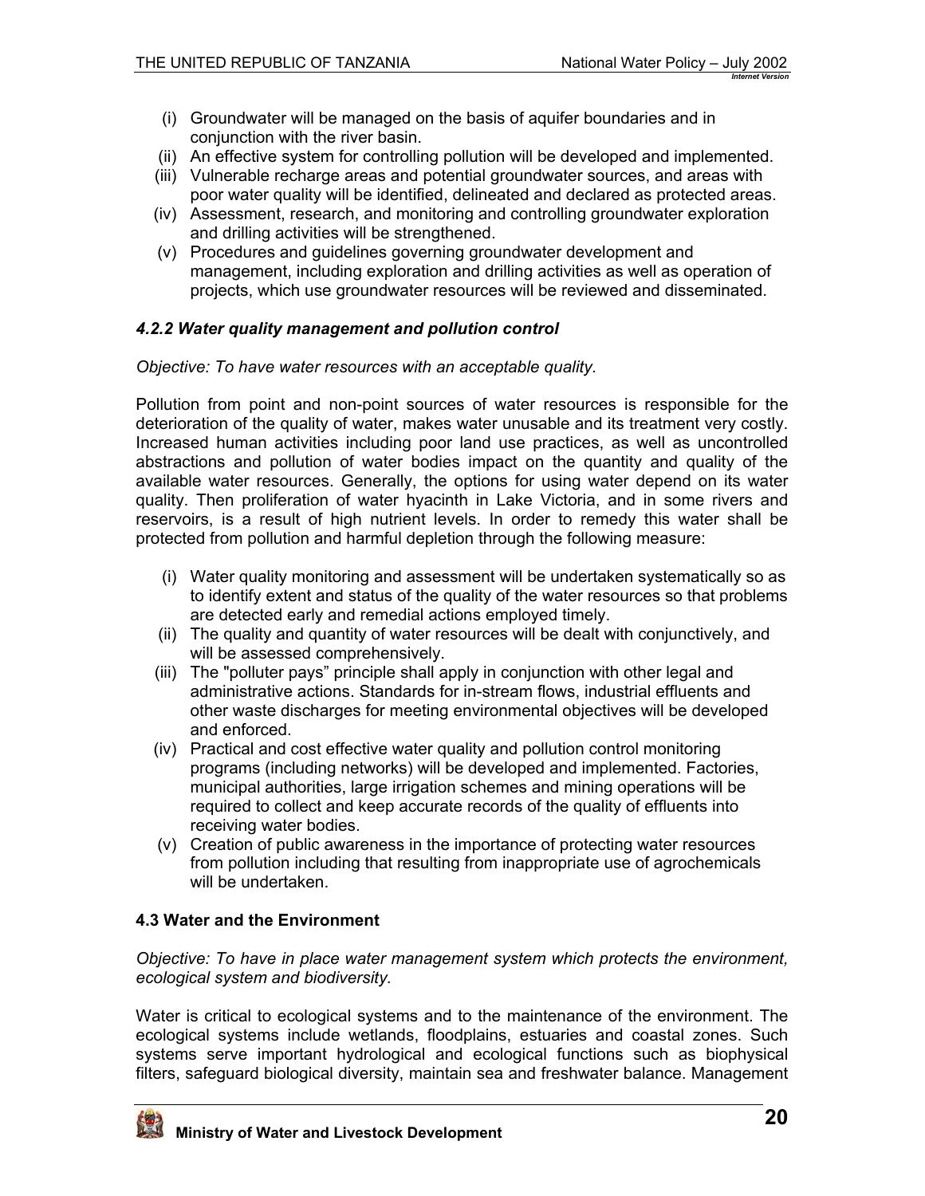(i) Groundwater will be managed on the basis of aquifer boundaries and in conjunction with the river basin.
(ii) An effective system for controlling pollution will be developed and implemented.
(iii) Vulnerable recharge areas and potential groundwater sources, and areas with poor water quality will be identified, delineated and declared as protected areas.
(iv) Assessment, research, and monitoring and controlling groundwater exploration and drilling activities will be strengthened.
(v) Procedures and guidelines governing groundwater development and management, including exploration and drilling activities as well as operation of projects, which use groundwater resources will be reviewed and disseminated.

#### *4.2.2 Water quality management and pollution control*

*Objective: To have water resources with an acceptable quality.*

Pollution from point and non-point sources of water resources is responsible for the deterioration of the quality of water, makes water unusable and its treatment very costly. Increased human activities including poor land use practices, as well as uncontrolled abstractions and pollution of water bodies impact on the quantity and quality of the available water resources. Generally, the options for using water depend on its water quality. Then proliferation of water hyacinth in Lake Victoria, and in some rivers and reservoirs, is a result of high nutrient levels. In order to remedy this water shall be protected from pollution and harmful depletion through the following measure:

(i) Water quality monitoring and assessment will be undertaken systematically so as to identify extent and status of the quality of the water resources so that problems are detected early and remedial actions employed timely.
(ii) The quality and quantity of water resources will be dealt with conjunctively, and will be assessed comprehensively.
(iii) The "polluter pays" principle shall apply in conjunction with other legal and administrative actions. Standards for in-stream flows, industrial effluents and other waste discharges for meeting environmental objectives will be developed and enforced.
(iv) Practical and cost effective water quality and pollution control monitoring programs (including networks) will be developed and implemented. Factories, municipal authorities, large irrigation schemes and mining operations will be required to collect and keep accurate records of the quality of effluents into receiving water bodies.
(v) Creation of public awareness in the importance of protecting water resources from pollution including that resulting from inappropriate use of agrochemicals will be undertaken.

### 4.3 Water and the Environment

*Objective: To have in place water management system which protects the environment, ecological system and biodiversity.*

Water is critical to ecological systems and to the maintenance of the environment. The ecological systems include wetlands, floodplains, estuaries and coastal zones. Such systems serve important hydrological and ecological functions such as biophysical filters, safeguard biological diversity, maintain sea and freshwater balance. Management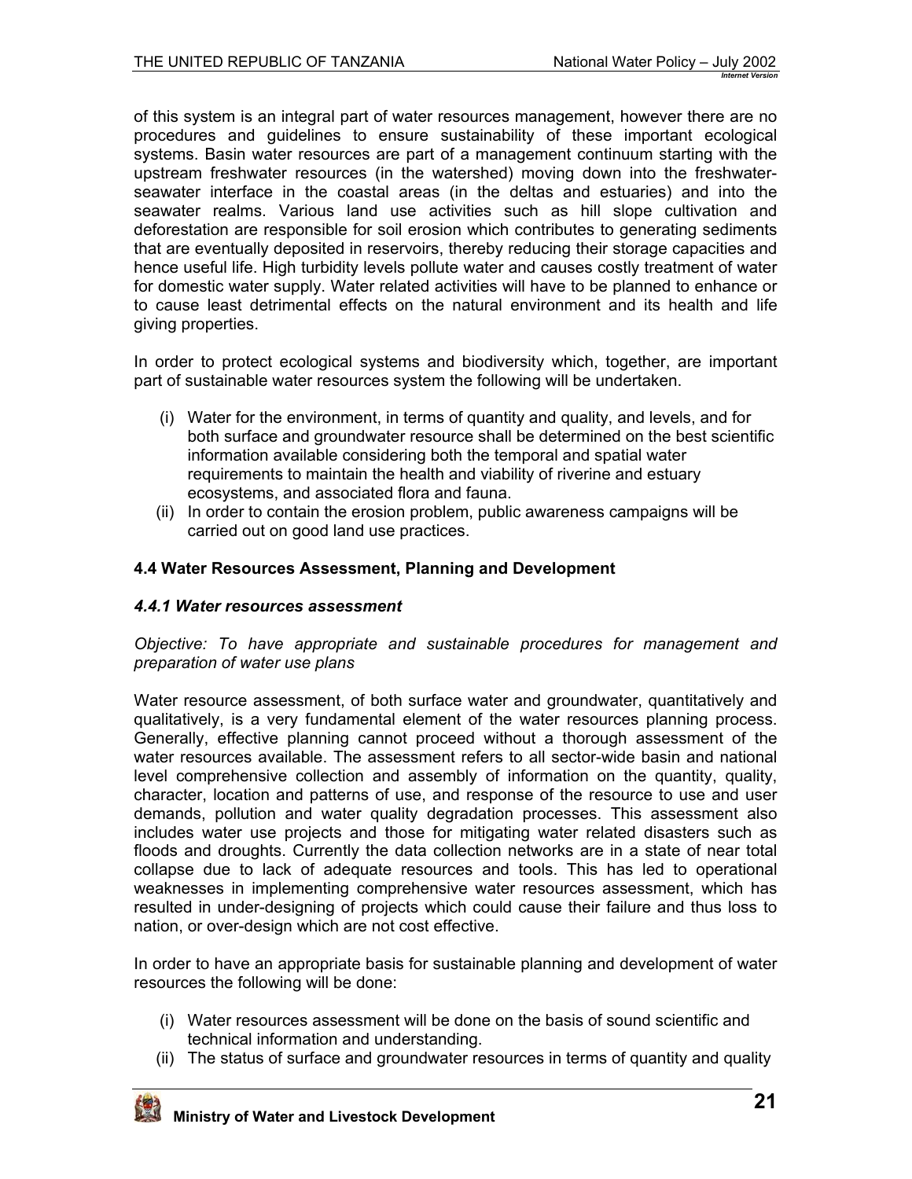of this system is an integral part of water resources management, however there are no procedures and guidelines to ensure sustainability of these important ecological systems. Basin water resources are part of a management continuum starting with the upstream freshwater resources (in the watershed) moving down into the freshwater-seawater interface in the coastal areas (in the deltas and estuaries) and into the seawater realms. Various land use activities such as hill slope cultivation and deforestation are responsible for soil erosion which contributes to generating sediments that are eventually deposited in reservoirs, thereby reducing their storage capacities and hence useful life. High turbidity levels pollute water and causes costly treatment of water for domestic water supply. Water related activities will have to be planned to enhance or to cause least detrimental effects on the natural environment and its health and life giving properties.

In order to protect ecological systems and biodiversity which, together, are important part of sustainable water resources system the following will be undertaken.

(i) Water for the environment, in terms of quantity and quality, and levels, and for both surface and groundwater resource shall be determined on the best scientific information available considering both the temporal and spatial water requirements to maintain the health and viability of riverine and estuary ecosystems, and associated flora and fauna.
(ii) In order to contain the erosion problem, public awareness campaigns will be carried out on good land use practices.

### 4.4 Water Resources Assessment, Planning and Development

#### *4.4.1 Water resources assessment*

*Objective: To have appropriate and sustainable procedures for management and preparation of water use plans*

Water resource assessment, of both surface water and groundwater, quantitatively and qualitatively, is a very fundamental element of the water resources planning process. Generally, effective planning cannot proceed without a thorough assessment of the water resources available. The assessment refers to all sector-wide basin and national level comprehensive collection and assembly of information on the quantity, quality, character, location and patterns of use, and response of the resource to use and user demands, pollution and water quality degradation processes. This assessment also includes water use projects and those for mitigating water related disasters such as floods and droughts. Currently the data collection networks are in a state of near total collapse due to lack of adequate resources and tools. This has led to operational weaknesses in implementing comprehensive water resources assessment, which has resulted in under-designing of projects which could cause their failure and thus loss to nation, or over-design which are not cost effective.

In order to have an appropriate basis for sustainable planning and development of water resources the following will be done:

(i) Water resources assessment will be done on the basis of sound scientific and technical information and understanding.
(ii) The status of surface and groundwater resources in terms of quantity and quality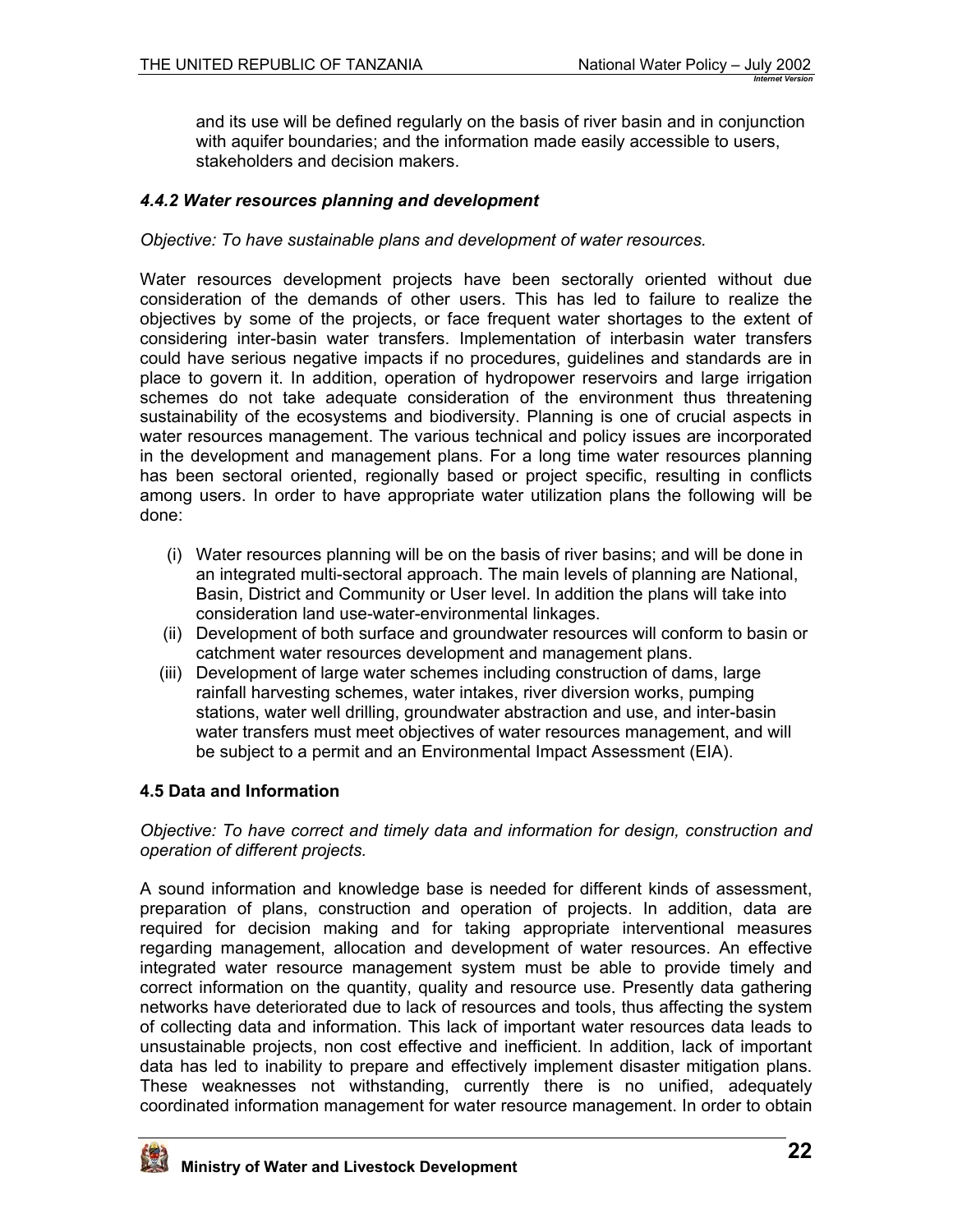and its use will be defined regularly on the basis of river basin and in conjunction with aquifer boundaries; and the information made easily accessible to users, stakeholders and decision makers.

#### *4.4.2 Water resources planning and development*

*Objective: To have sustainable plans and development of water resources.*

Water resources development projects have been sectorally oriented without due consideration of the demands of other users. This has led to failure to realize the objectives by some of the projects, or face frequent water shortages to the extent of considering inter-basin water transfers. Implementation of interbasin water transfers could have serious negative impacts if no procedures, guidelines and standards are in place to govern it. In addition, operation of hydropower reservoirs and large irrigation schemes do not take adequate consideration of the environment thus threatening sustainability of the ecosystems and biodiversity. Planning is one of crucial aspects in water resources management. The various technical and policy issues are incorporated in the development and management plans. For a long time water resources planning has been sectoral oriented, regionally based or project specific, resulting in conflicts among users. In order to have appropriate water utilization plans the following will be done:

(i) Water resources planning will be on the basis of river basins; and will be done in an integrated multi-sectoral approach. The main levels of planning are National, Basin, District and Community or User level. In addition the plans will take into consideration land use-water-environmental linkages.

(ii) Development of both surface and groundwater resources will conform to basin or catchment water resources development and management plans.

(iii) Development of large water schemes including construction of dams, large rainfall harvesting schemes, water intakes, river diversion works, pumping stations, water well drilling, groundwater abstraction and use, and inter-basin water transfers must meet objectives of water resources management, and will be subject to a permit and an Environmental Impact Assessment (EIA).

### 4.5 Data and Information

*Objective: To have correct and timely data and information for design, construction and operation of different projects.*

A sound information and knowledge base is needed for different kinds of assessment, preparation of plans, construction and operation of projects. In addition, data are required for decision making and for taking appropriate interventional measures regarding management, allocation and development of water resources. An effective integrated water resource management system must be able to provide timely and correct information on the quantity, quality and resource use. Presently data gathering networks have deteriorated due to lack of resources and tools, thus affecting the system of collecting data and information. This lack of important water resources data leads to unsustainable projects, non cost effective and inefficient. In addition, lack of important data has led to inability to prepare and effectively implement disaster mitigation plans. These weaknesses not withstanding, currently there is no unified, adequately coordinated information management for water resource management. In order to obtain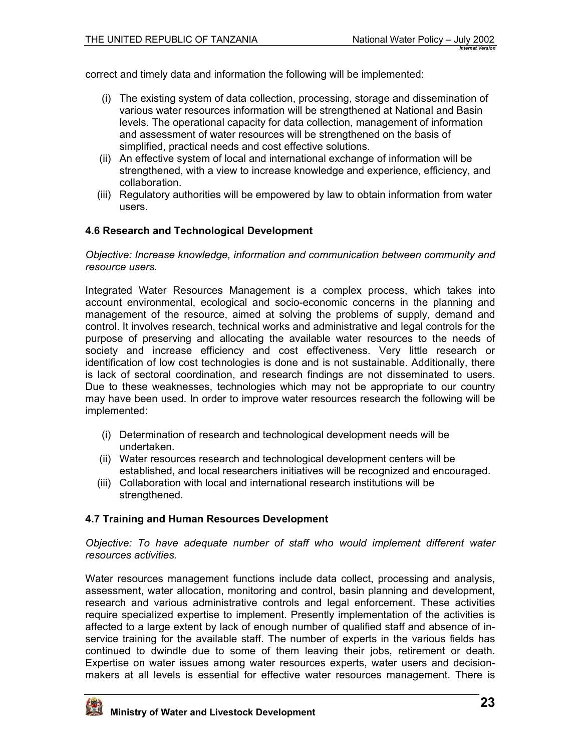correct and timely data and information the following will be implemented:

- (i) The existing system of data collection, processing, storage and dissemination of various water resources information will be strengthened at National and Basin levels. The operational capacity for data collection, management of information and assessment of water resources will be strengthened on the basis of simplified, practical needs and cost effective solutions.
- (ii) An effective system of local and international exchange of information will be strengthened, with a view to increase knowledge and experience, efficiency, and collaboration.
- (iii) Regulatory authorities will be empowered by law to obtain information from water users.

### 4.6 Research and Technological Development

*Objective: Increase knowledge, information and communication between community and resource users.*

Integrated Water Resources Management is a complex process, which takes into account environmental, ecological and socio-economic concerns in the planning and management of the resource, aimed at solving the problems of supply, demand and control. It involves research, technical works and administrative and legal controls for the purpose of preserving and allocating the available water resources to the needs of society and increase efficiency and cost effectiveness. Very little research or identification of low cost technologies is done and is not sustainable. Additionally, there is lack of sectoral coordination, and research findings are not disseminated to users. Due to these weaknesses, technologies which may not be appropriate to our country may have been used. In order to improve water resources research the following will be implemented:

- (i) Determination of research and technological development needs will be undertaken.
- (ii) Water resources research and technological development centers will be established, and local researchers initiatives will be recognized and encouraged.
- (iii) Collaboration with local and international research institutions will be strengthened.

### 4.7 Training and Human Resources Development

*Objective: To have adequate number of staff who would implement different water resources activities.*

Water resources management functions include data collect, processing and analysis, assessment, water allocation, monitoring and control, basin planning and development, research and various administrative controls and legal enforcement. These activities require specialized expertise to implement. Presently implementation of the activities is affected to a large extent by lack of enough number of qualified staff and absence of in-service training for the available staff. The number of experts in the various fields has continued to dwindle due to some of them leaving their jobs, retirement or death. Expertise on water issues among water resources experts, water users and decision-makers at all levels is essential for effective water resources management. There is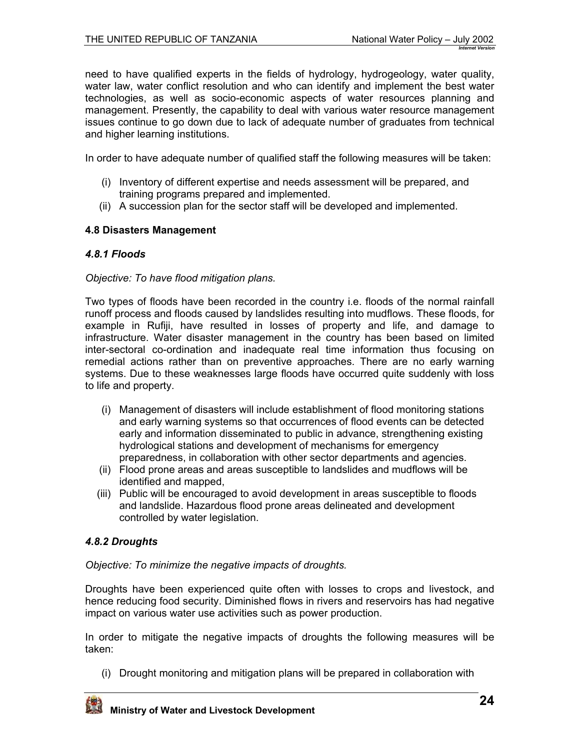need to have qualified experts in the fields of hydrology, hydrogeology, water quality, water law, water conflict resolution and who can identify and implement the best water technologies, as well as socio-economic aspects of water resources planning and management. Presently, the capability to deal with various water resource management issues continue to go down due to lack of adequate number of graduates from technical and higher learning institutions.

In order to have adequate number of qualified staff the following measures will be taken:

(i) Inventory of different expertise and needs assessment will be prepared, and training programs prepared and implemented.
(ii) A succession plan for the sector staff will be developed and implemented.

### 4.8 Disasters Management

#### *4.8.1 Floods*

*Objective: To have flood mitigation plans.*

Two types of floods have been recorded in the country i.e. floods of the normal rainfall runoff process and floods caused by landslides resulting into mudflows. These floods, for example in Rufiji, have resulted in losses of property and life, and damage to infrastructure. Water disaster management in the country has been based on limited inter-sectoral co-ordination and inadequate real time information thus focusing on remedial actions rather than on preventive approaches. There are no early warning systems. Due to these weaknesses large floods have occurred quite suddenly with loss to life and property.

(i) Management of disasters will include establishment of flood monitoring stations and early warning systems so that occurrences of flood events can be detected early and information disseminated to public in advance, strengthening existing hydrological stations and development of mechanisms for emergency preparedness, in collaboration with other sector departments and agencies.
(ii) Flood prone areas and areas susceptible to landslides and mudflows will be identified and mapped,
(iii) Public will be encouraged to avoid development in areas susceptible to floods and landslide. Hazardous flood prone areas delineated and development controlled by water legislation.

#### *4.8.2 Droughts*

*Objective: To minimize the negative impacts of droughts.*

Droughts have been experienced quite often with losses to crops and livestock, and hence reducing food security. Diminished flows in rivers and reservoirs has had negative impact on various water use activities such as power production.

In order to mitigate the negative impacts of droughts the following measures will be taken:

(i) Drought monitoring and mitigation plans will be prepared in collaboration with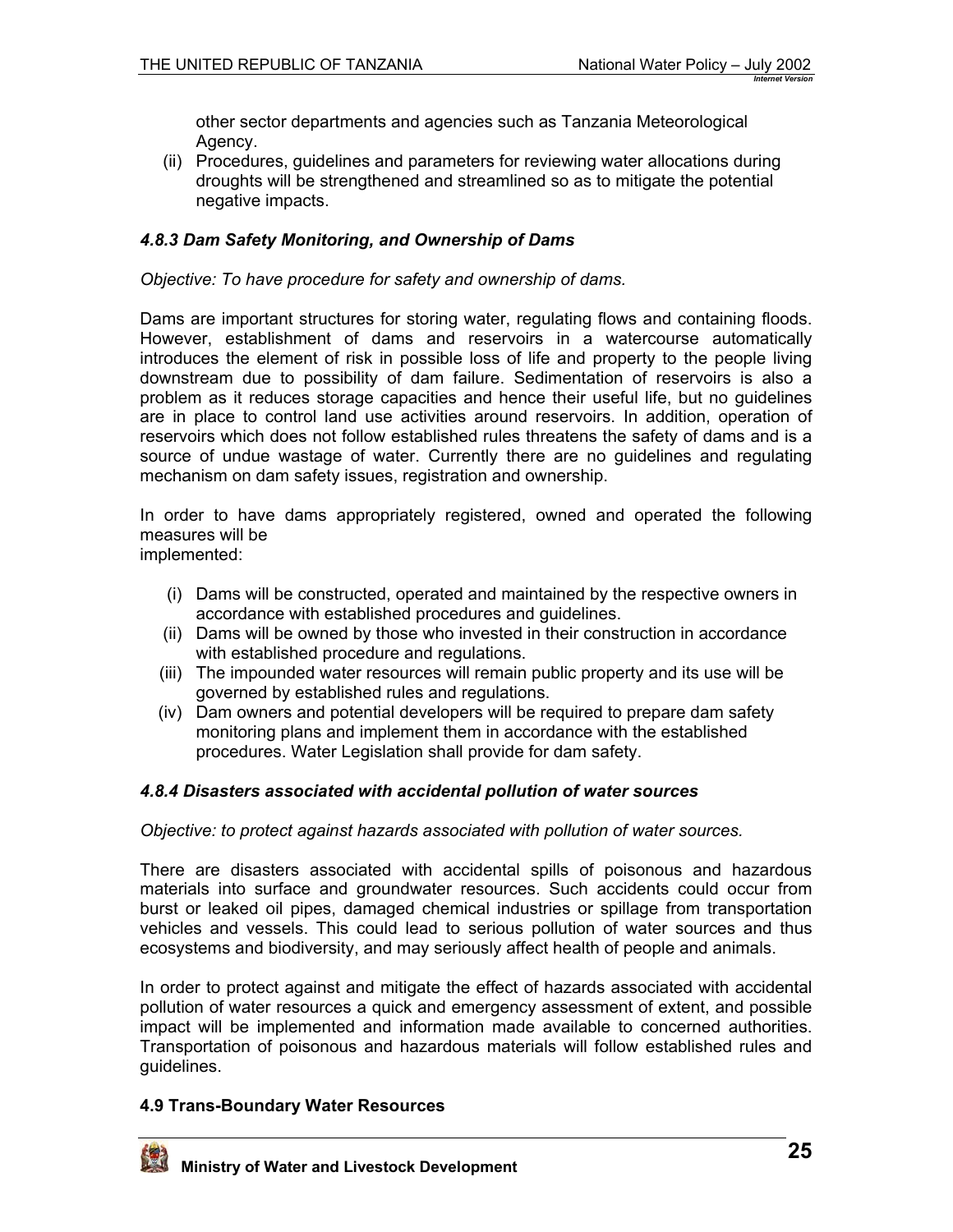other sector departments and agencies such as Tanzania Meteorological Agency.

(ii) Procedures, guidelines and parameters for reviewing water allocations during droughts will be strengthened and streamlined so as to mitigate the potential negative impacts.

### *4.8.3 Dam Safety Monitoring, and Ownership of Dams*

*Objective: To have procedure for safety and ownership of dams.*

Dams are important structures for storing water, regulating flows and containing floods. However, establishment of dams and reservoirs in a watercourse automatically introduces the element of risk in possible loss of life and property to the people living downstream due to possibility of dam failure. Sedimentation of reservoirs is also a problem as it reduces storage capacities and hence their useful life, but no guidelines are in place to control land use activities around reservoirs. In addition, operation of reservoirs which does not follow established rules threatens the safety of dams and is a source of undue wastage of water. Currently there are no guidelines and regulating mechanism on dam safety issues, registration and ownership.

In order to have dams appropriately registered, owned and operated the following measures will be implemented:

(i) Dams will be constructed, operated and maintained by the respective owners in accordance with established procedures and guidelines.

(ii) Dams will be owned by those who invested in their construction in accordance with established procedure and regulations.

(iii) The impounded water resources will remain public property and its use will be governed by established rules and regulations.

(iv) Dam owners and potential developers will be required to prepare dam safety monitoring plans and implement them in accordance with the established procedures. Water Legislation shall provide for dam safety.

### *4.8.4 Disasters associated with accidental pollution of water sources*

*Objective: to protect against hazards associated with pollution of water sources.*

There are disasters associated with accidental spills of poisonous and hazardous materials into surface and groundwater resources. Such accidents could occur from burst or leaked oil pipes, damaged chemical industries or spillage from transportation vehicles and vessels. This could lead to serious pollution of water sources and thus ecosystems and biodiversity, and may seriously affect health of people and animals.

In order to protect against and mitigate the effect of hazards associated with accidental pollution of water resources a quick and emergency assessment of extent, and possible impact will be implemented and information made available to concerned authorities. Transportation of poisonous and hazardous materials will follow established rules and guidelines.

## 4.9 Trans-Boundary Water Resources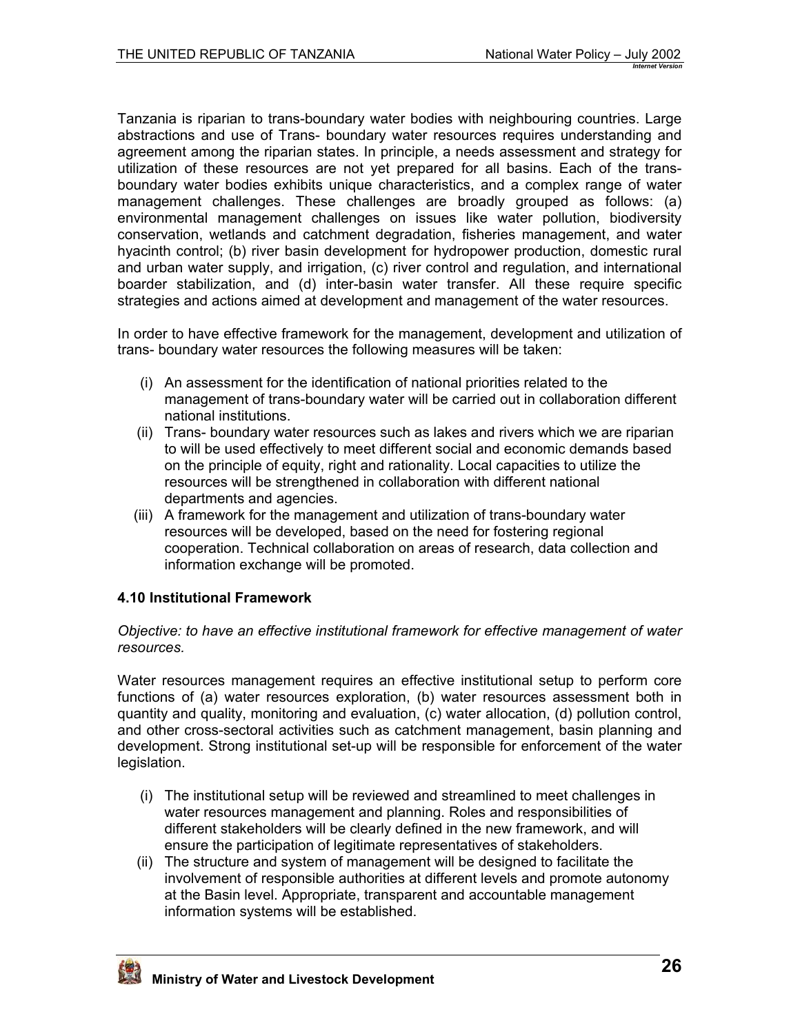Tanzania is riparian to trans-boundary water bodies with neighbouring countries. Large abstractions and use of Trans- boundary water resources requires understanding and agreement among the riparian states. In principle, a needs assessment and strategy for utilization of these resources are not yet prepared for all basins. Each of the trans-boundary water bodies exhibits unique characteristics, and a complex range of water management challenges. These challenges are broadly grouped as follows: (a) environmental management challenges on issues like water pollution, biodiversity conservation, wetlands and catchment degradation, fisheries management, and water hyacinth control; (b) river basin development for hydropower production, domestic rural and urban water supply, and irrigation, (c) river control and regulation, and international boarder stabilization, and (d) inter-basin water transfer. All these require specific strategies and actions aimed at development and management of the water resources.

In order to have effective framework for the management, development and utilization of trans- boundary water resources the following measures will be taken:

(i) An assessment for the identification of national priorities related to the management of trans-boundary water will be carried out in collaboration different national institutions.
(ii) Trans- boundary water resources such as lakes and rivers which we are riparian to will be used effectively to meet different social and economic demands based on the principle of equity, right and rationality. Local capacities to utilize the resources will be strengthened in collaboration with different national departments and agencies.
(iii) A framework for the management and utilization of trans-boundary water resources will be developed, based on the need for fostering regional cooperation. Technical collaboration on areas of research, data collection and information exchange will be promoted.

### 4.10 Institutional Framework

*Objective: to have an effective institutional framework for effective management of water resources.*

Water resources management requires an effective institutional setup to perform core functions of (a) water resources exploration, (b) water resources assessment both in quantity and quality, monitoring and evaluation, (c) water allocation, (d) pollution control, and other cross-sectoral activities such as catchment management, basin planning and development. Strong institutional set-up will be responsible for enforcement of the water legislation.

(i) The institutional setup will be reviewed and streamlined to meet challenges in water resources management and planning. Roles and responsibilities of different stakeholders will be clearly defined in the new framework, and will ensure the participation of legitimate representatives of stakeholders.
(ii) The structure and system of management will be designed to facilitate the involvement of responsible authorities at different levels and promote autonomy at the Basin level. Appropriate, transparent and accountable management information systems will be established.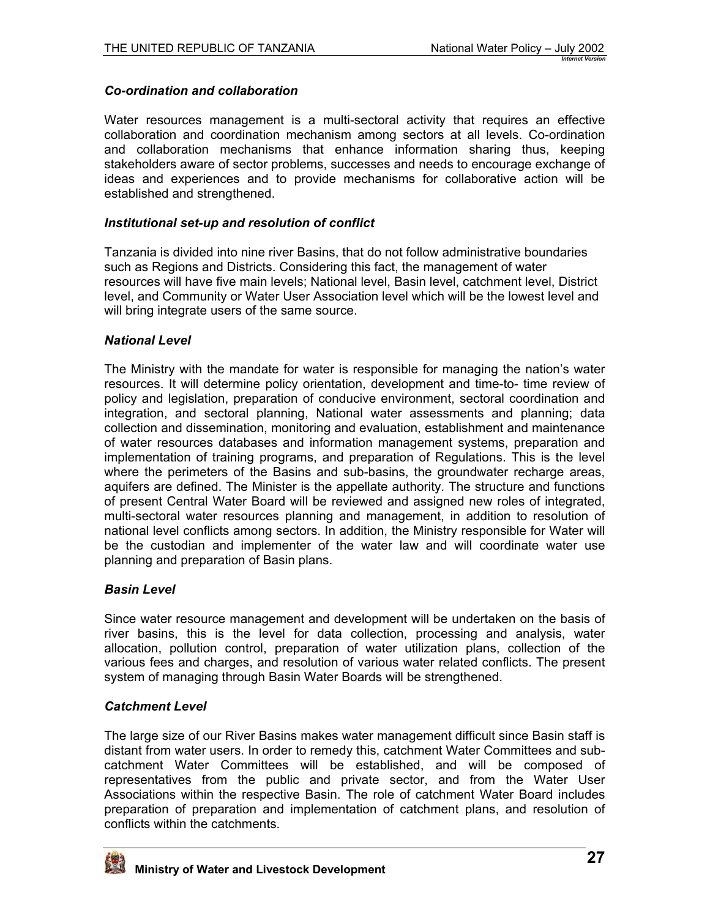### *Co-ordination and collaboration*

Water resources management is a multi-sectoral activity that requires an effective collaboration and coordination mechanism among sectors at all levels. Co-ordination and collaboration mechanisms that enhance information sharing thus, keeping stakeholders aware of sector problems, successes and needs to encourage exchange of ideas and experiences and to provide mechanisms for collaborative action will be established and strengthened.

### *Institutional set-up and resolution of conflict*

Tanzania is divided into nine river Basins, that do not follow administrative boundaries such as Regions and Districts. Considering this fact, the management of water resources will have five main levels; National level, Basin level, catchment level, District level, and Community or Water User Association level which will be the lowest level and will bring integrate users of the same source.

### *National Level*

The Ministry with the mandate for water is responsible for managing the nation's water resources. It will determine policy orientation, development and time-to- time review of policy and legislation, preparation of conducive environment, sectoral coordination and integration, and sectoral planning, National water assessments and planning; data collection and dissemination, monitoring and evaluation, establishment and maintenance of water resources databases and information management systems, preparation and implementation of training programs, and preparation of Regulations. This is the level where the perimeters of the Basins and sub-basins, the groundwater recharge areas, aquifers are defined. The Minister is the appellate authority. The structure and functions of present Central Water Board will be reviewed and assigned new roles of integrated, multi-sectoral water resources planning and management, in addition to resolution of national level conflicts among sectors. In addition, the Ministry responsible for Water will be the custodian and implementer of the water law and will coordinate water use planning and preparation of Basin plans.

### *Basin Level*

Since water resource management and development will be undertaken on the basis of river basins, this is the level for data collection, processing and analysis, water allocation, pollution control, preparation of water utilization plans, collection of the various fees and charges, and resolution of various water related conflicts. The present system of managing through Basin Water Boards will be strengthened.

### *Catchment Level*

The large size of our River Basins makes water management difficult since Basin staff is distant from water users. In order to remedy this, catchment Water Committees and sub-catchment Water Committees will be established, and will be composed of representatives from the public and private sector, and from the Water User Associations within the respective Basin. The role of catchment Water Board includes preparation of preparation and implementation of catchment plans, and resolution of conflicts within the catchments.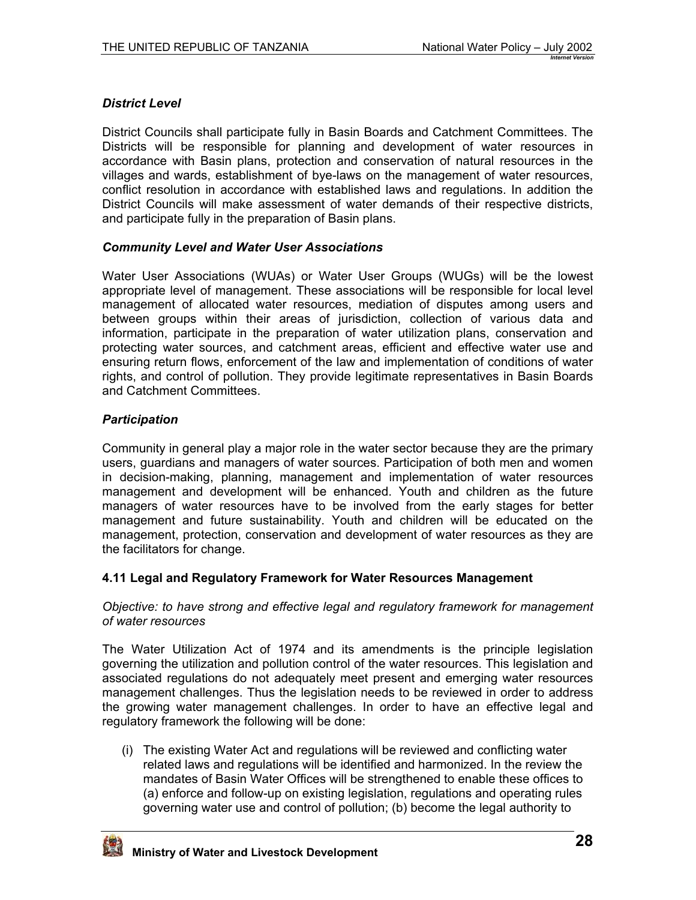### *District Level*

District Councils shall participate fully in Basin Boards and Catchment Committees. The Districts will be responsible for planning and development of water resources in accordance with Basin plans, protection and conservation of natural resources in the villages and wards, establishment of bye-laws on the management of water resources, conflict resolution in accordance with established laws and regulations. In addition the District Councils will make assessment of water demands of their respective districts, and participate fully in the preparation of Basin plans.

### *Community Level and Water User Associations*

Water User Associations (WUAs) or Water User Groups (WUGs) will be the lowest appropriate level of management. These associations will be responsible for local level management of allocated water resources, mediation of disputes among users and between groups within their areas of jurisdiction, collection of various data and information, participate in the preparation of water utilization plans, conservation and protecting water sources, and catchment areas, efficient and effective water use and ensuring return flows, enforcement of the law and implementation of conditions of water rights, and control of pollution. They provide legitimate representatives in Basin Boards and Catchment Committees.

### *Participation*

Community in general play a major role in the water sector because they are the primary users, guardians and managers of water sources. Participation of both men and women in decision-making, planning, management and implementation of water resources management and development will be enhanced. Youth and children as the future managers of water resources have to be involved from the early stages for better management and future sustainability. Youth and children will be educated on the management, protection, conservation and development of water resources as they are the facilitators for change.

### 4.11 Legal and Regulatory Framework for Water Resources Management

*Objective: to have strong and effective legal and regulatory framework for management of water resources*

The Water Utilization Act of 1974 and its amendments is the principle legislation governing the utilization and pollution control of the water resources. This legislation and associated regulations do not adequately meet present and emerging water resources management challenges. Thus the legislation needs to be reviewed in order to address the growing water management challenges. In order to have an effective legal and regulatory framework the following will be done:

(i) The existing Water Act and regulations will be reviewed and conflicting water related laws and regulations will be identified and harmonized. In the review the mandates of Basin Water Offices will be strengthened to enable these offices to (a) enforce and follow-up on existing legislation, regulations and operating rules governing water use and control of pollution; (b) become the legal authority to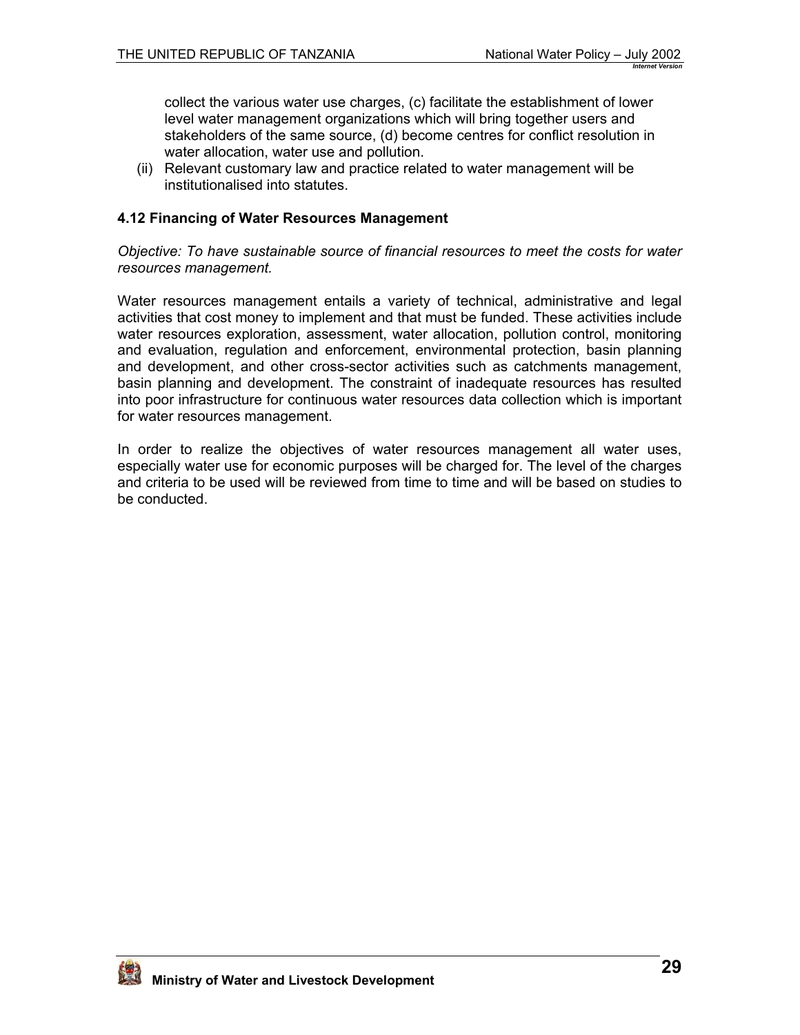collect the various water use charges, (c) facilitate the establishment of lower level water management organizations which will bring together users and stakeholders of the same source, (d) become centres for conflict resolution in water allocation, water use and pollution.

(ii) Relevant customary law and practice related to water management will be institutionalised into statutes.

### 4.12 Financing of Water Resources Management

*Objective: To have sustainable source of financial resources to meet the costs for water resources management.*

Water resources management entails a variety of technical, administrative and legal activities that cost money to implement and that must be funded. These activities include water resources exploration, assessment, water allocation, pollution control, monitoring and evaluation, regulation and enforcement, environmental protection, basin planning and development, and other cross-sector activities such as catchments management, basin planning and development. The constraint of inadequate resources has resulted into poor infrastructure for continuous water resources data collection which is important for water resources management.

In order to realize the objectives of water resources management all water uses, especially water use for economic purposes will be charged for. The level of the charges and criteria to be used will be reviewed from time to time and will be based on studies to be conducted.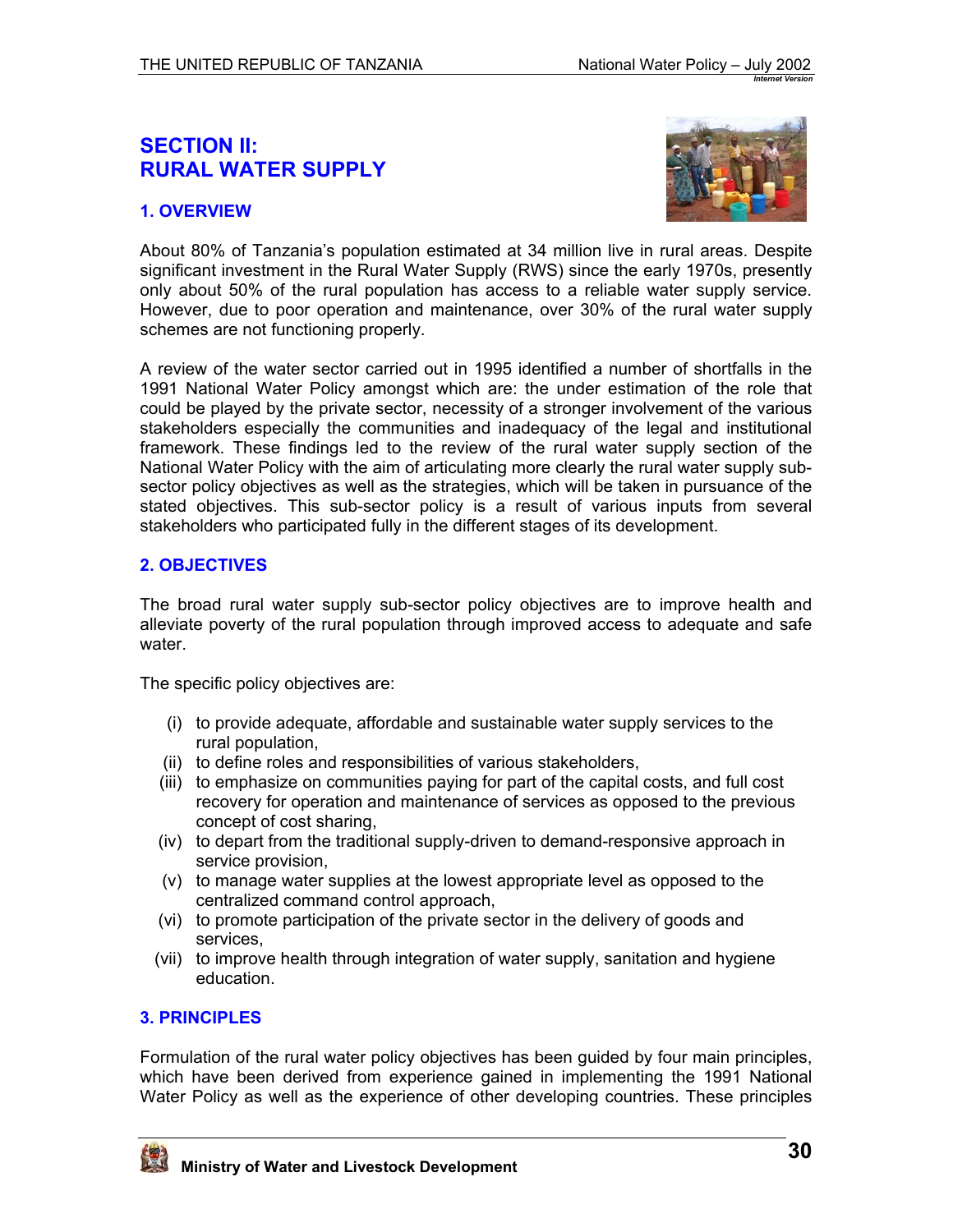## SECTION II: RURAL WATER SUPPLY

### 1. OVERVIEW

About 80% of Tanzania's population estimated at 34 million live in rural areas. Despite significant investment in the Rural Water Supply (RWS) since the early 1970s, presently only about 50% of the rural population has access to a reliable water supply service. However, due to poor operation and maintenance, over 30% of the rural water supply schemes are not functioning properly.

A review of the water sector carried out in 1995 identified a number of shortfalls in the 1991 National Water Policy amongst which are: the under estimation of the role that could be played by the private sector, necessity of a stronger involvement of the various stakeholders especially the communities and inadequacy of the legal and institutional framework. These findings led to the review of the rural water supply section of the National Water Policy with the aim of articulating more clearly the rural water supply sub-sector policy objectives as well as the strategies, which will be taken in pursuance of the stated objectives. This sub-sector policy is a result of various inputs from several stakeholders who participated fully in the different stages of its development.

### 2. OBJECTIVES

The broad rural water supply sub-sector policy objectives are to improve health and alleviate poverty of the rural population through improved access to adequate and safe water.

The specific policy objectives are:

(i) to provide adequate, affordable and sustainable water supply services to the rural population,
(ii) to define roles and responsibilities of various stakeholders,
(iii) to emphasize on communities paying for part of the capital costs, and full cost recovery for operation and maintenance of services as opposed to the previous concept of cost sharing,
(iv) to depart from the traditional supply-driven to demand-responsive approach in service provision,
(v) to manage water supplies at the lowest appropriate level as opposed to the centralized command control approach,
(vi) to promote participation of the private sector in the delivery of goods and services,
(vii) to improve health through integration of water supply, sanitation and hygiene education.

### 3. PRINCIPLES

Formulation of the rural water policy objectives has been guided by four main principles, which have been derived from experience gained in implementing the 1991 National Water Policy as well as the experience of other developing countries. These principles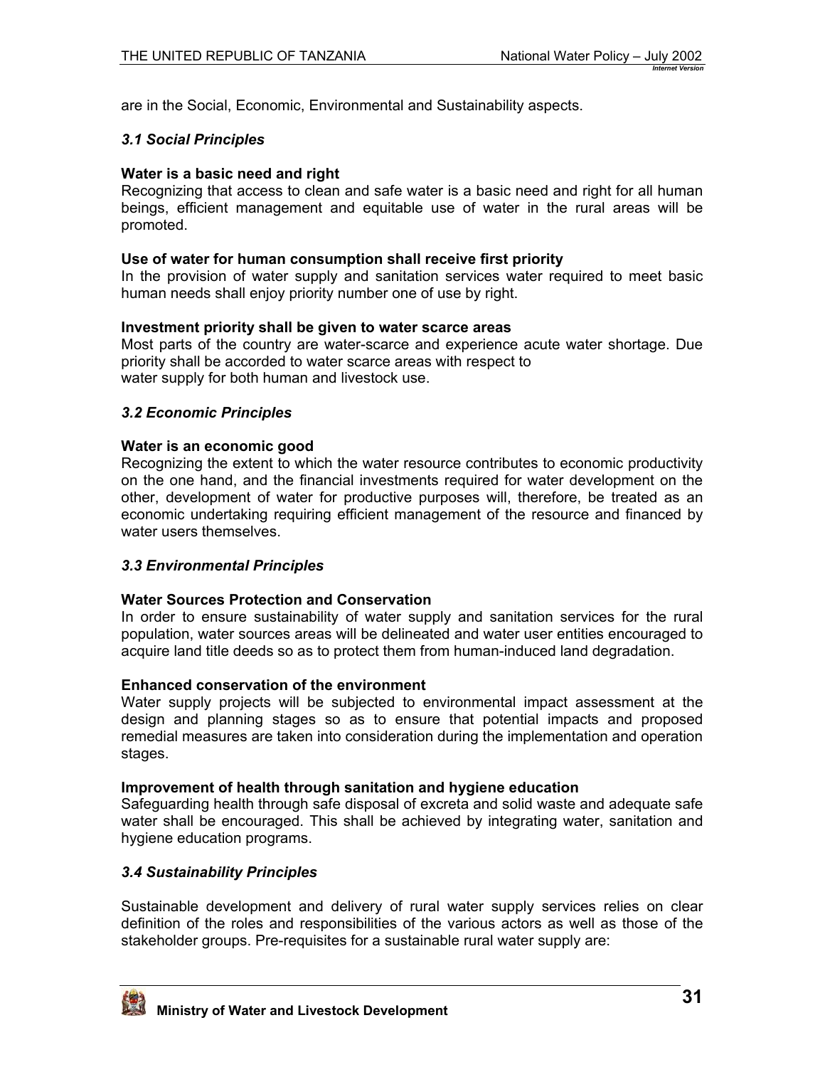are in the Social, Economic, Environmental and Sustainability aspects.

### *3.1 Social Principles*

**Water is a basic need and right**
Recognizing that access to clean and safe water is a basic need and right for all human beings, efficient management and equitable use of water in the rural areas will be promoted.

**Use of water for human consumption shall receive first priority**
In the provision of water supply and sanitation services water required to meet basic human needs shall enjoy priority number one of use by right.

**Investment priority shall be given to water scarce areas**
Most parts of the country are water-scarce and experience acute water shortage. Due priority shall be accorded to water scarce areas with respect to water supply for both human and livestock use.

### *3.2 Economic Principles*

**Water is an economic good**
Recognizing the extent to which the water resource contributes to economic productivity on the one hand, and the financial investments required for water development on the other, development of water for productive purposes will, therefore, be treated as an economic undertaking requiring efficient management of the resource and financed by water users themselves.

### *3.3 Environmental Principles*

**Water Sources Protection and Conservation**
In order to ensure sustainability of water supply and sanitation services for the rural population, water sources areas will be delineated and water user entities encouraged to acquire land title deeds so as to protect them from human-induced land degradation.

**Enhanced conservation of the environment**
Water supply projects will be subjected to environmental impact assessment at the design and planning stages so as to ensure that potential impacts and proposed remedial measures are taken into consideration during the implementation and operation stages.

**Improvement of health through sanitation and hygiene education**
Safeguarding health through safe disposal of excreta and solid waste and adequate safe water shall be encouraged. This shall be achieved by integrating water, sanitation and hygiene education programs.

### *3.4 Sustainability Principles*

Sustainable development and delivery of rural water supply services relies on clear definition of the roles and responsibilities of the various actors as well as those of the stakeholder groups. Pre-requisites for a sustainable rural water supply are: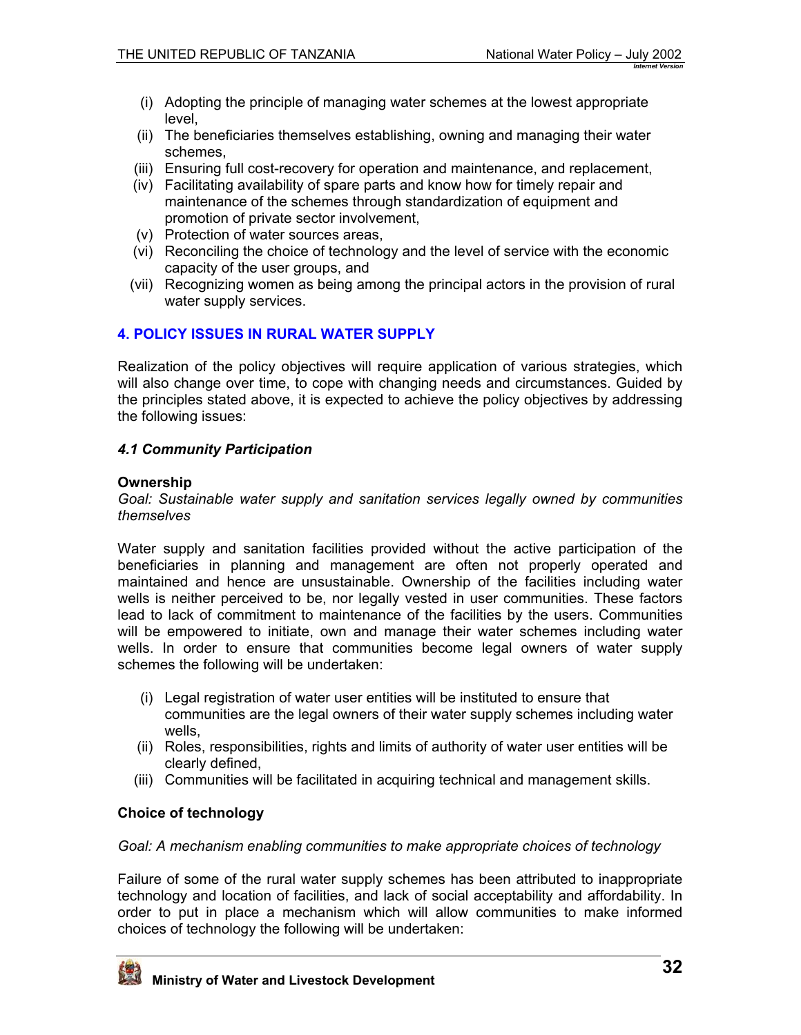(i) Adopting the principle of managing water schemes at the lowest appropriate level,
(ii) The beneficiaries themselves establishing, owning and managing their water schemes,
(iii) Ensuring full cost-recovery for operation and maintenance, and replacement,
(iv) Facilitating availability of spare parts and know how for timely repair and maintenance of the schemes through standardization of equipment and promotion of private sector involvement,
(v) Protection of water sources areas,
(vi) Reconciling the choice of technology and the level of service with the economic capacity of the user groups, and
(vii) Recognizing women as being among the principal actors in the provision of rural water supply services.

## 4. POLICY ISSUES IN RURAL WATER SUPPLY

Realization of the policy objectives will require application of various strategies, which will also change over time, to cope with changing needs and circumstances. Guided by the principles stated above, it is expected to achieve the policy objectives by addressing the following issues:

### *4.1 Community Participation*

**Ownership**

*Goal: Sustainable water supply and sanitation services legally owned by communities themselves*

Water supply and sanitation facilities provided without the active participation of the beneficiaries in planning and management are often not properly operated and maintained and hence are unsustainable. Ownership of the facilities including water wells is neither perceived to be, nor legally vested in user communities. These factors lead to lack of commitment to maintenance of the facilities by the users. Communities will be empowered to initiate, own and manage their water schemes including water wells. In order to ensure that communities become legal owners of water supply schemes the following will be undertaken:

(i) Legal registration of water user entities will be instituted to ensure that communities are the legal owners of their water supply schemes including water wells,
(ii) Roles, responsibilities, rights and limits of authority of water user entities will be clearly defined,
(iii) Communities will be facilitated in acquiring technical and management skills.

**Choice of technology**

*Goal: A mechanism enabling communities to make appropriate choices of technology*

Failure of some of the rural water supply schemes has been attributed to inappropriate technology and location of facilities, and lack of social acceptability and affordability. In order to put in place a mechanism which will allow communities to make informed choices of technology the following will be undertaken: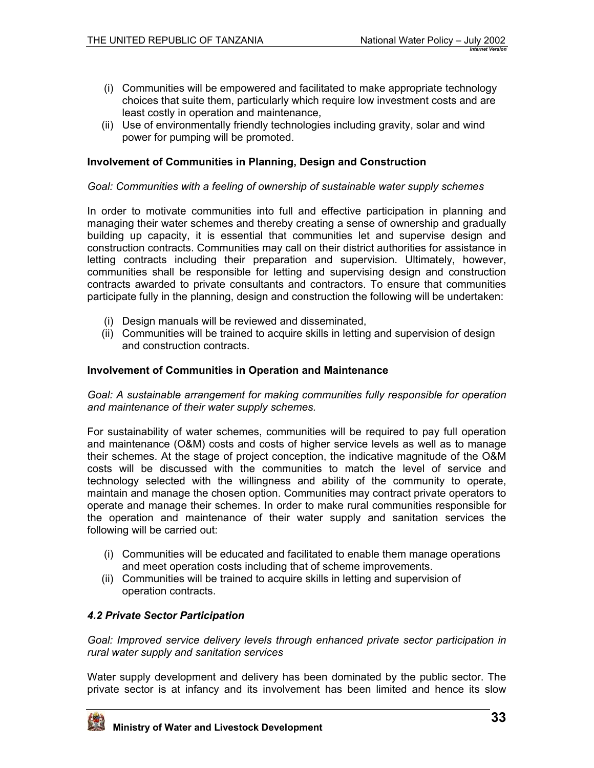(i) Communities will be empowered and facilitated to make appropriate technology choices that suite them, particularly which require low investment costs and are least costly in operation and maintenance,
(ii) Use of environmentally friendly technologies including gravity, solar and wind power for pumping will be promoted.

**Involvement of Communities in Planning, Design and Construction**

*Goal: Communities with a feeling of ownership of sustainable water supply schemes*

In order to motivate communities into full and effective participation in planning and managing their water schemes and thereby creating a sense of ownership and gradually building up capacity, it is essential that communities let and supervise design and construction contracts. Communities may call on their district authorities for assistance in letting contracts including their preparation and supervision. Ultimately, however, communities shall be responsible for letting and supervising design and construction contracts awarded to private consultants and contractors. To ensure that communities participate fully in the planning, design and construction the following will be undertaken:

(i) Design manuals will be reviewed and disseminated,
(ii) Communities will be trained to acquire skills in letting and supervision of design and construction contracts.

**Involvement of Communities in Operation and Maintenance**

*Goal: A sustainable arrangement for making communities fully responsible for operation and maintenance of their water supply schemes.*

For sustainability of water schemes, communities will be required to pay full operation and maintenance (O&M) costs and costs of higher service levels as well as to manage their schemes. At the stage of project conception, the indicative magnitude of the O&M costs will be discussed with the communities to match the level of service and technology selected with the willingness and ability of the community to operate, maintain and manage the chosen option. Communities may contract private operators to operate and manage their schemes. In order to make rural communities responsible for the operation and maintenance of their water supply and sanitation services the following will be carried out:

(i) Communities will be educated and facilitated to enable them manage operations and meet operation costs including that of scheme improvements.
(ii) Communities will be trained to acquire skills in letting and supervision of operation contracts.

### *4.2 Private Sector Participation*

*Goal: Improved service delivery levels through enhanced private sector participation in rural water supply and sanitation services*

Water supply development and delivery has been dominated by the public sector. The private sector is at infancy and its involvement has been limited and hence its slow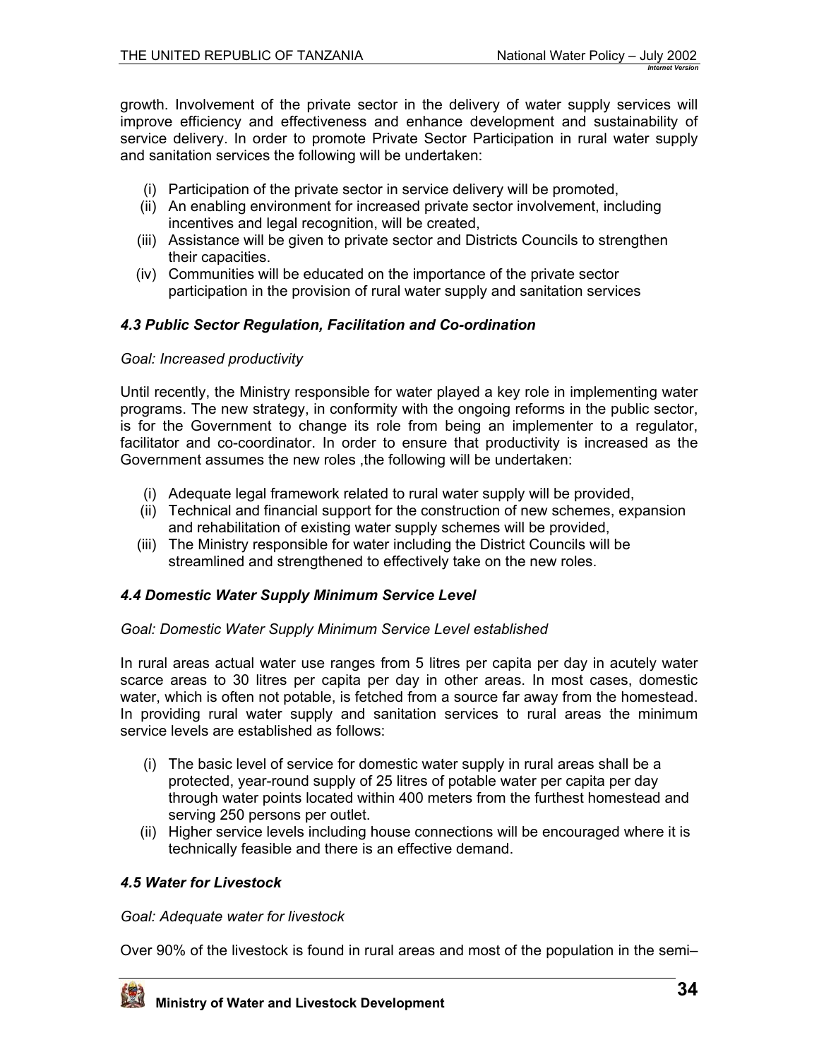growth. Involvement of the private sector in the delivery of water supply services will improve efficiency and effectiveness and enhance development and sustainability of service delivery. In order to promote Private Sector Participation in rural water supply and sanitation services the following will be undertaken:

(i) Participation of the private sector in service delivery will be promoted,
(ii) An enabling environment for increased private sector involvement, including incentives and legal recognition, will be created,
(iii) Assistance will be given to private sector and Districts Councils to strengthen their capacities.
(iv) Communities will be educated on the importance of the private sector participation in the provision of rural water supply and sanitation services

### *4.3 Public Sector Regulation, Facilitation and Co-ordination*

*Goal: Increased productivity*

Until recently, the Ministry responsible for water played a key role in implementing water programs. The new strategy, in conformity with the ongoing reforms in the public sector, is for the Government to change its role from being an implementer to a regulator, facilitator and co-coordinator. In order to ensure that productivity is increased as the Government assumes the new roles ,the following will be undertaken:

(i) Adequate legal framework related to rural water supply will be provided,
(ii) Technical and financial support for the construction of new schemes, expansion and rehabilitation of existing water supply schemes will be provided,
(iii) The Ministry responsible for water including the District Councils will be streamlined and strengthened to effectively take on the new roles.

### *4.4 Domestic Water Supply Minimum Service Level*

*Goal: Domestic Water Supply Minimum Service Level established*

In rural areas actual water use ranges from 5 litres per capita per day in acutely water scarce areas to 30 litres per capita per day in other areas. In most cases, domestic water, which is often not potable, is fetched from a source far away from the homestead. In providing rural water supply and sanitation services to rural areas the minimum service levels are established as follows:

(i) The basic level of service for domestic water supply in rural areas shall be a protected, year-round supply of 25 litres of potable water per capita per day through water points located within 400 meters from the furthest homestead and serving 250 persons per outlet.
(ii) Higher service levels including house connections will be encouraged where it is technically feasible and there is an effective demand.

### *4.5 Water for Livestock*

*Goal: Adequate water for livestock*

Over 90% of the livestock is found in rural areas and most of the population in the semi–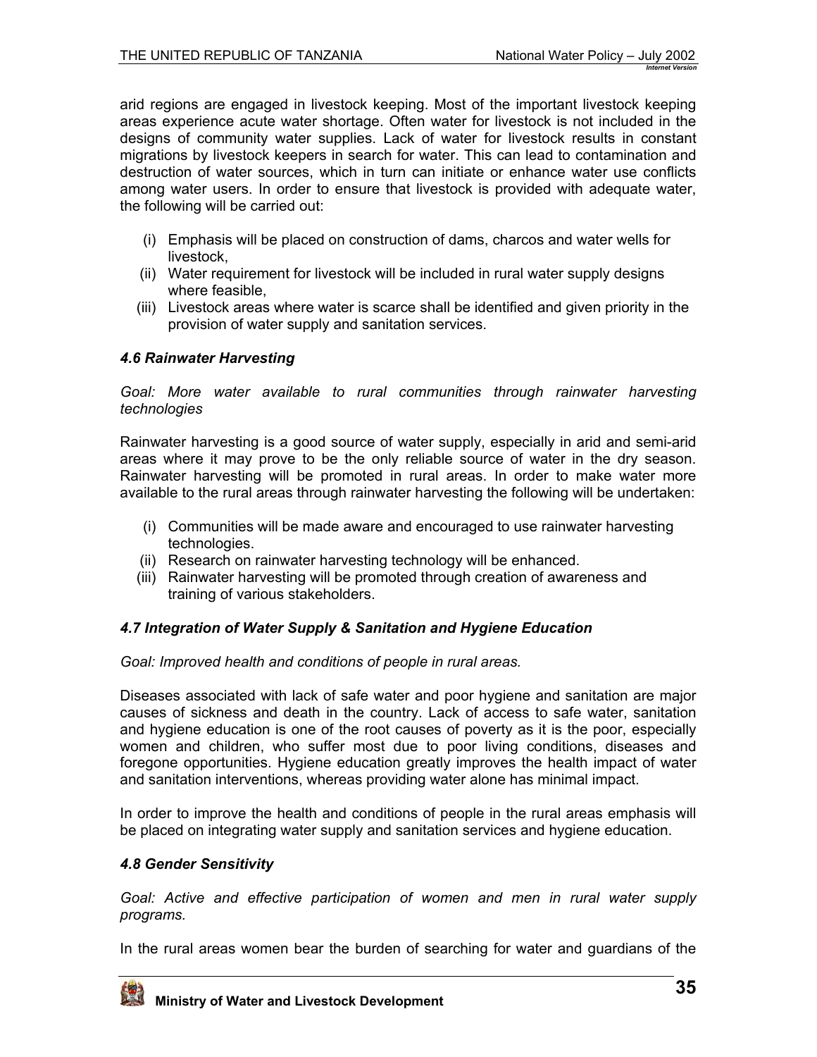arid regions are engaged in livestock keeping. Most of the important livestock keeping areas experience acute water shortage. Often water for livestock is not included in the designs of community water supplies. Lack of water for livestock results in constant migrations by livestock keepers in search for water. This can lead to contamination and destruction of water sources, which in turn can initiate or enhance water use conflicts among water users. In order to ensure that livestock is provided with adequate water, the following will be carried out:

(i) Emphasis will be placed on construction of dams, charcos and water wells for livestock,
(ii) Water requirement for livestock will be included in rural water supply designs where feasible,
(iii) Livestock areas where water is scarce shall be identified and given priority in the provision of water supply and sanitation services.

### *4.6 Rainwater Harvesting*

*Goal: More water available to rural communities through rainwater harvesting technologies*

Rainwater harvesting is a good source of water supply, especially in arid and semi-arid areas where it may prove to be the only reliable source of water in the dry season. Rainwater harvesting will be promoted in rural areas. In order to make water more available to the rural areas through rainwater harvesting the following will be undertaken:

(i) Communities will be made aware and encouraged to use rainwater harvesting technologies.
(ii) Research on rainwater harvesting technology will be enhanced.
(iii) Rainwater harvesting will be promoted through creation of awareness and training of various stakeholders.

### *4.7 Integration of Water Supply & Sanitation and Hygiene Education*

*Goal: Improved health and conditions of people in rural areas.*

Diseases associated with lack of safe water and poor hygiene and sanitation are major causes of sickness and death in the country. Lack of access to safe water, sanitation and hygiene education is one of the root causes of poverty as it is the poor, especially women and children, who suffer most due to poor living conditions, diseases and foregone opportunities. Hygiene education greatly improves the health impact of water and sanitation interventions, whereas providing water alone has minimal impact.

In order to improve the health and conditions of people in the rural areas emphasis will be placed on integrating water supply and sanitation services and hygiene education.

### *4.8 Gender Sensitivity*

*Goal: Active and effective participation of women and men in rural water supply programs.*

In the rural areas women bear the burden of searching for water and guardians of the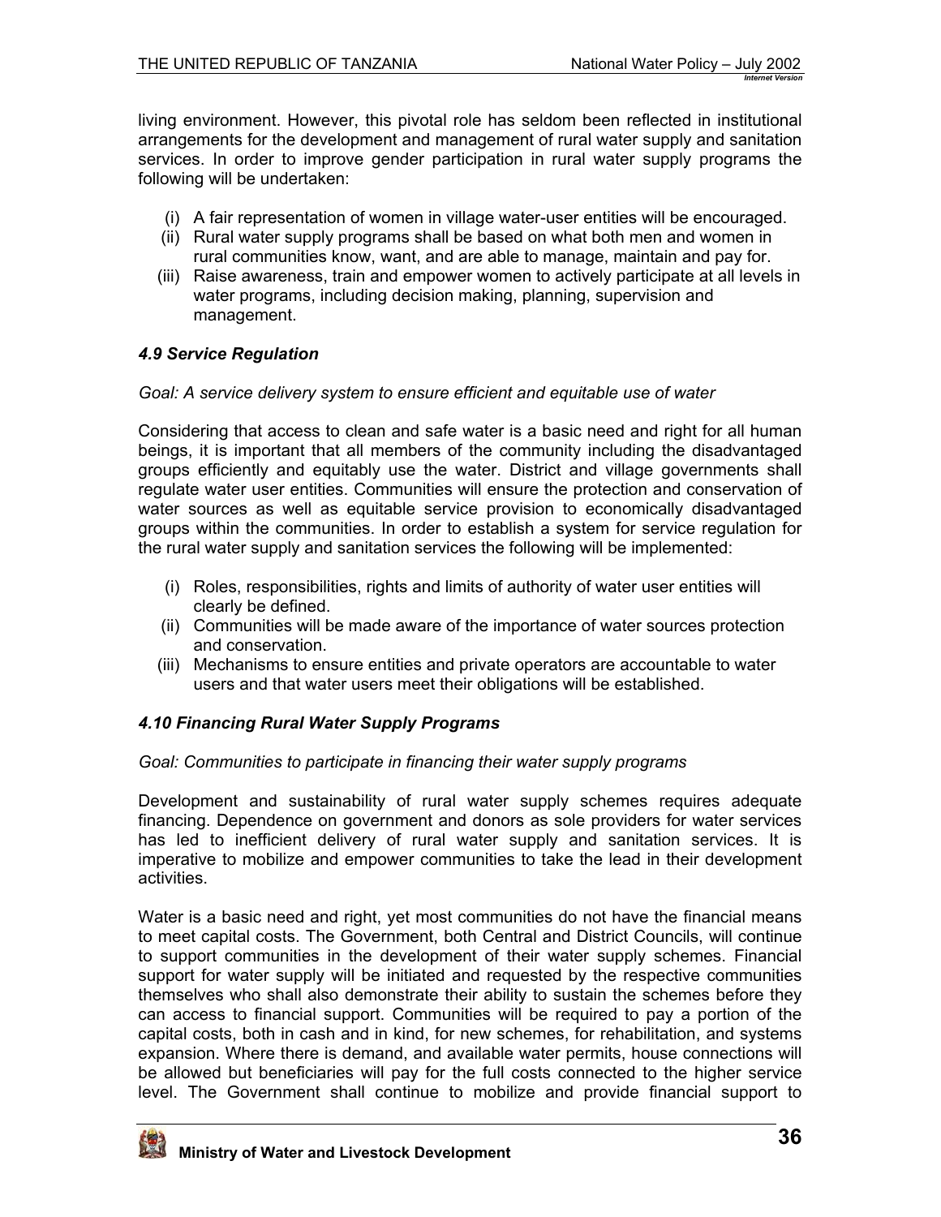living environment. However, this pivotal role has seldom been reflected in institutional arrangements for the development and management of rural water supply and sanitation services. In order to improve gender participation in rural water supply programs the following will be undertaken:

(i) A fair representation of women in village water-user entities will be encouraged.
(ii) Rural water supply programs shall be based on what both men and women in rural communities know, want, and are able to manage, maintain and pay for.
(iii) Raise awareness, train and empower women to actively participate at all levels in water programs, including decision making, planning, supervision and management.

### *4.9 Service Regulation*

*Goal: A service delivery system to ensure efficient and equitable use of water*

Considering that access to clean and safe water is a basic need and right for all human beings, it is important that all members of the community including the disadvantaged groups efficiently and equitably use the water. District and village governments shall regulate water user entities. Communities will ensure the protection and conservation of water sources as well as equitable service provision to economically disadvantaged groups within the communities. In order to establish a system for service regulation for the rural water supply and sanitation services the following will be implemented:

(i) Roles, responsibilities, rights and limits of authority of water user entities will clearly be defined.
(ii) Communities will be made aware of the importance of water sources protection and conservation.
(iii) Mechanisms to ensure entities and private operators are accountable to water users and that water users meet their obligations will be established.

### *4.10 Financing Rural Water Supply Programs*

*Goal: Communities to participate in financing their water supply programs*

Development and sustainability of rural water supply schemes requires adequate financing. Dependence on government and donors as sole providers for water services has led to inefficient delivery of rural water supply and sanitation services. It is imperative to mobilize and empower communities to take the lead in their development activities.

Water is a basic need and right, yet most communities do not have the financial means to meet capital costs. The Government, both Central and District Councils, will continue to support communities in the development of their water supply schemes. Financial support for water supply will be initiated and requested by the respective communities themselves who shall also demonstrate their ability to sustain the schemes before they can access to financial support. Communities will be required to pay a portion of the capital costs, both in cash and in kind, for new schemes, for rehabilitation, and systems expansion. Where there is demand, and available water permits, house connections will be allowed but beneficiaries will pay for the full costs connected to the higher service level. The Government shall continue to mobilize and provide financial support to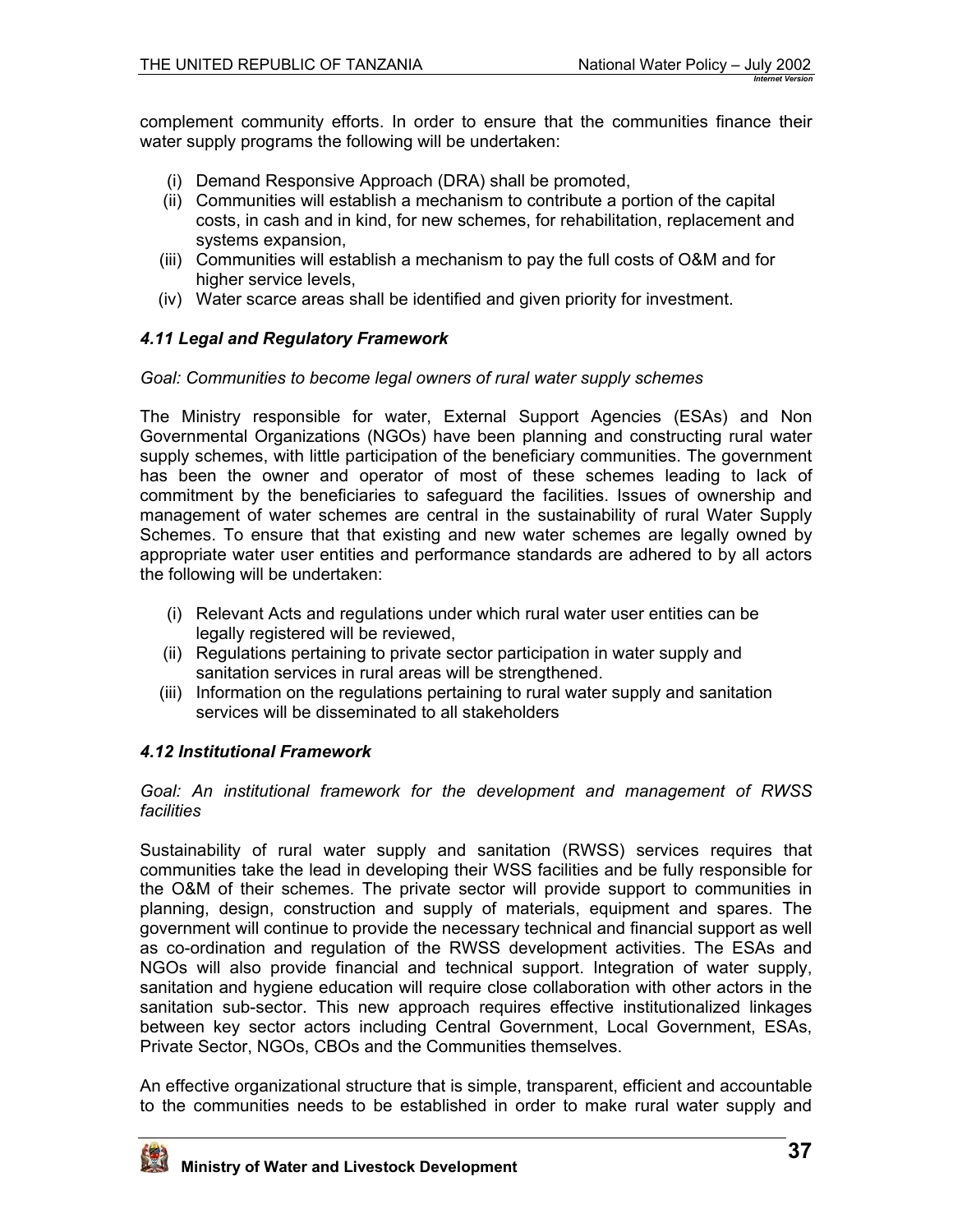complement community efforts. In order to ensure that the communities finance their water supply programs the following will be undertaken:

(i) Demand Responsive Approach (DRA) shall be promoted,
(ii) Communities will establish a mechanism to contribute a portion of the capital costs, in cash and in kind, for new schemes, for rehabilitation, replacement and systems expansion,
(iii) Communities will establish a mechanism to pay the full costs of O&M and for higher service levels,
(iv) Water scarce areas shall be identified and given priority for investment.

### *4.11 Legal and Regulatory Framework*

*Goal: Communities to become legal owners of rural water supply schemes*

The Ministry responsible for water, External Support Agencies (ESAs) and Non Governmental Organizations (NGOs) have been planning and constructing rural water supply schemes, with little participation of the beneficiary communities. The government has been the owner and operator of most of these schemes leading to lack of commitment by the beneficiaries to safeguard the facilities. Issues of ownership and management of water schemes are central in the sustainability of rural Water Supply Schemes. To ensure that that existing and new water schemes are legally owned by appropriate water user entities and performance standards are adhered to by all actors the following will be undertaken:

(i) Relevant Acts and regulations under which rural water user entities can be legally registered will be reviewed,
(ii) Regulations pertaining to private sector participation in water supply and sanitation services in rural areas will be strengthened.
(iii) Information on the regulations pertaining to rural water supply and sanitation services will be disseminated to all stakeholders

### *4.12 Institutional Framework*

*Goal: An institutional framework for the development and management of RWSS facilities*

Sustainability of rural water supply and sanitation (RWSS) services requires that communities take the lead in developing their WSS facilities and be fully responsible for the O&M of their schemes. The private sector will provide support to communities in planning, design, construction and supply of materials, equipment and spares. The government will continue to provide the necessary technical and financial support as well as co-ordination and regulation of the RWSS development activities. The ESAs and NGOs will also provide financial and technical support. Integration of water supply, sanitation and hygiene education will require close collaboration with other actors in the sanitation sub-sector. This new approach requires effective institutionalized linkages between key sector actors including Central Government, Local Government, ESAs, Private Sector, NGOs, CBOs and the Communities themselves.

An effective organizational structure that is simple, transparent, efficient and accountable to the communities needs to be established in order to make rural water supply and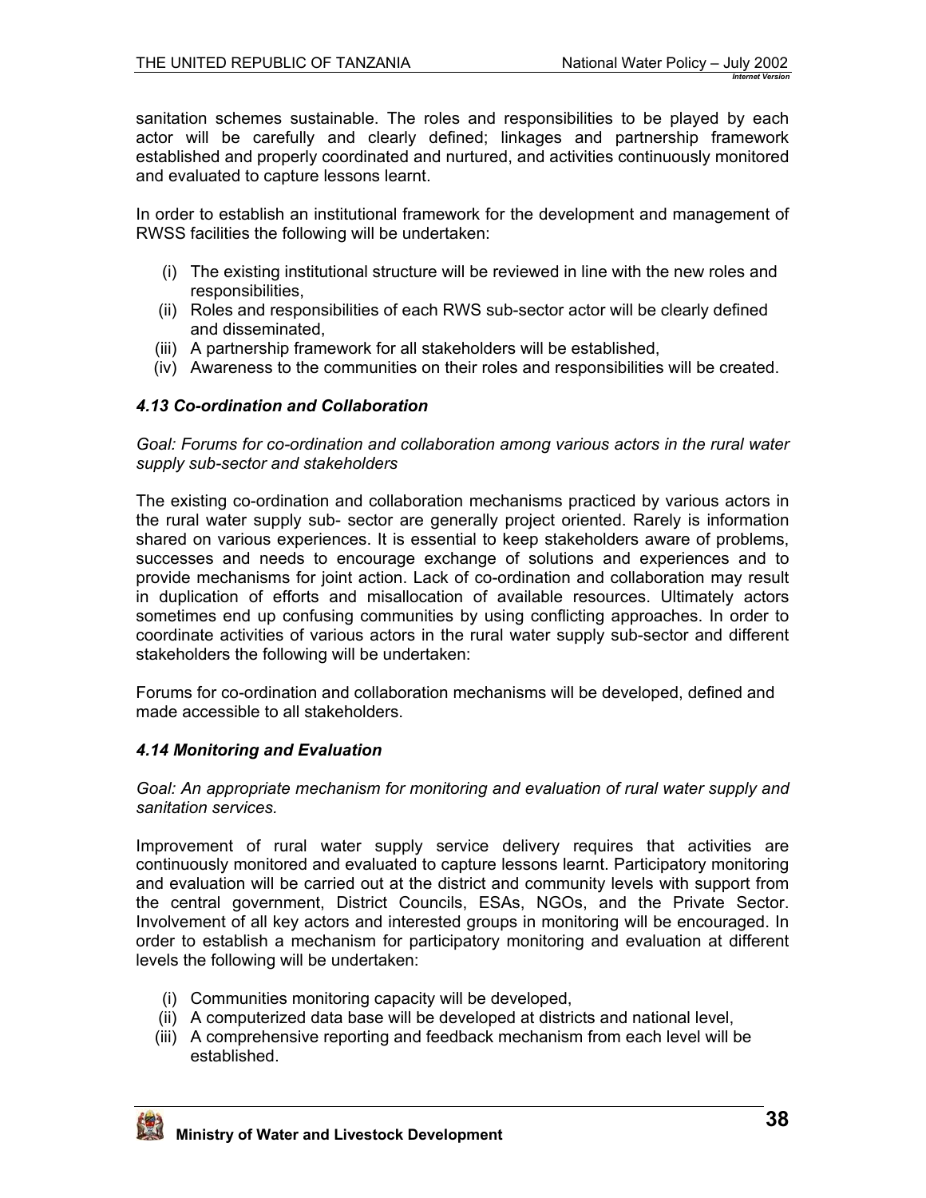sanitation schemes sustainable. The roles and responsibilities to be played by each actor will be carefully and clearly defined; linkages and partnership framework established and properly coordinated and nurtured, and activities continuously monitored and evaluated to capture lessons learnt.

In order to establish an institutional framework for the development and management of RWSS facilities the following will be undertaken:

(i) The existing institutional structure will be reviewed in line with the new roles and responsibilities,
(ii) Roles and responsibilities of each RWS sub-sector actor will be clearly defined and disseminated,
(iii) A partnership framework for all stakeholders will be established,
(iv) Awareness to the communities on their roles and responsibilities will be created.

### *4.13 Co-ordination and Collaboration*

*Goal: Forums for co-ordination and collaboration among various actors in the rural water supply sub-sector and stakeholders*

The existing co-ordination and collaboration mechanisms practiced by various actors in the rural water supply sub- sector are generally project oriented. Rarely is information shared on various experiences. It is essential to keep stakeholders aware of problems, successes and needs to encourage exchange of solutions and experiences and to provide mechanisms for joint action. Lack of co-ordination and collaboration may result in duplication of efforts and misallocation of available resources. Ultimately actors sometimes end up confusing communities by using conflicting approaches. In order to coordinate activities of various actors in the rural water supply sub-sector and different stakeholders the following will be undertaken:

Forums for co-ordination and collaboration mechanisms will be developed, defined and made accessible to all stakeholders.

### *4.14 Monitoring and Evaluation*

*Goal: An appropriate mechanism for monitoring and evaluation of rural water supply and sanitation services.*

Improvement of rural water supply service delivery requires that activities are continuously monitored and evaluated to capture lessons learnt. Participatory monitoring and evaluation will be carried out at the district and community levels with support from the central government, District Councils, ESAs, NGOs, and the Private Sector. Involvement of all key actors and interested groups in monitoring will be encouraged. In order to establish a mechanism for participatory monitoring and evaluation at different levels the following will be undertaken:

(i) Communities monitoring capacity will be developed,
(ii) A computerized data base will be developed at districts and national level,
(iii) A comprehensive reporting and feedback mechanism from each level will be established.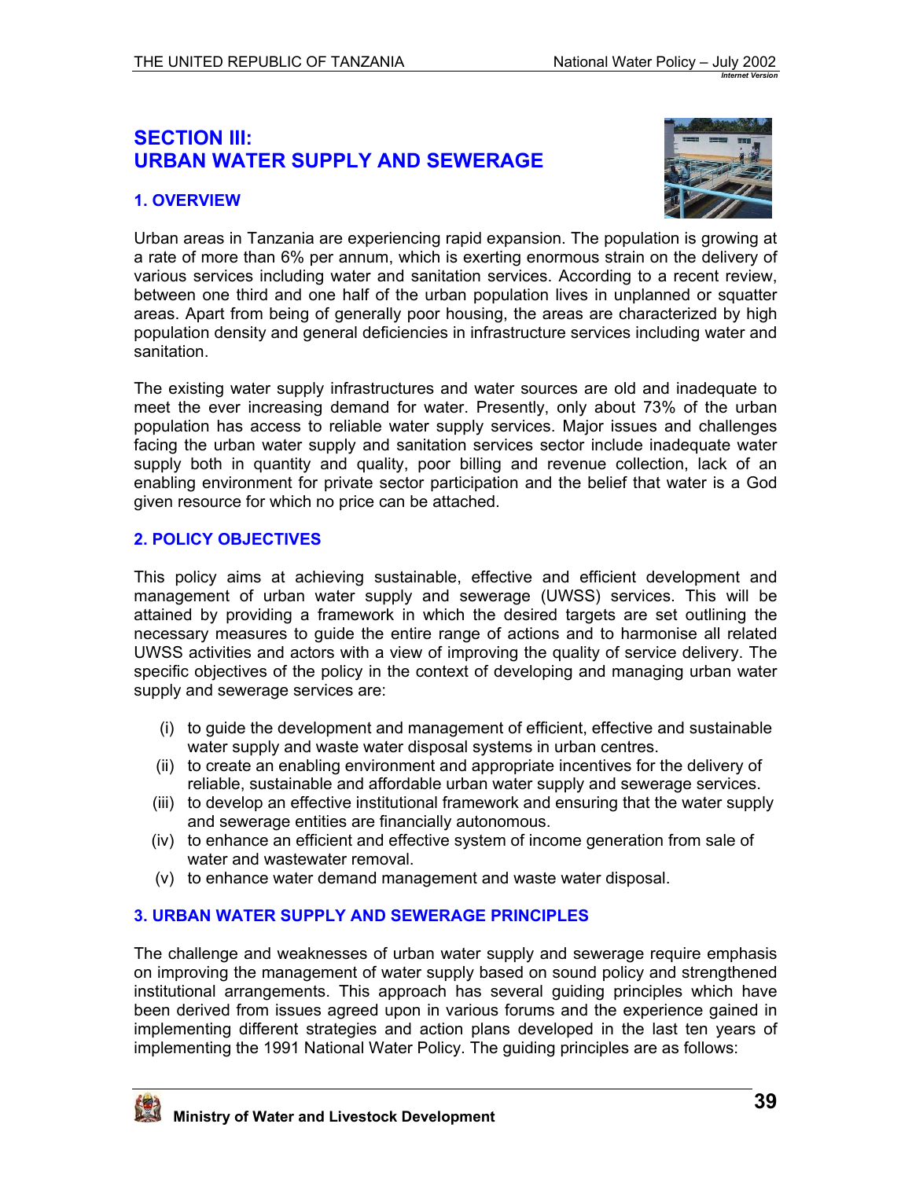# SECTION III: URBAN WATER SUPPLY AND SEWERAGE

## 1. OVERVIEW

Urban areas in Tanzania are experiencing rapid expansion. The population is growing at a rate of more than 6% per annum, which is exerting enormous strain on the delivery of various services including water and sanitation services. According to a recent review, between one third and one half of the urban population lives in unplanned or squatter areas. Apart from being of generally poor housing, the areas are characterized by high population density and general deficiencies in infrastructure services including water and sanitation.

The existing water supply infrastructures and water sources are old and inadequate to meet the ever increasing demand for water. Presently, only about 73% of the urban population has access to reliable water supply services. Major issues and challenges facing the urban water supply and sanitation services sector include inadequate water supply both in quantity and quality, poor billing and revenue collection, lack of an enabling environment for private sector participation and the belief that water is a God given resource for which no price can be attached.

## 2. POLICY OBJECTIVES

This policy aims at achieving sustainable, effective and efficient development and management of urban water supply and sewerage (UWSS) services. This will be attained by providing a framework in which the desired targets are set outlining the necessary measures to guide the entire range of actions and to harmonise all related UWSS activities and actors with a view of improving the quality of service delivery. The specific objectives of the policy in the context of developing and managing urban water supply and sewerage services are:

(i) to guide the development and management of efficient, effective and sustainable water supply and waste water disposal systems in urban centres.
(ii) to create an enabling environment and appropriate incentives for the delivery of reliable, sustainable and affordable urban water supply and sewerage services.
(iii) to develop an effective institutional framework and ensuring that the water supply and sewerage entities are financially autonomous.
(iv) to enhance an efficient and effective system of income generation from sale of water and wastewater removal.
(v) to enhance water demand management and waste water disposal.

## 3. URBAN WATER SUPPLY AND SEWERAGE PRINCIPLES

The challenge and weaknesses of urban water supply and sewerage require emphasis on improving the management of water supply based on sound policy and strengthened institutional arrangements. This approach has several guiding principles which have been derived from issues agreed upon in various forums and the experience gained in implementing different strategies and action plans developed in the last ten years of implementing the 1991 National Water Policy. The guiding principles are as follows: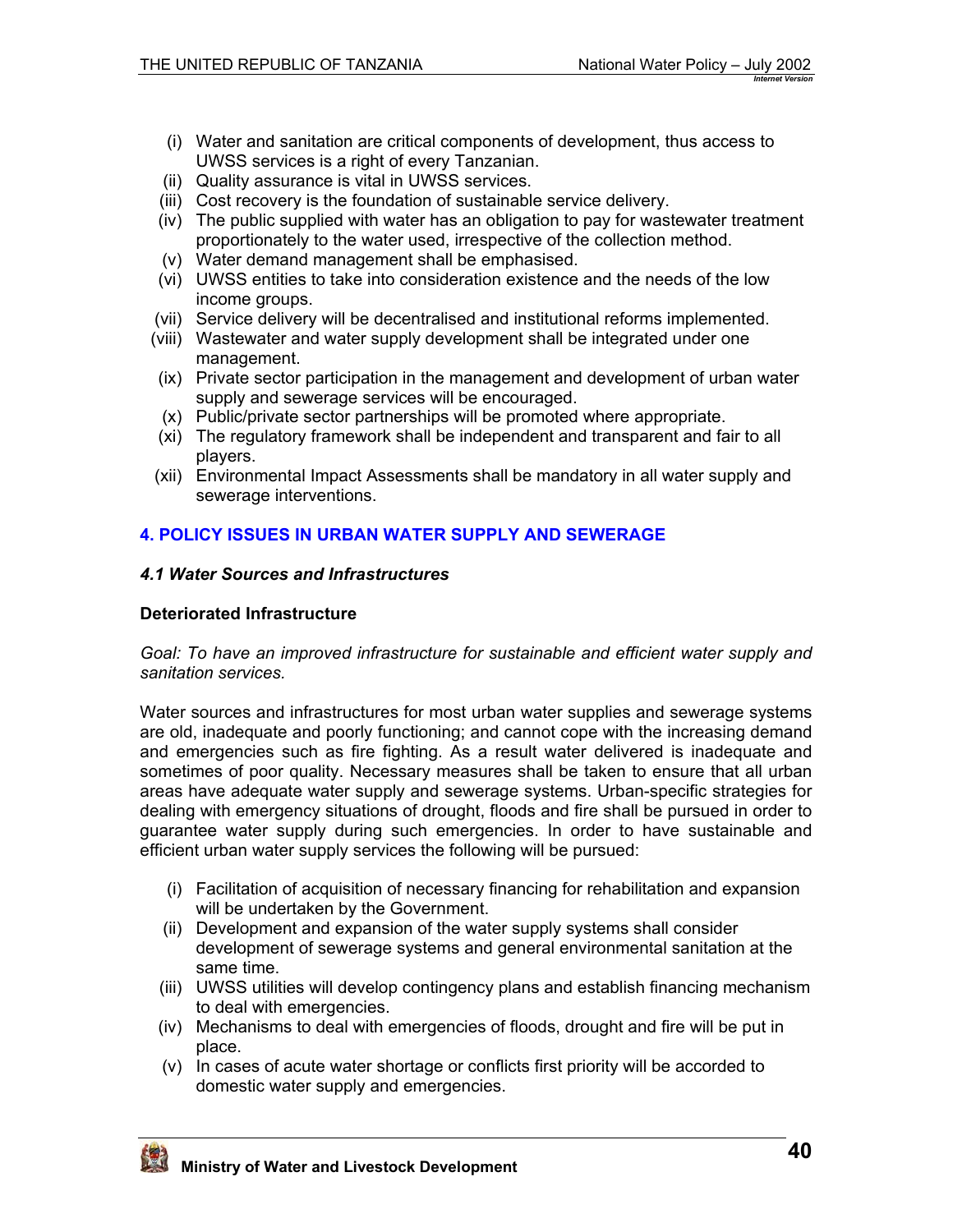(i) Water and sanitation are critical components of development, thus access to UWSS services is a right of every Tanzanian.
(ii) Quality assurance is vital in UWSS services.
(iii) Cost recovery is the foundation of sustainable service delivery.
(iv) The public supplied with water has an obligation to pay for wastewater treatment proportionately to the water used, irrespective of the collection method.
(v) Water demand management shall be emphasised.
(vi) UWSS entities to take into consideration existence and the needs of the low income groups.
(vii) Service delivery will be decentralised and institutional reforms implemented.
(viii) Wastewater and water supply development shall be integrated under one management.
(ix) Private sector participation in the management and development of urban water supply and sewerage services will be encouraged.
(x) Public/private sector partnerships will be promoted where appropriate.
(xi) The regulatory framework shall be independent and transparent and fair to all players.
(xii) Environmental Impact Assessments shall be mandatory in all water supply and sewerage interventions.

## 4. POLICY ISSUES IN URBAN WATER SUPPLY AND SEWERAGE

### *4.1 Water Sources and Infrastructures*

**Deteriorated Infrastructure**

*Goal: To have an improved infrastructure for sustainable and efficient water supply and sanitation services.*

Water sources and infrastructures for most urban water supplies and sewerage systems are old, inadequate and poorly functioning; and cannot cope with the increasing demand and emergencies such as fire fighting. As a result water delivered is inadequate and sometimes of poor quality. Necessary measures shall be taken to ensure that all urban areas have adequate water supply and sewerage systems. Urban-specific strategies for dealing with emergency situations of drought, floods and fire shall be pursued in order to guarantee water supply during such emergencies. In order to have sustainable and efficient urban water supply services the following will be pursued:

(i) Facilitation of acquisition of necessary financing for rehabilitation and expansion will be undertaken by the Government.
(ii) Development and expansion of the water supply systems shall consider development of sewerage systems and general environmental sanitation at the same time.
(iii) UWSS utilities will develop contingency plans and establish financing mechanism to deal with emergencies.
(iv) Mechanisms to deal with emergencies of floods, drought and fire will be put in place.
(v) In cases of acute water shortage or conflicts first priority will be accorded to domestic water supply and emergencies.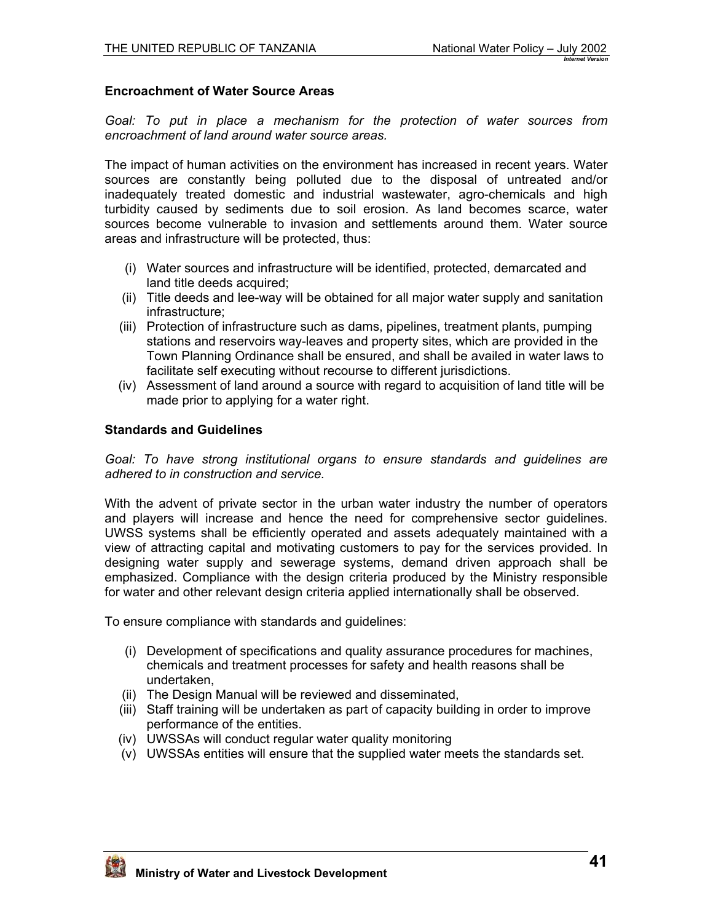**Encroachment of Water Source Areas**

*Goal: To put in place a mechanism for the protection of water sources from encroachment of land around water source areas.*

The impact of human activities on the environment has increased in recent years. Water sources are constantly being polluted due to the disposal of untreated and/or inadequately treated domestic and industrial wastewater, agro-chemicals and high turbidity caused by sediments due to soil erosion. As land becomes scarce, water sources become vulnerable to invasion and settlements around them. Water source areas and infrastructure will be protected, thus:

(i) Water sources and infrastructure will be identified, protected, demarcated and land title deeds acquired;
(ii) Title deeds and lee-way will be obtained for all major water supply and sanitation infrastructure;
(iii) Protection of infrastructure such as dams, pipelines, treatment plants, pumping stations and reservoirs way-leaves and property sites, which are provided in the Town Planning Ordinance shall be ensured, and shall be availed in water laws to facilitate self executing without recourse to different jurisdictions.
(iv) Assessment of land around a source with regard to acquisition of land title will be made prior to applying for a water right.

**Standards and Guidelines**

*Goal: To have strong institutional organs to ensure standards and guidelines are adhered to in construction and service.*

With the advent of private sector in the urban water industry the number of operators and players will increase and hence the need for comprehensive sector guidelines. UWSS systems shall be efficiently operated and assets adequately maintained with a view of attracting capital and motivating customers to pay for the services provided. In designing water supply and sewerage systems, demand driven approach shall be emphasized. Compliance with the design criteria produced by the Ministry responsible for water and other relevant design criteria applied internationally shall be observed.

To ensure compliance with standards and guidelines:

(i) Development of specifications and quality assurance procedures for machines, chemicals and treatment processes for safety and health reasons shall be undertaken,
(ii) The Design Manual will be reviewed and disseminated,
(iii) Staff training will be undertaken as part of capacity building in order to improve performance of the entities.
(iv) UWSSAs will conduct regular water quality monitoring
(v) UWSSAs entities will ensure that the supplied water meets the standards set.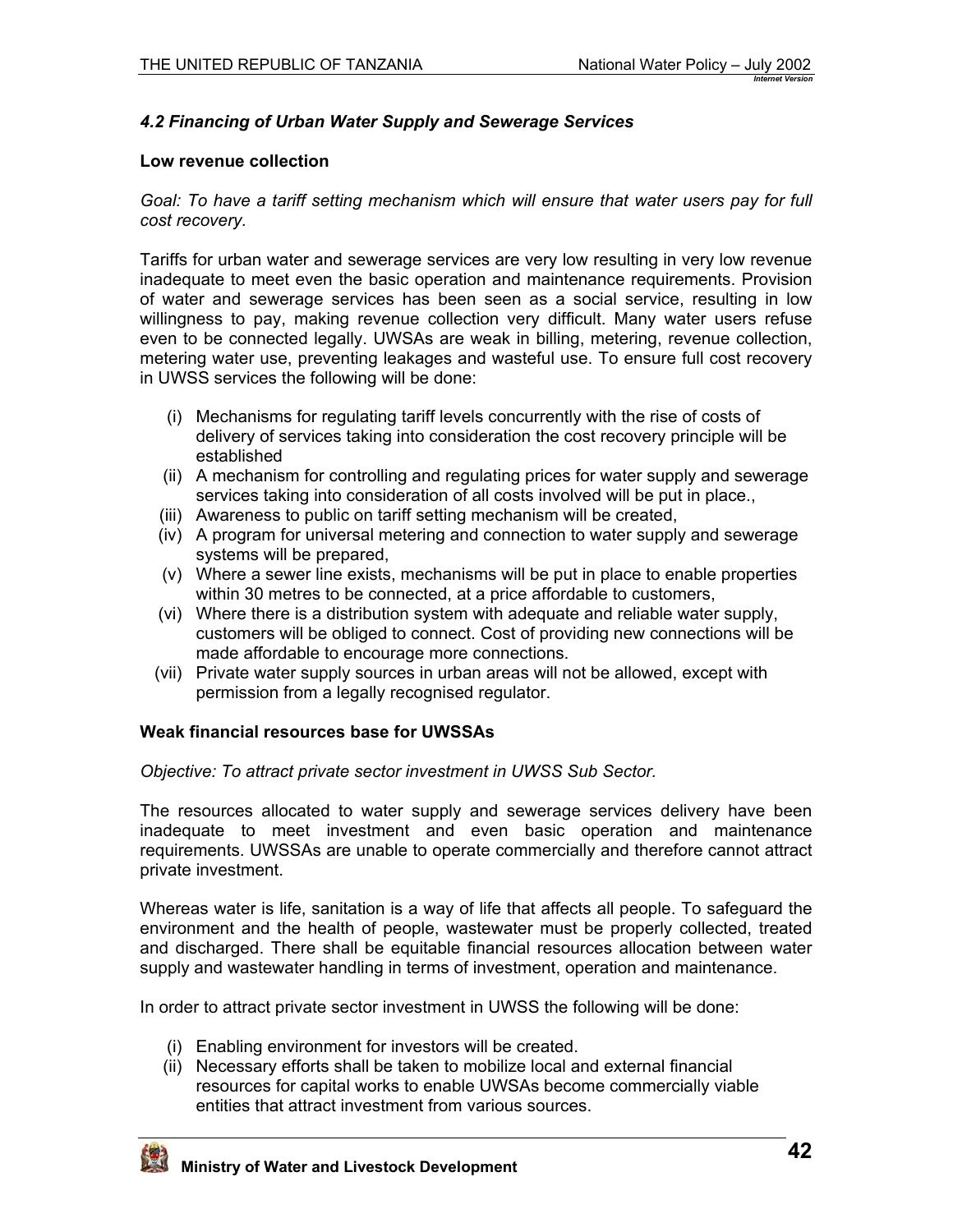### *4.2 Financing of Urban Water Supply and Sewerage Services*

**Low revenue collection**

*Goal: To have a tariff setting mechanism which will ensure that water users pay for full cost recovery.*

Tariffs for urban water and sewerage services are very low resulting in very low revenue inadequate to meet even the basic operation and maintenance requirements. Provision of water and sewerage services has been seen as a social service, resulting in low willingness to pay, making revenue collection very difficult. Many water users refuse even to be connected legally. UWSAs are weak in billing, metering, revenue collection, metering water use, preventing leakages and wasteful use. To ensure full cost recovery in UWSS services the following will be done:

(i) Mechanisms for regulating tariff levels concurrently with the rise of costs of delivery of services taking into consideration the cost recovery principle will be established
(ii) A mechanism for controlling and regulating prices for water supply and sewerage services taking into consideration of all costs involved will be put in place.,
(iii) Awareness to public on tariff setting mechanism will be created,
(iv) A program for universal metering and connection to water supply and sewerage systems will be prepared,
(v) Where a sewer line exists, mechanisms will be put in place to enable properties within 30 metres to be connected, at a price affordable to customers,
(vi) Where there is a distribution system with adequate and reliable water supply, customers will be obliged to connect. Cost of providing new connections will be made affordable to encourage more connections.
(vii) Private water supply sources in urban areas will not be allowed, except with permission from a legally recognised regulator.

**Weak financial resources base for UWSSAs**

*Objective: To attract private sector investment in UWSS Sub Sector.*

The resources allocated to water supply and sewerage services delivery have been inadequate to meet investment and even basic operation and maintenance requirements. UWSSAs are unable to operate commercially and therefore cannot attract private investment.

Whereas water is life, sanitation is a way of life that affects all people. To safeguard the environment and the health of people, wastewater must be properly collected, treated and discharged. There shall be equitable financial resources allocation between water supply and wastewater handling in terms of investment, operation and maintenance.

In order to attract private sector investment in UWSS the following will be done:

(i) Enabling environment for investors will be created.
(ii) Necessary efforts shall be taken to mobilize local and external financial resources for capital works to enable UWSAs become commercially viable entities that attract investment from various sources.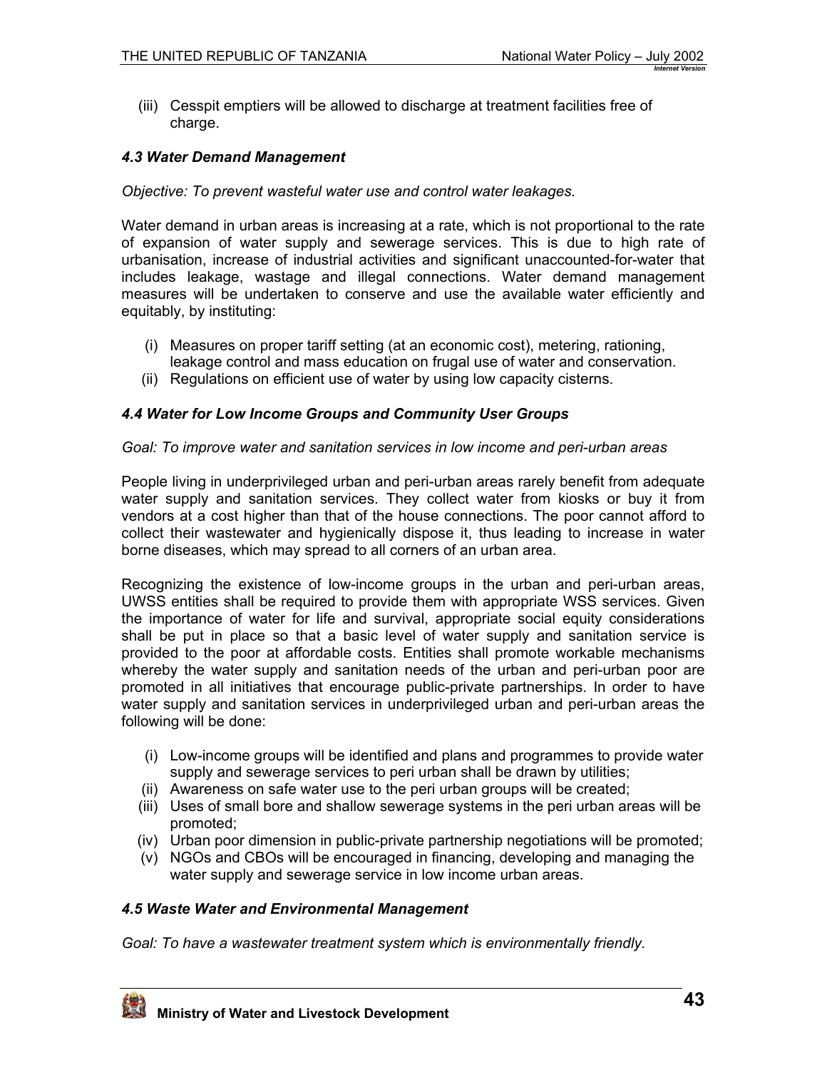(iii) Cesspit emptiers will be allowed to discharge at treatment facilities free of charge.

### *4.3 Water Demand Management*

*Objective: To prevent wasteful water use and control water leakages.*

Water demand in urban areas is increasing at a rate, which is not proportional to the rate of expansion of water supply and sewerage services. This is due to high rate of urbanisation, increase of industrial activities and significant unaccounted-for-water that includes leakage, wastage and illegal connections. Water demand management measures will be undertaken to conserve and use the available water efficiently and equitably, by instituting:

(i) Measures on proper tariff setting (at an economic cost), metering, rationing, leakage control and mass education on frugal use of water and conservation.
(ii) Regulations on efficient use of water by using low capacity cisterns.

### *4.4 Water for Low Income Groups and Community User Groups*

*Goal: To improve water and sanitation services in low income and peri-urban areas*

People living in underprivileged urban and peri-urban areas rarely benefit from adequate water supply and sanitation services. They collect water from kiosks or buy it from vendors at a cost higher than that of the house connections. The poor cannot afford to collect their wastewater and hygienically dispose it, thus leading to increase in water borne diseases, which may spread to all corners of an urban area.

Recognizing the existence of low-income groups in the urban and peri-urban areas, UWSS entities shall be required to provide them with appropriate WSS services. Given the importance of water for life and survival, appropriate social equity considerations shall be put in place so that a basic level of water supply and sanitation service is provided to the poor at affordable costs. Entities shall promote workable mechanisms whereby the water supply and sanitation needs of the urban and peri-urban poor are promoted in all initiatives that encourage public-private partnerships. In order to have water supply and sanitation services in underprivileged urban and peri-urban areas the following will be done:

(i) Low-income groups will be identified and plans and programmes to provide water supply and sewerage services to peri urban shall be drawn by utilities;
(ii) Awareness on safe water use to the peri urban groups will be created;
(iii) Uses of small bore and shallow sewerage systems in the peri urban areas will be promoted;
(iv) Urban poor dimension in public-private partnership negotiations will be promoted;
(v) NGOs and CBOs will be encouraged in financing, developing and managing the water supply and sewerage service in low income urban areas.

### *4.5 Waste Water and Environmental Management*

*Goal: To have a wastewater treatment system which is environmentally friendly.*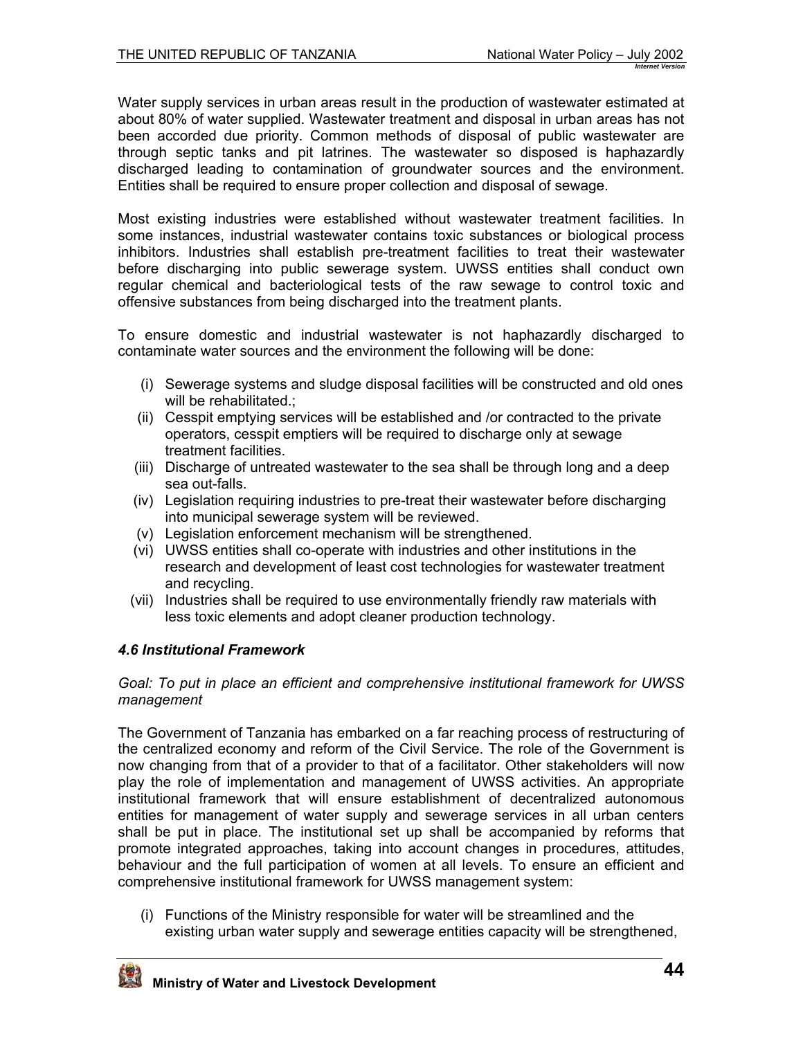Water supply services in urban areas result in the production of wastewater estimated at about 80% of water supplied. Wastewater treatment and disposal in urban areas has not been accorded due priority. Common methods of disposal of public wastewater are through septic tanks and pit latrines. The wastewater so disposed is haphazardly discharged leading to contamination of groundwater sources and the environment. Entities shall be required to ensure proper collection and disposal of sewage.

Most existing industries were established without wastewater treatment facilities. In some instances, industrial wastewater contains toxic substances or biological process inhibitors. Industries shall establish pre-treatment facilities to treat their wastewater before discharging into public sewerage system. UWSS entities shall conduct own regular chemical and bacteriological tests of the raw sewage to control toxic and offensive substances from being discharged into the treatment plants.

To ensure domestic and industrial wastewater is not haphazardly discharged to contaminate water sources and the environment the following will be done:

(i) Sewerage systems and sludge disposal facilities will be constructed and old ones will be rehabilitated.;
(ii) Cesspit emptying services will be established and /or contracted to the private operators, cesspit emptiers will be required to discharge only at sewage treatment facilities.
(iii) Discharge of untreated wastewater to the sea shall be through long and a deep sea out-falls.
(iv) Legislation requiring industries to pre-treat their wastewater before discharging into municipal sewerage system will be reviewed.
(v) Legislation enforcement mechanism will be strengthened.
(vi) UWSS entities shall co-operate with industries and other institutions in the research and development of least cost technologies for wastewater treatment and recycling.
(vii) Industries shall be required to use environmentally friendly raw materials with less toxic elements and adopt cleaner production technology.

### *4.6 Institutional Framework*

*Goal: To put in place an efficient and comprehensive institutional framework for UWSS management*

The Government of Tanzania has embarked on a far reaching process of restructuring of the centralized economy and reform of the Civil Service. The role of the Government is now changing from that of a provider to that of a facilitator. Other stakeholders will now play the role of implementation and management of UWSS activities. An appropriate institutional framework that will ensure establishment of decentralized autonomous entities for management of water supply and sewerage services in all urban centers shall be put in place. The institutional set up shall be accompanied by reforms that promote integrated approaches, taking into account changes in procedures, attitudes, behaviour and the full participation of women at all levels. To ensure an efficient and comprehensive institutional framework for UWSS management system:

(i) Functions of the Ministry responsible for water will be streamlined and the existing urban water supply and sewerage entities capacity will be strengthened,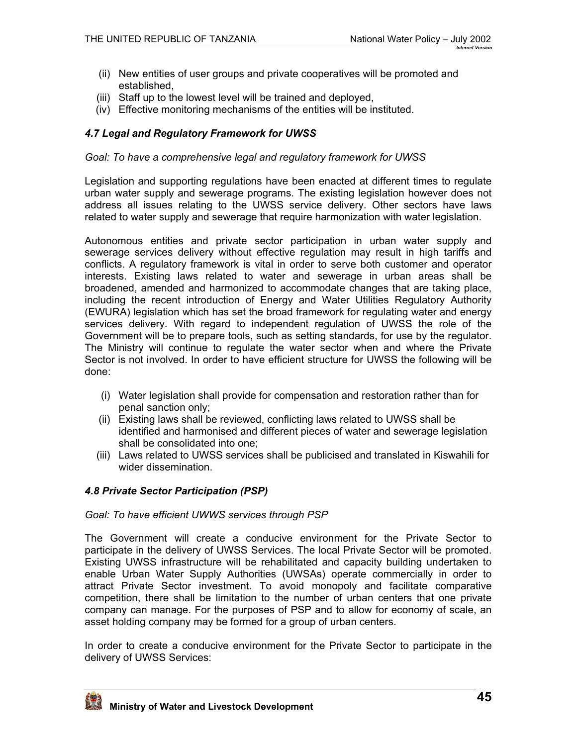(ii) New entities of user groups and private cooperatives will be promoted and established,
(iii) Staff up to the lowest level will be trained and deployed,
(iv) Effective monitoring mechanisms of the entities will be instituted.

### *4.7 Legal and Regulatory Framework for UWSS*

*Goal: To have a comprehensive legal and regulatory framework for UWSS*

Legislation and supporting regulations have been enacted at different times to regulate urban water supply and sewerage programs. The existing legislation however does not address all issues relating to the UWSS service delivery. Other sectors have laws related to water supply and sewerage that require harmonization with water legislation.

Autonomous entities and private sector participation in urban water supply and sewerage services delivery without effective regulation may result in high tariffs and conflicts. A regulatory framework is vital in order to serve both customer and operator interests. Existing laws related to water and sewerage in urban areas shall be broadened, amended and harmonized to accommodate changes that are taking place, including the recent introduction of Energy and Water Utilities Regulatory Authority (EWURA) legislation which has set the broad framework for regulating water and energy services delivery. With regard to independent regulation of UWSS the role of the Government will be to prepare tools, such as setting standards, for use by the regulator. The Ministry will continue to regulate the water sector when and where the Private Sector is not involved. In order to have efficient structure for UWSS the following will be done:

(i) Water legislation shall provide for compensation and restoration rather than for penal sanction only;
(ii) Existing laws shall be reviewed, conflicting laws related to UWSS shall be identified and harmonised and different pieces of water and sewerage legislation shall be consolidated into one;
(iii) Laws related to UWSS services shall be publicised and translated in Kiswahili for wider dissemination.

### *4.8 Private Sector Participation (PSP)*

*Goal: To have efficient UWWS services through PSP*

The Government will create a conducive environment for the Private Sector to participate in the delivery of UWSS Services. The local Private Sector will be promoted. Existing UWSS infrastructure will be rehabilitated and capacity building undertaken to enable Urban Water Supply Authorities (UWSAs) operate commercially in order to attract Private Sector investment. To avoid monopoly and facilitate comparative competition, there shall be limitation to the number of urban centers that one private company can manage. For the purposes of PSP and to allow for economy of scale, an asset holding company may be formed for a group of urban centers.

In order to create a conducive environment for the Private Sector to participate in the delivery of UWSS Services: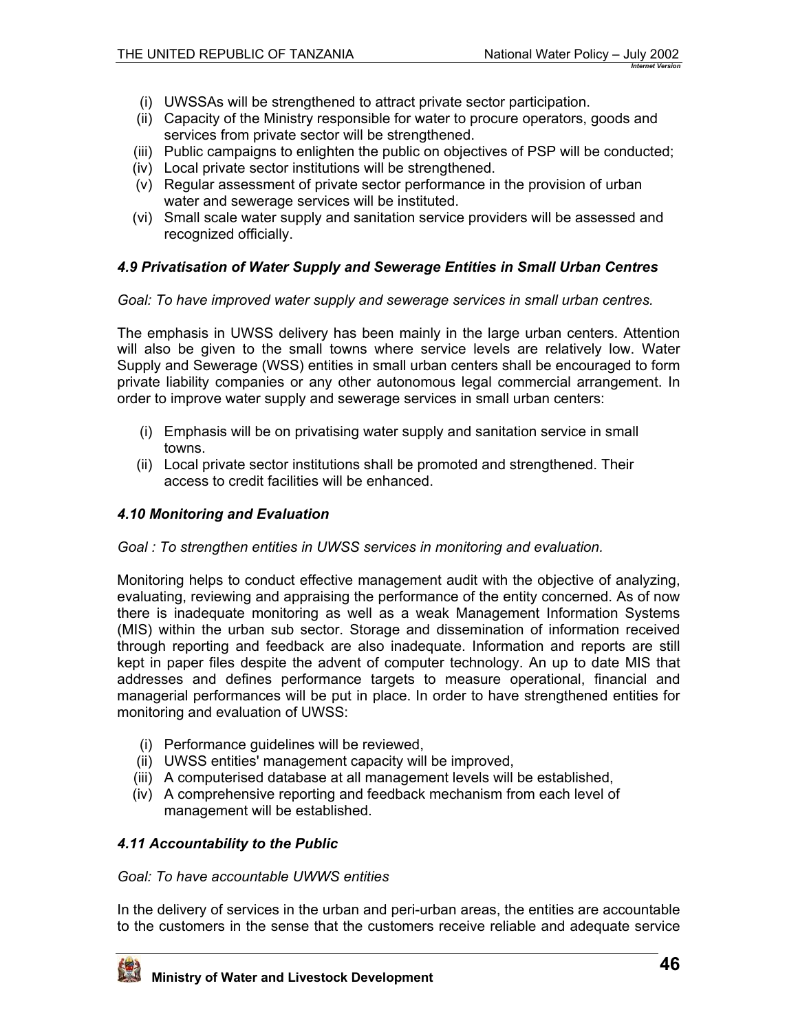(i) UWSSAs will be strengthened to attract private sector participation.
(ii) Capacity of the Ministry responsible for water to procure operators, goods and services from private sector will be strengthened.
(iii) Public campaigns to enlighten the public on objectives of PSP will be conducted;
(iv) Local private sector institutions will be strengthened.
(v) Regular assessment of private sector performance in the provision of urban water and sewerage services will be instituted.
(vi) Small scale water supply and sanitation service providers will be assessed and recognized officially.

### *4.9 Privatisation of Water Supply and Sewerage Entities in Small Urban Centres*

*Goal: To have improved water supply and sewerage services in small urban centres.*

The emphasis in UWSS delivery has been mainly in the large urban centers. Attention will also be given to the small towns where service levels are relatively low. Water Supply and Sewerage (WSS) entities in small urban centers shall be encouraged to form private liability companies or any other autonomous legal commercial arrangement. In order to improve water supply and sewerage services in small urban centers:

(i) Emphasis will be on privatising water supply and sanitation service in small towns.
(ii) Local private sector institutions shall be promoted and strengthened. Their access to credit facilities will be enhanced.

### *4.10 Monitoring and Evaluation*

*Goal : To strengthen entities in UWSS services in monitoring and evaluation.*

Monitoring helps to conduct effective management audit with the objective of analyzing, evaluating, reviewing and appraising the performance of the entity concerned. As of now there is inadequate monitoring as well as a weak Management Information Systems (MIS) within the urban sub sector. Storage and dissemination of information received through reporting and feedback are also inadequate. Information and reports are still kept in paper files despite the advent of computer technology. An up to date MIS that addresses and defines performance targets to measure operational, financial and managerial performances will be put in place. In order to have strengthened entities for monitoring and evaluation of UWSS:

(i) Performance guidelines will be reviewed,
(ii) UWSS entities' management capacity will be improved,
(iii) A computerised database at all management levels will be established,
(iv) A comprehensive reporting and feedback mechanism from each level of management will be established.

### *4.11 Accountability to the Public*

*Goal: To have accountable UWWS entities*

In the delivery of services in the urban and peri-urban areas, the entities are accountable to the customers in the sense that the customers receive reliable and adequate service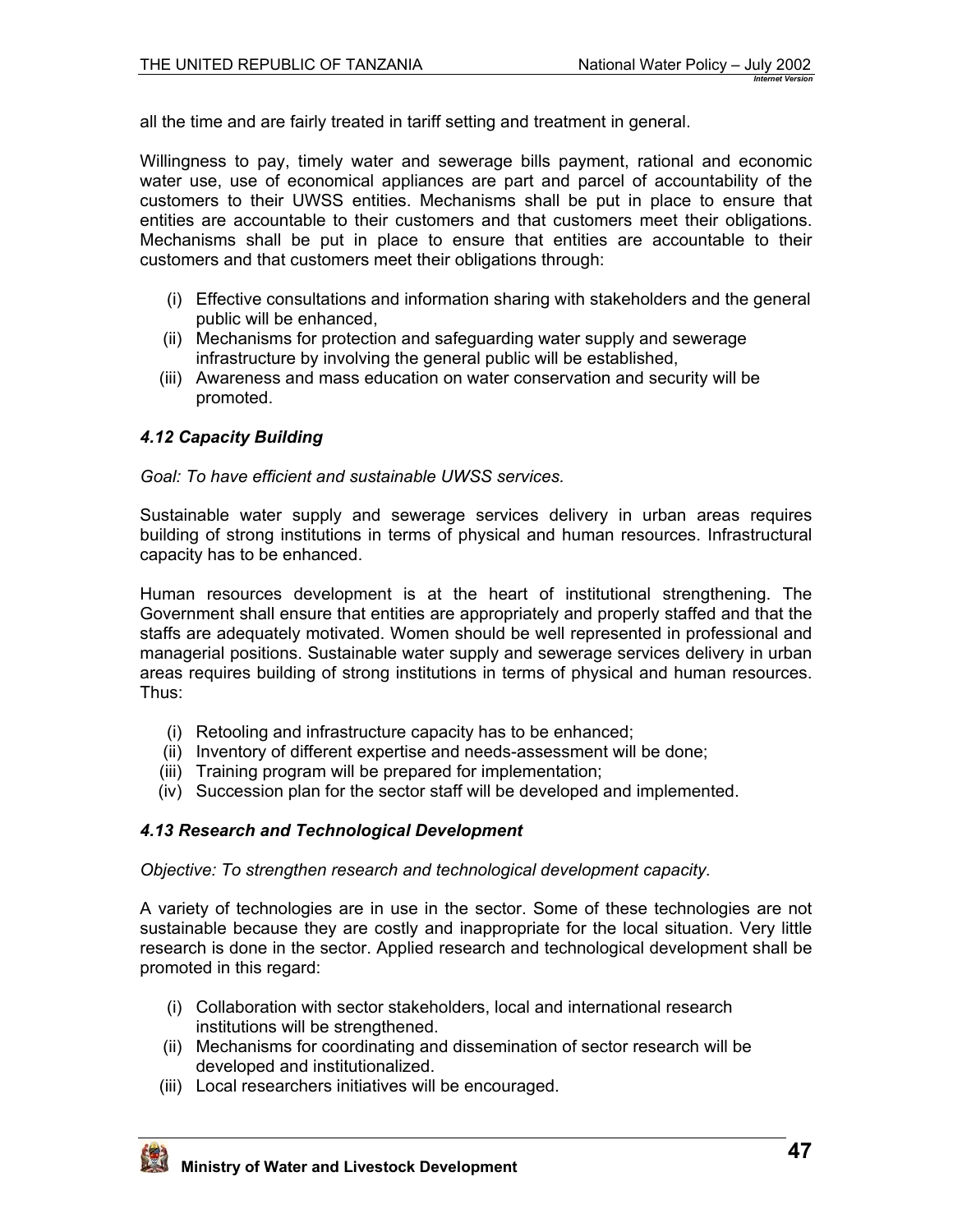all the time and are fairly treated in tariff setting and treatment in general.

Willingness to pay, timely water and sewerage bills payment, rational and economic water use, use of economical appliances are part and parcel of accountability of the customers to their UWSS entities. Mechanisms shall be put in place to ensure that entities are accountable to their customers and that customers meet their obligations. Mechanisms shall be put in place to ensure that entities are accountable to their customers and that customers meet their obligations through:

- (i) Effective consultations and information sharing with stakeholders and the general public will be enhanced,
- (ii) Mechanisms for protection and safeguarding water supply and sewerage infrastructure by involving the general public will be established,
- (iii) Awareness and mass education on water conservation and security will be promoted.

### *4.12 Capacity Building*

*Goal: To have efficient and sustainable UWSS services.*

Sustainable water supply and sewerage services delivery in urban areas requires building of strong institutions in terms of physical and human resources. Infrastructural capacity has to be enhanced.

Human resources development is at the heart of institutional strengthening. The Government shall ensure that entities are appropriately and properly staffed and that the staffs are adequately motivated. Women should be well represented in professional and managerial positions. Sustainable water supply and sewerage services delivery in urban areas requires building of strong institutions in terms of physical and human resources. Thus:

- (i) Retooling and infrastructure capacity has to be enhanced;
- (ii) Inventory of different expertise and needs-assessment will be done;
- (iii) Training program will be prepared for implementation;
- (iv) Succession plan for the sector staff will be developed and implemented.

### *4.13 Research and Technological Development*

*Objective: To strengthen research and technological development capacity.*

A variety of technologies are in use in the sector. Some of these technologies are not sustainable because they are costly and inappropriate for the local situation. Very little research is done in the sector. Applied research and technological development shall be promoted in this regard:

- (i) Collaboration with sector stakeholders, local and international research institutions will be strengthened.
- (ii) Mechanisms for coordinating and dissemination of sector research will be developed and institutionalized.
- (iii) Local researchers initiatives will be encouraged.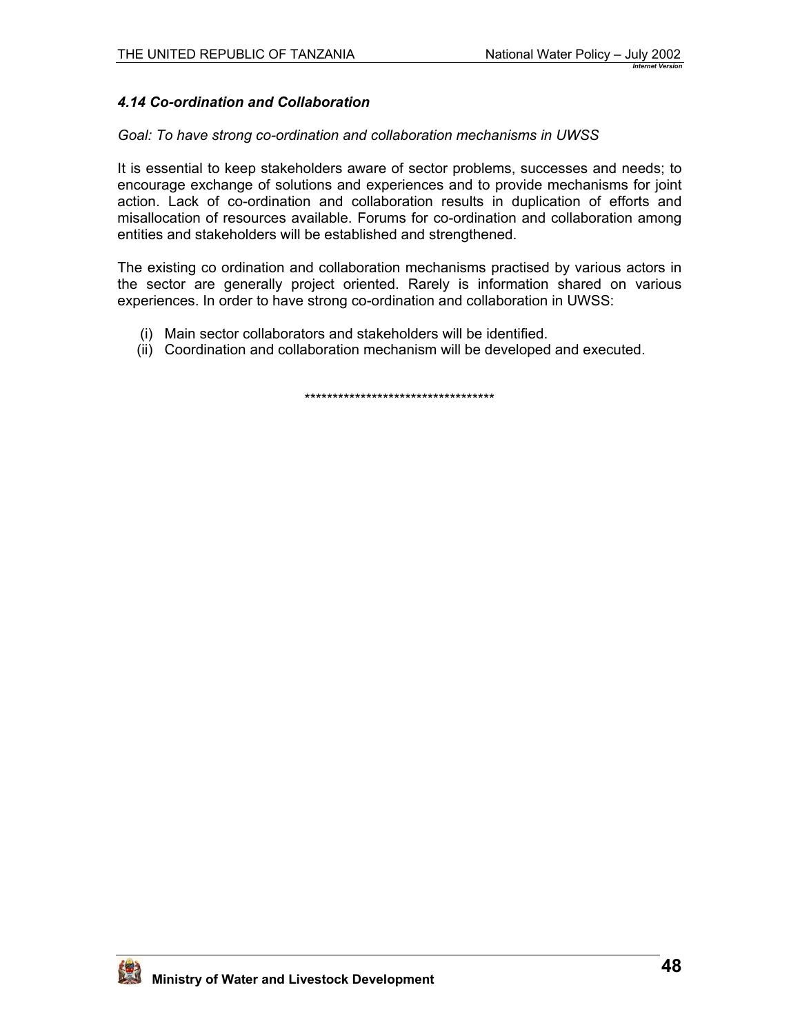### *4.14 Co-ordination and Collaboration*

*Goal: To have strong co-ordination and collaboration mechanisms in UWSS*

It is essential to keep stakeholders aware of sector problems, successes and needs; to encourage exchange of solutions and experiences and to provide mechanisms for joint action. Lack of co-ordination and collaboration results in duplication of efforts and misallocation of resources available. Forums for co-ordination and collaboration among entities and stakeholders will be established and strengthened.

The existing co ordination and collaboration mechanisms practised by various actors in the sector are generally project oriented. Rarely is information shared on various experiences. In order to have strong co-ordination and collaboration in UWSS:

(i) Main sector collaborators and stakeholders will be identified.
(ii) Coordination and collaboration mechanism will be developed and executed.

***********************************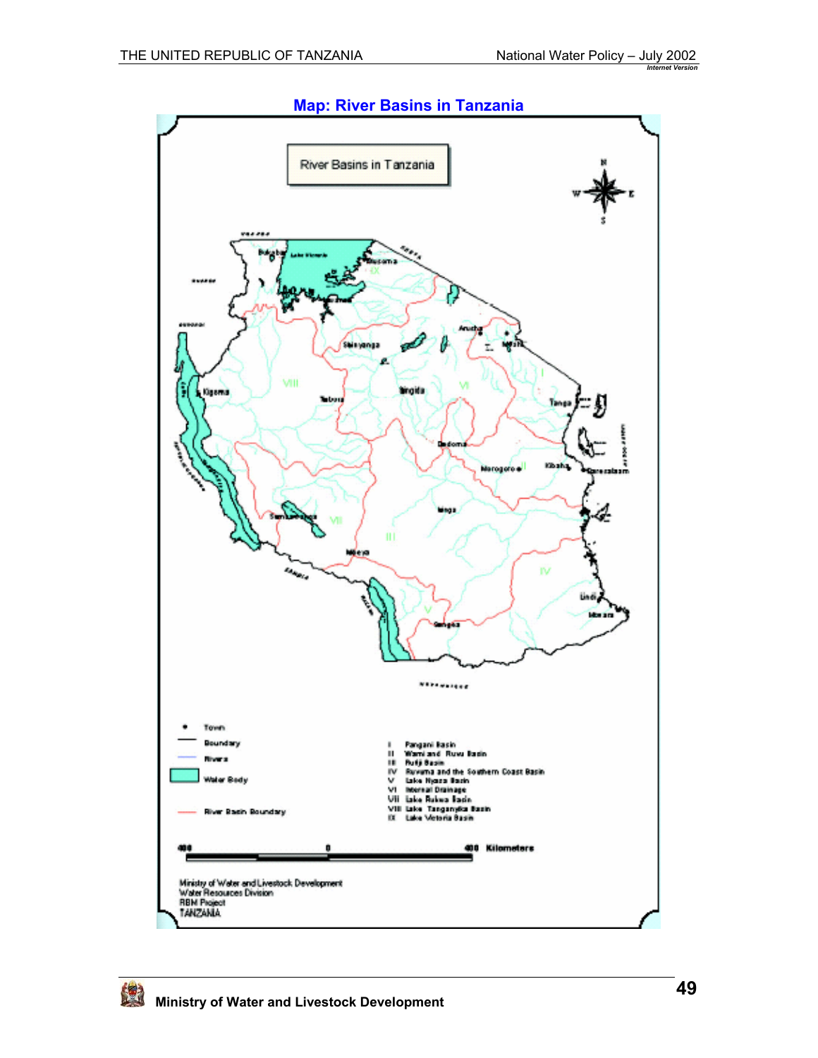## Map: River Basins in Tanzania

River Basins in Tanzania

Town
Boundary
Rivers
Water Body
River Basin Boundary

I Pangani Basin
II Wami and Ruvu Basin
III Rufiji Basin
IV Ruvuma and the Southern Coast Basin
V Lake Nyasa Basin
VI Internal Drainage
VII Lake Rukwa Basin
VIII Lake Tanganyika Basin
IX Lake Victoria Basin

400 0 400 Kilometers

Ministry of Water and Livestock Development
Water Resources Division
RBM Project
TANZANIA